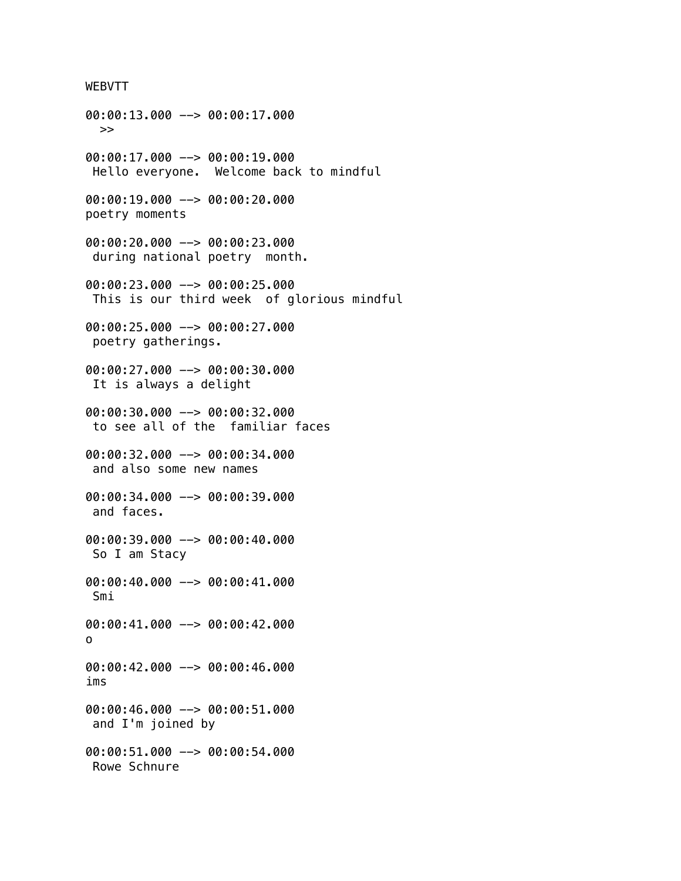```
WEBVTT

00:00:13.000 --> 00:00:17.000
  >>

00:00:17.000 --> 00:00:19.000
 Hello everyone.  Welcome back to mindful

00:00:19.000 --> 00:00:20.000
poetry moments

00:00:20.000 --> 00:00:23.000
 during national poetry  month.

00:00:23.000 --> 00:00:25.000
 This is our third week  of glorious mindful

00:00:25.000 --> 00:00:27.000
 poetry gatherings.

00:00:27.000 --> 00:00:30.000
 It is always a delight

00:00:30.000 --> 00:00:32.000
 to see all of the  familiar faces

00:00:32.000 --> 00:00:34.000
 and also some new names

00:00:34.000 --> 00:00:39.000
 and faces.

00:00:39.000 --> 00:00:40.000
 So I am Stacy

00:00:40.000 --> 00:00:41.000
 Smi

00:00:41.000 --> 00:00:42.000
o

00:00:42.000 --> 00:00:46.000
ims

00:00:46.000 --> 00:00:51.000
 and I'm joined by

00:00:51.000 --> 00:00:54.000
 Rowe Schnure
```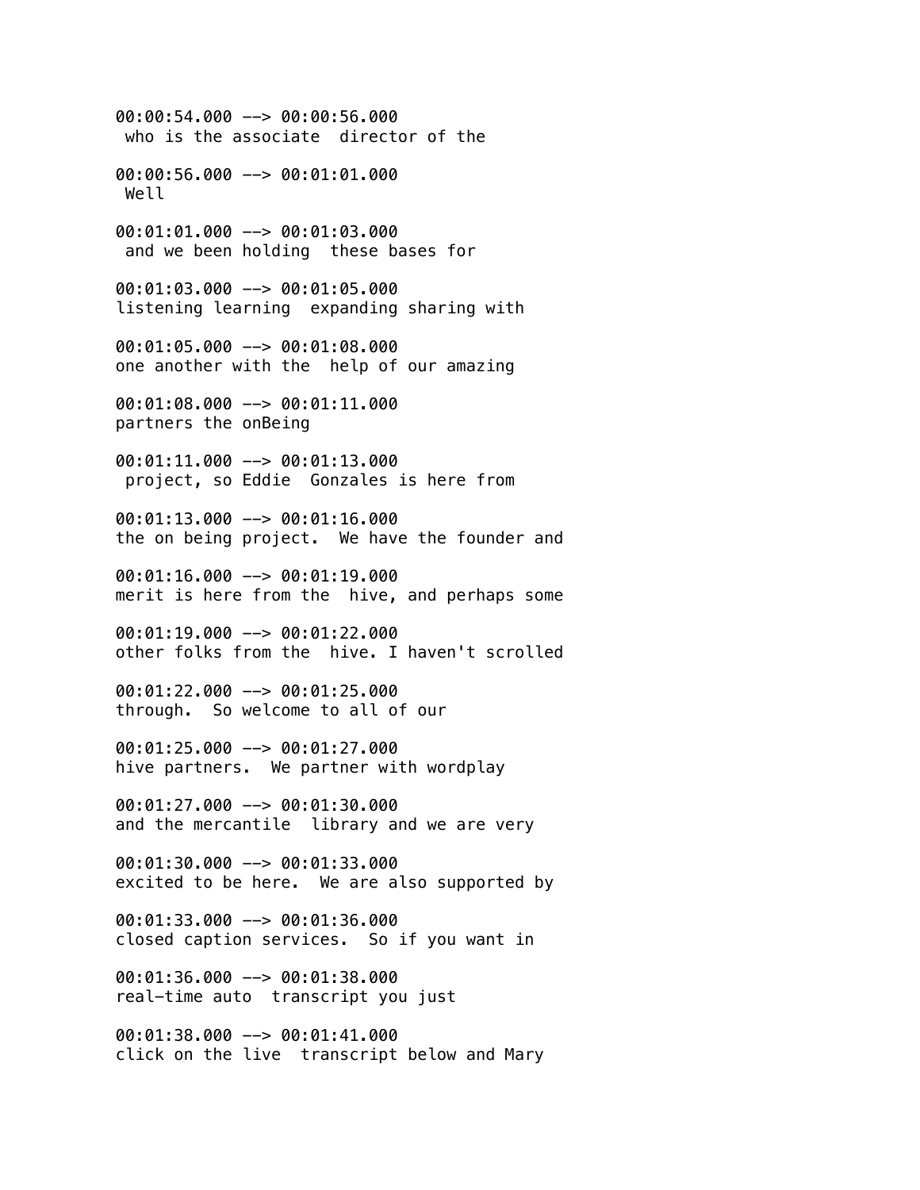00:00:54.000 --> 00:00:56.000
 who is the associate  director of the

00:00:56.000 --> 00:01:01.000
 Well

00:01:01.000 --> 00:01:03.000
 and we been holding  these bases for

00:01:03.000 --> 00:01:05.000
listening learning  expanding sharing with

00:01:05.000 --> 00:01:08.000
one another with the  help of our amazing

00:01:08.000 --> 00:01:11.000
partners the onBeing

00:01:11.000 --> 00:01:13.000
 project, so Eddie  Gonzales is here from

00:01:13.000 --> 00:01:16.000
the on being project.  We have the founder and

00:01:16.000 --> 00:01:19.000
merit is here from the  hive, and perhaps some

00:01:19.000 --> 00:01:22.000
other folks from the  hive. I haven't scrolled

00:01:22.000 --> 00:01:25.000
through.  So welcome to all of our

00:01:25.000 --> 00:01:27.000
hive partners.  We partner with wordplay

00:01:27.000 --> 00:01:30.000
and the mercantile  library and we are very

00:01:30.000 --> 00:01:33.000
excited to be here.  We are also supported by

00:01:33.000 --> 00:01:36.000
closed caption services.  So if you want in

00:01:36.000 --> 00:01:38.000
real-time auto  transcript you just

00:01:38.000 --> 00:01:41.000
click on the live  transcript below and Mary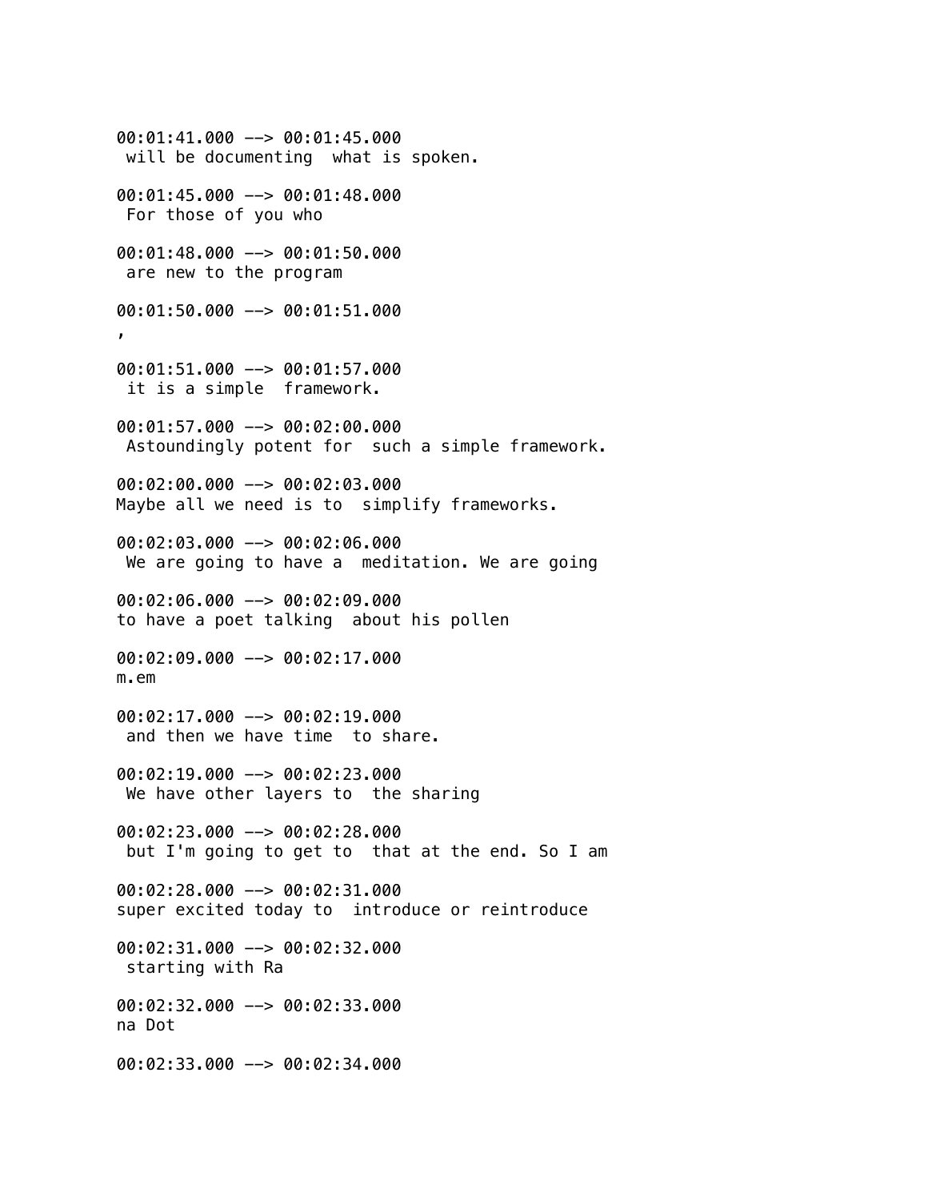00:01:41.000 --> 00:01:45.000
 will be documenting  what is spoken.

00:01:45.000 --> 00:01:48.000
 For those of you who

00:01:48.000 --> 00:01:50.000
 are new to the program

00:01:50.000 --> 00:01:51.000
,

00:01:51.000 --> 00:01:57.000
 it is a simple  framework.

00:01:57.000 --> 00:02:00.000
 Astoundingly potent for  such a simple framework.

00:02:00.000 --> 00:02:03.000
Maybe all we need is to  simplify frameworks.

00:02:03.000 --> 00:02:06.000
 We are going to have a  meditation. We are going

00:02:06.000 --> 00:02:09.000
to have a poet talking  about his pollen

00:02:09.000 --> 00:02:17.000
m.em

00:02:17.000 --> 00:02:19.000
 and then we have time  to share.

00:02:19.000 --> 00:02:23.000
 We have other layers to  the sharing

00:02:23.000 --> 00:02:28.000
 but I'm going to get to  that at the end. So I am

00:02:28.000 --> 00:02:31.000
super excited today to  introduce or reintroduce

00:02:31.000 --> 00:02:32.000
 starting with Ra

00:02:32.000 --> 00:02:33.000
na Dot

00:02:33.000 --> 00:02:34.000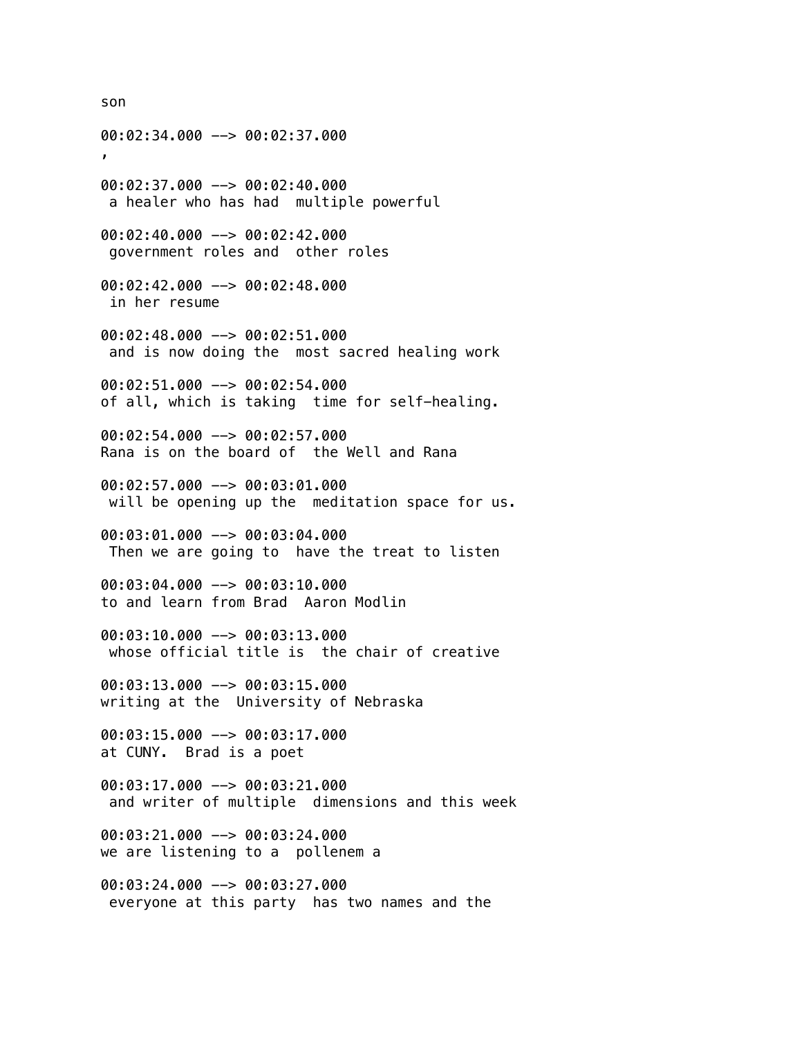son

00:02:34.000 --> 00:02:37.000
,

00:02:37.000 --> 00:02:40.000
 a healer who has had  multiple powerful

00:02:40.000 --> 00:02:42.000
 government roles and  other roles

00:02:42.000 --> 00:02:48.000
 in her resume

00:02:48.000 --> 00:02:51.000
 and is now doing the  most sacred healing work

00:02:51.000 --> 00:02:54.000
of all, which is taking  time for self-healing.

00:02:54.000 --> 00:02:57.000
Rana is on the board of  the Well and Rana

00:02:57.000 --> 00:03:01.000
 will be opening up the  meditation space for us.

00:03:01.000 --> 00:03:04.000
 Then we are going to  have the treat to listen

00:03:04.000 --> 00:03:10.000
to and learn from Brad  Aaron Modlin

00:03:10.000 --> 00:03:13.000
 whose official title is  the chair of creative

00:03:13.000 --> 00:03:15.000
writing at the  University of Nebraska

00:03:15.000 --> 00:03:17.000
at CUNY.  Brad is a poet

00:03:17.000 --> 00:03:21.000
 and writer of multiple  dimensions and this week

00:03:21.000 --> 00:03:24.000
we are listening to a  pollenem a

00:03:24.000 --> 00:03:27.000
 everyone at this party  has two names and the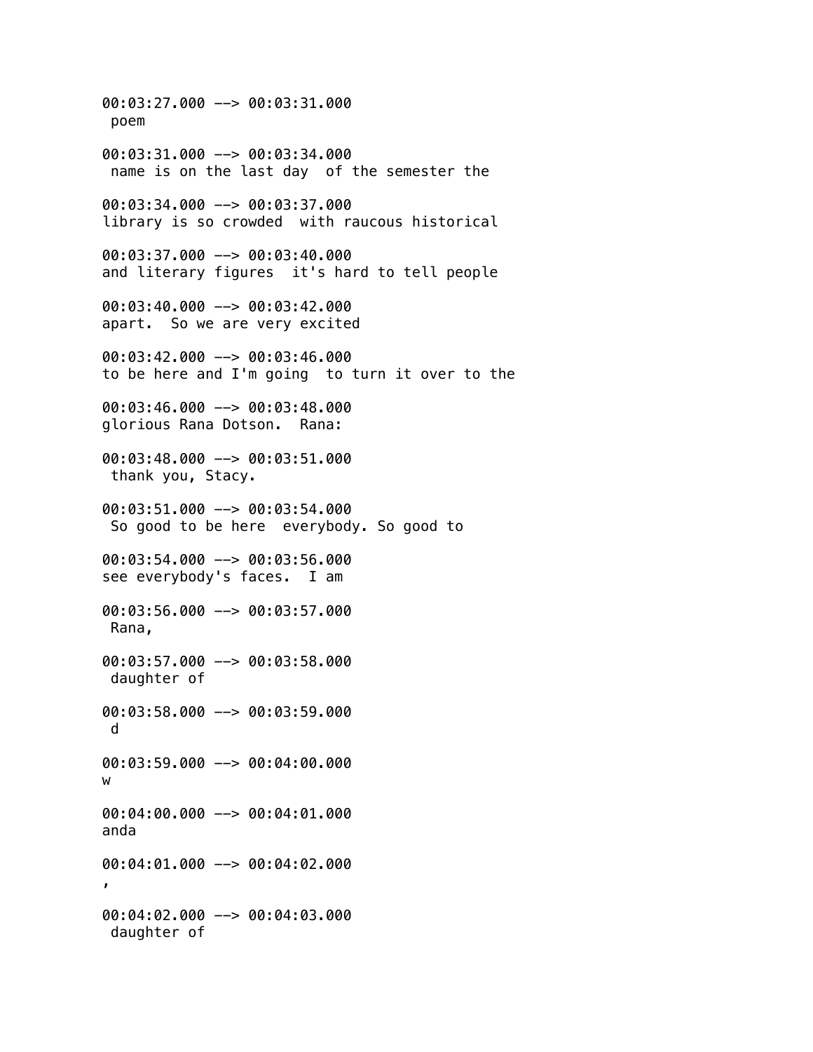00:03:27.000 --> 00:03:31.000
 poem

00:03:31.000 --> 00:03:34.000
 name is on the last day  of the semester the

00:03:34.000 --> 00:03:37.000
library is so crowded  with raucous historical

00:03:37.000 --> 00:03:40.000
and literary figures  it's hard to tell people

00:03:40.000 --> 00:03:42.000
apart.  So we are very excited

00:03:42.000 --> 00:03:46.000
to be here and I'm going  to turn it over to the

00:03:46.000 --> 00:03:48.000
glorious Rana Dotson.  Rana:

00:03:48.000 --> 00:03:51.000
 thank you, Stacy.

00:03:51.000 --> 00:03:54.000
 So good to be here  everybody. So good to

00:03:54.000 --> 00:03:56.000
see everybody's faces.  I am

00:03:56.000 --> 00:03:57.000
 Rana,

00:03:57.000 --> 00:03:58.000
 daughter of

00:03:58.000 --> 00:03:59.000
 d

00:03:59.000 --> 00:04:00.000
w

00:04:00.000 --> 00:04:01.000
anda

00:04:01.000 --> 00:04:02.000
,

00:04:02.000 --> 00:04:03.000
 daughter of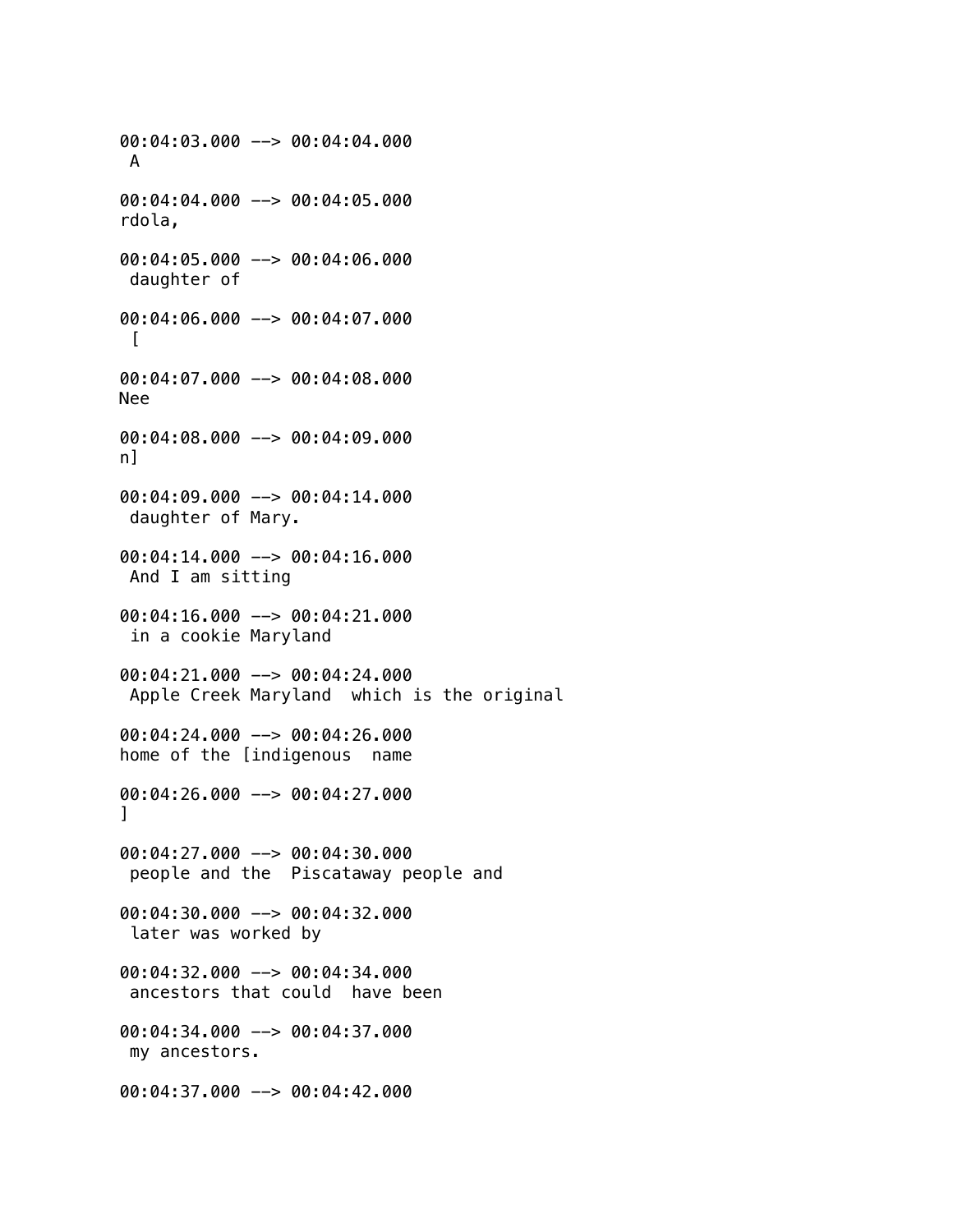00:04:03.000 --> 00:04:04.000
 A

00:04:04.000 --> 00:04:05.000
rdola,

00:04:05.000 --> 00:04:06.000
 daughter of

00:04:06.000 --> 00:04:07.000
 [

00:04:07.000 --> 00:04:08.000
Nee

00:04:08.000 --> 00:04:09.000
n]

00:04:09.000 --> 00:04:14.000
 daughter of Mary.

00:04:14.000 --> 00:04:16.000
 And I am sitting

00:04:16.000 --> 00:04:21.000
 in a cookie Maryland

00:04:21.000 --> 00:04:24.000
 Apple Creek Maryland  which is the original

00:04:24.000 --> 00:04:26.000
home of the [indigenous  name

00:04:26.000 --> 00:04:27.000
]

00:04:27.000 --> 00:04:30.000
 people and the  Piscataway people and

00:04:30.000 --> 00:04:32.000
 later was worked by

00:04:32.000 --> 00:04:34.000
 ancestors that could  have been

00:04:34.000 --> 00:04:37.000
 my ancestors.

00:04:37.000 --> 00:04:42.000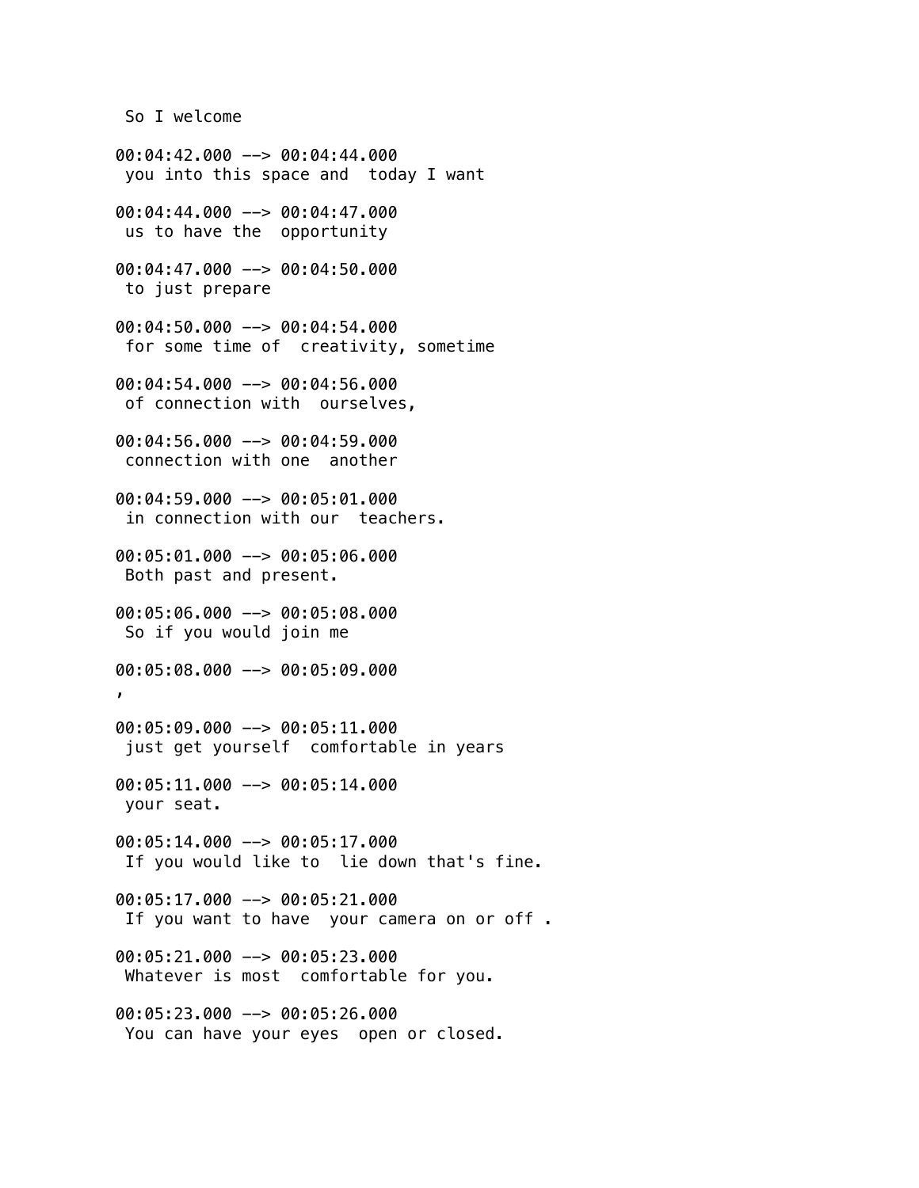So I welcome

00:04:42.000 --> 00:04:44.000
you into this space and  today I want

00:04:44.000 --> 00:04:47.000
us to have the  opportunity

00:04:47.000 --> 00:04:50.000
to just prepare

00:04:50.000 --> 00:04:54.000
for some time of  creativity, sometime

00:04:54.000 --> 00:04:56.000
of connection with  ourselves,

00:04:56.000 --> 00:04:59.000
connection with one  another

00:04:59.000 --> 00:05:01.000
in connection with our  teachers.

00:05:01.000 --> 00:05:06.000
Both past and present.

00:05:06.000 --> 00:05:08.000
So if you would join me

00:05:08.000 --> 00:05:09.000
,

00:05:09.000 --> 00:05:11.000
just get yourself  comfortable in years

00:05:11.000 --> 00:05:14.000
your seat.

00:05:14.000 --> 00:05:17.000
If you would like to  lie down that's fine.

00:05:17.000 --> 00:05:21.000
If you want to have  your camera on or off .

00:05:21.000 --> 00:05:23.000
Whatever is most  comfortable for you.

00:05:23.000 --> 00:05:26.000
You can have your eyes  open or closed.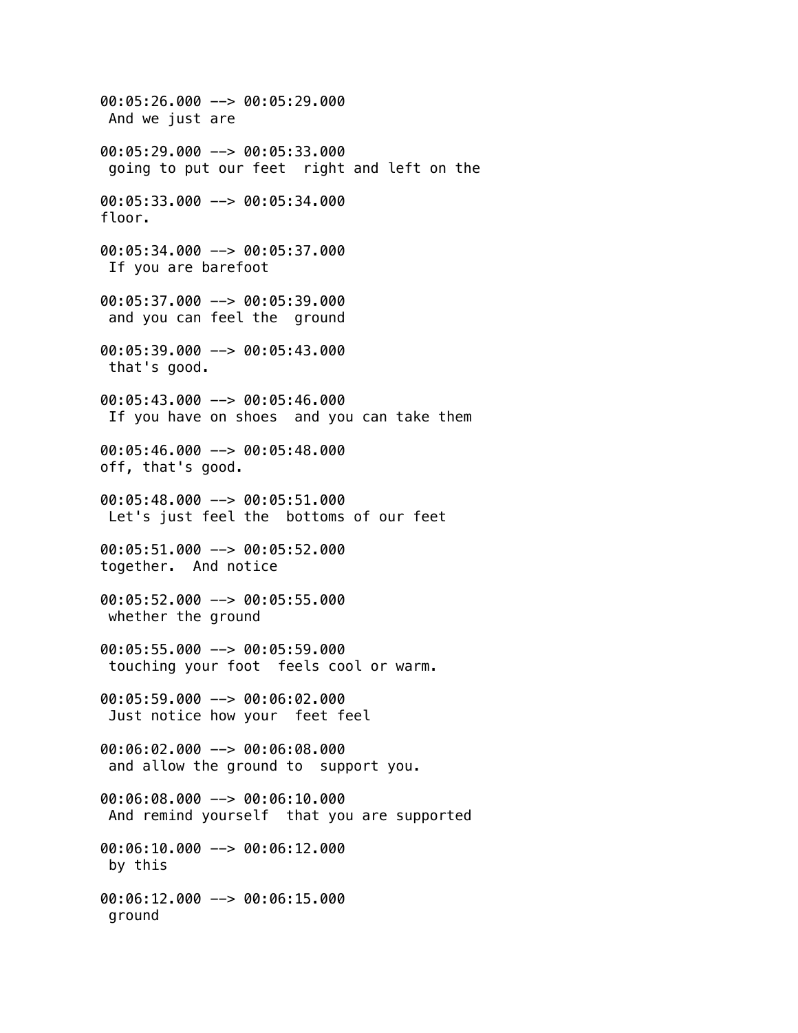00:05:26.000 --> 00:05:29.000
 And we just are

00:05:29.000 --> 00:05:33.000
 going to put our feet  right and left on the

00:05:33.000 --> 00:05:34.000
floor.

00:05:34.000 --> 00:05:37.000
 If you are barefoot

00:05:37.000 --> 00:05:39.000
 and you can feel the  ground

00:05:39.000 --> 00:05:43.000
 that's good.

00:05:43.000 --> 00:05:46.000
 If you have on shoes  and you can take them

00:05:46.000 --> 00:05:48.000
off, that's good.

00:05:48.000 --> 00:05:51.000
 Let's just feel the  bottoms of our feet

00:05:51.000 --> 00:05:52.000
together.  And notice

00:05:52.000 --> 00:05:55.000
 whether the ground

00:05:55.000 --> 00:05:59.000
 touching your foot  feels cool or warm.

00:05:59.000 --> 00:06:02.000
 Just notice how your  feet feel

00:06:02.000 --> 00:06:08.000
 and allow the ground to  support you.

00:06:08.000 --> 00:06:10.000
 And remind yourself  that you are supported

00:06:10.000 --> 00:06:12.000
 by this

00:06:12.000 --> 00:06:15.000
 ground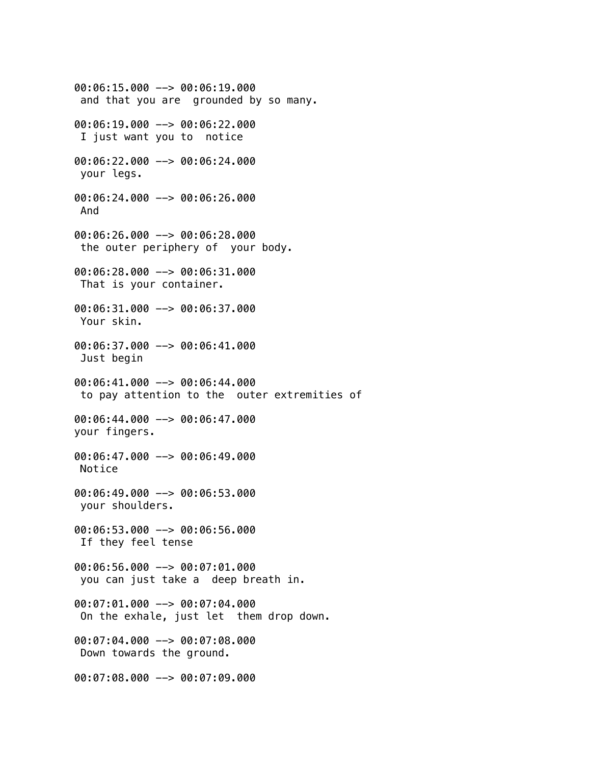00:06:15.000 --> 00:06:19.000
 and that you are  grounded by so many.

00:06:19.000 --> 00:06:22.000
 I just want you to  notice

00:06:22.000 --> 00:06:24.000
 your legs.

00:06:24.000 --> 00:06:26.000
 And

00:06:26.000 --> 00:06:28.000
 the outer periphery of  your body.

00:06:28.000 --> 00:06:31.000
 That is your container.

00:06:31.000 --> 00:06:37.000
 Your skin.

00:06:37.000 --> 00:06:41.000
 Just begin

00:06:41.000 --> 00:06:44.000
 to pay attention to the  outer extremities of

00:06:44.000 --> 00:06:47.000
your fingers.

00:06:47.000 --> 00:06:49.000
 Notice

00:06:49.000 --> 00:06:53.000
 your shoulders.

00:06:53.000 --> 00:06:56.000
 If they feel tense

00:06:56.000 --> 00:07:01.000
 you can just take a  deep breath in.

00:07:01.000 --> 00:07:04.000
 On the exhale, just let  them drop down.

00:07:04.000 --> 00:07:08.000
 Down towards the ground.

00:07:08.000 --> 00:07:09.000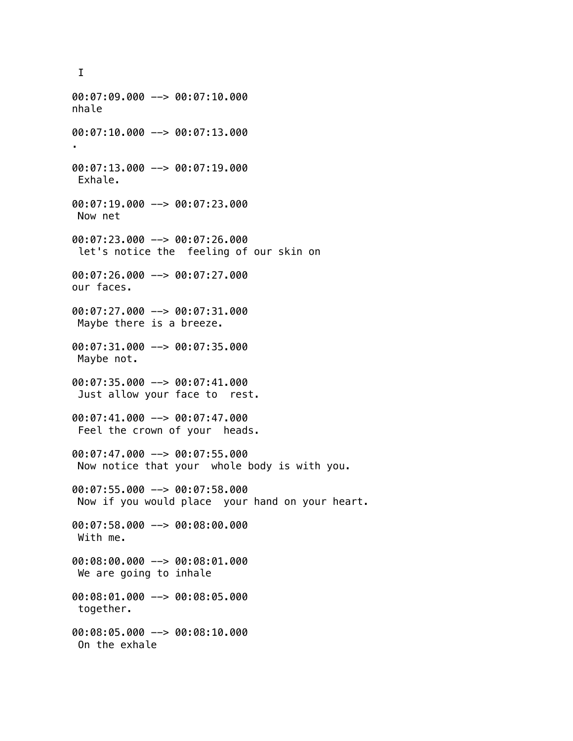I

00:07:09.000 --> 00:07:10.000
nhale

00:07:10.000 --> 00:07:13.000
.

00:07:13.000 --> 00:07:19.000
Exhale.

00:07:19.000 --> 00:07:23.000
Now net

00:07:23.000 --> 00:07:26.000
let's notice the  feeling of our skin on

00:07:26.000 --> 00:07:27.000
our faces.

00:07:27.000 --> 00:07:31.000
Maybe there is a breeze.

00:07:31.000 --> 00:07:35.000
Maybe not.

00:07:35.000 --> 00:07:41.000
Just allow your face to  rest.

00:07:41.000 --> 00:07:47.000
Feel the crown of your  heads.

00:07:47.000 --> 00:07:55.000
Now notice that your  whole body is with you.

00:07:55.000 --> 00:07:58.000
Now if you would place  your hand on your heart.

00:07:58.000 --> 00:08:00.000
With me.

00:08:00.000 --> 00:08:01.000
We are going to inhale

00:08:01.000 --> 00:08:05.000
together.

00:08:05.000 --> 00:08:10.000
On the exhale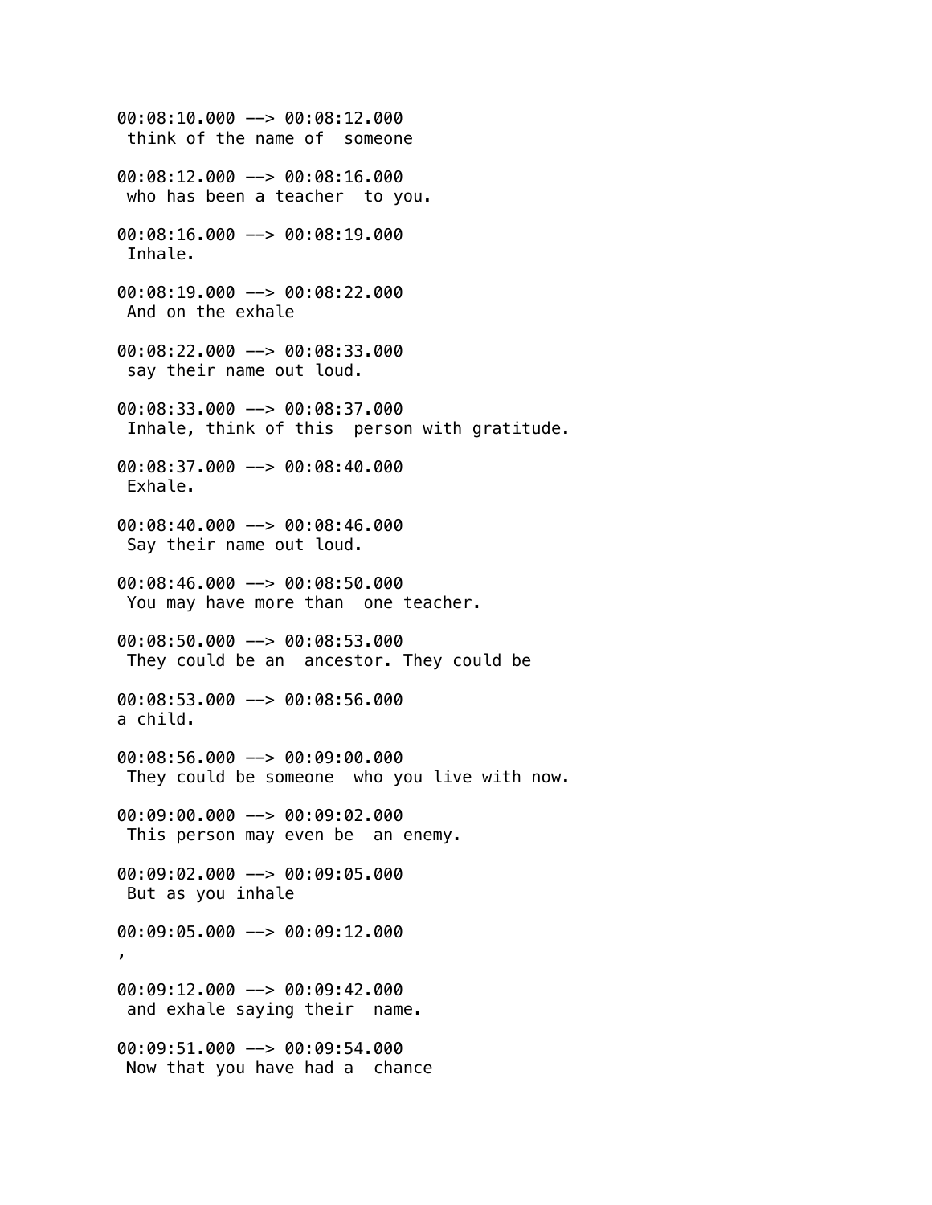00:08:10.000 --> 00:08:12.000
 think of the name of  someone

00:08:12.000 --> 00:08:16.000
 who has been a teacher  to you.

00:08:16.000 --> 00:08:19.000
 Inhale.

00:08:19.000 --> 00:08:22.000
 And on the exhale

00:08:22.000 --> 00:08:33.000
 say their name out loud.

00:08:33.000 --> 00:08:37.000
 Inhale, think of this  person with gratitude.

00:08:37.000 --> 00:08:40.000
 Exhale.

00:08:40.000 --> 00:08:46.000
 Say their name out loud.

00:08:46.000 --> 00:08:50.000
 You may have more than  one teacher.

00:08:50.000 --> 00:08:53.000
 They could be an  ancestor. They could be

00:08:53.000 --> 00:08:56.000
a child.

00:08:56.000 --> 00:09:00.000
 They could be someone  who you live with now.

00:09:00.000 --> 00:09:02.000
 This person may even be  an enemy.

00:09:02.000 --> 00:09:05.000
 But as you inhale

00:09:05.000 --> 00:09:12.000
,

00:09:12.000 --> 00:09:42.000
 and exhale saying their  name.

00:09:51.000 --> 00:09:54.000
 Now that you have had a  chance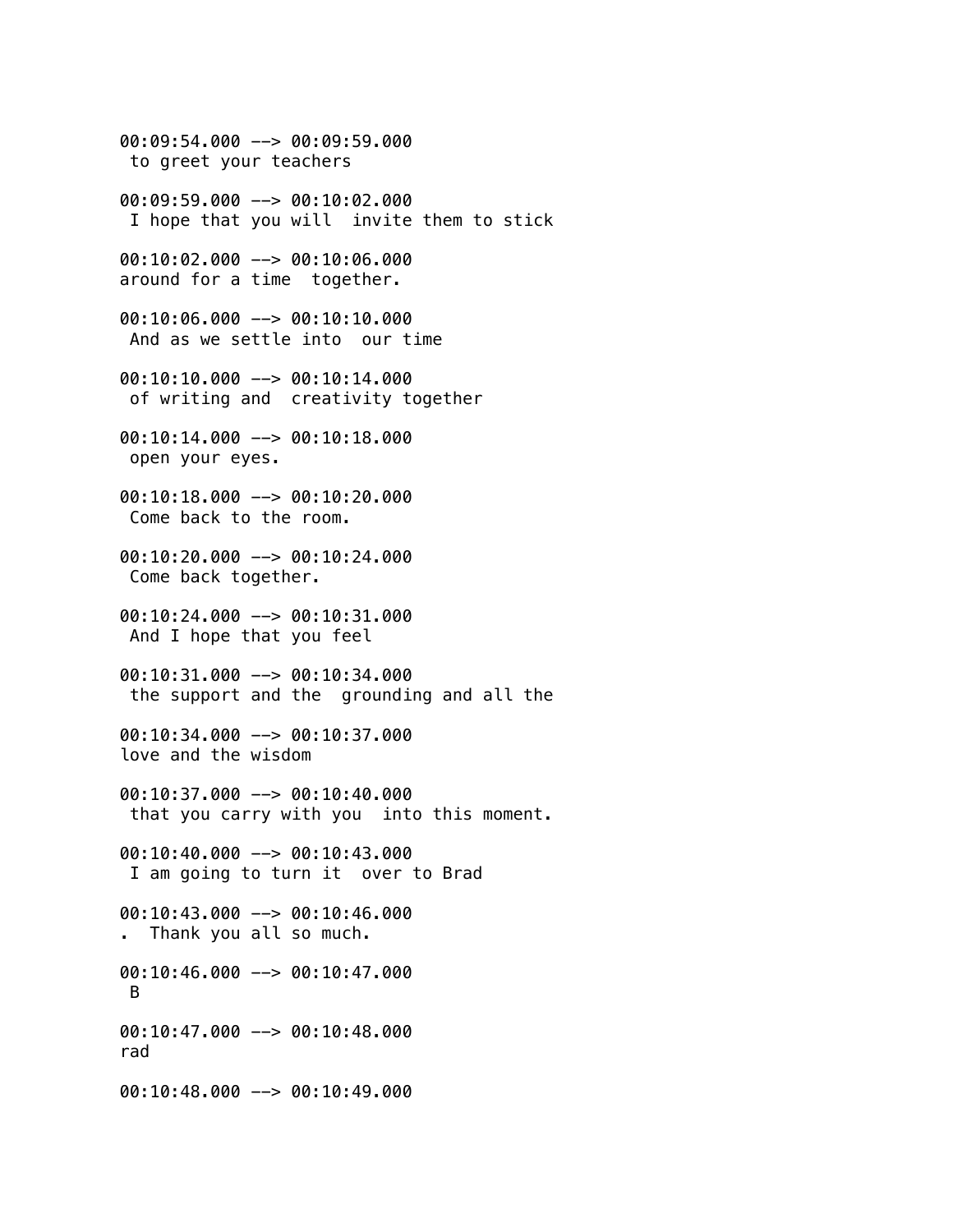00:09:54.000 --> 00:09:59.000
 to greet your teachers

00:09:59.000 --> 00:10:02.000
 I hope that you will  invite them to stick

00:10:02.000 --> 00:10:06.000
around for a time  together.

00:10:06.000 --> 00:10:10.000
 And as we settle into  our time

00:10:10.000 --> 00:10:14.000
 of writing and  creativity together

00:10:14.000 --> 00:10:18.000
 open your eyes.

00:10:18.000 --> 00:10:20.000
 Come back to the room.

00:10:20.000 --> 00:10:24.000
 Come back together.

00:10:24.000 --> 00:10:31.000
 And I hope that you feel

00:10:31.000 --> 00:10:34.000
 the support and the  grounding and all the

00:10:34.000 --> 00:10:37.000
love and the wisdom

00:10:37.000 --> 00:10:40.000
 that you carry with you  into this moment.

00:10:40.000 --> 00:10:43.000
 I am going to turn it  over to Brad

00:10:43.000 --> 00:10:46.000
.  Thank you all so much.

00:10:46.000 --> 00:10:47.000
 B

00:10:47.000 --> 00:10:48.000
rad

00:10:48.000 --> 00:10:49.000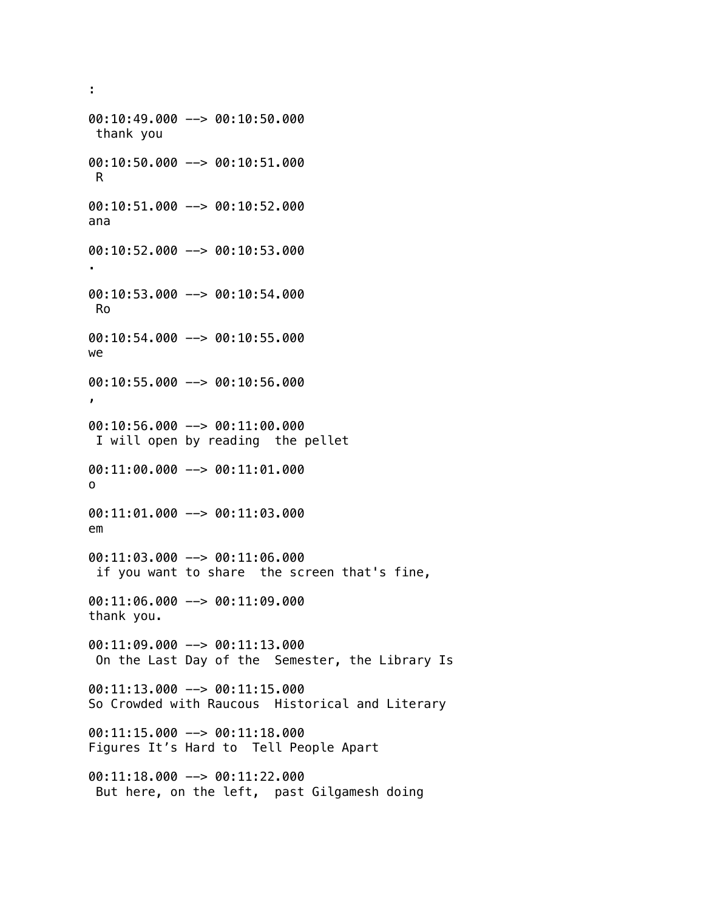:

00:10:49.000 --> 00:10:50.000
 thank you

00:10:50.000 --> 00:10:51.000
 R

00:10:51.000 --> 00:10:52.000
ana

00:10:52.000 --> 00:10:53.000
.

00:10:53.000 --> 00:10:54.000
 Ro

00:10:54.000 --> 00:10:55.000
we

00:10:55.000 --> 00:10:56.000
,

00:10:56.000 --> 00:11:00.000
 I will open by reading  the pellet

00:11:00.000 --> 00:11:01.000
o

00:11:01.000 --> 00:11:03.000
em

00:11:03.000 --> 00:11:06.000
 if you want to share  the screen that's fine,

00:11:06.000 --> 00:11:09.000
thank you.

00:11:09.000 --> 00:11:13.000
 On the Last Day of the  Semester, the Library Is

00:11:13.000 --> 00:11:15.000
So Crowded with Raucous  Historical and Literary

00:11:15.000 --> 00:11:18.000
Figures It’s Hard to  Tell People Apart

00:11:18.000 --> 00:11:22.000
 But here, on the left,  past Gilgamesh doing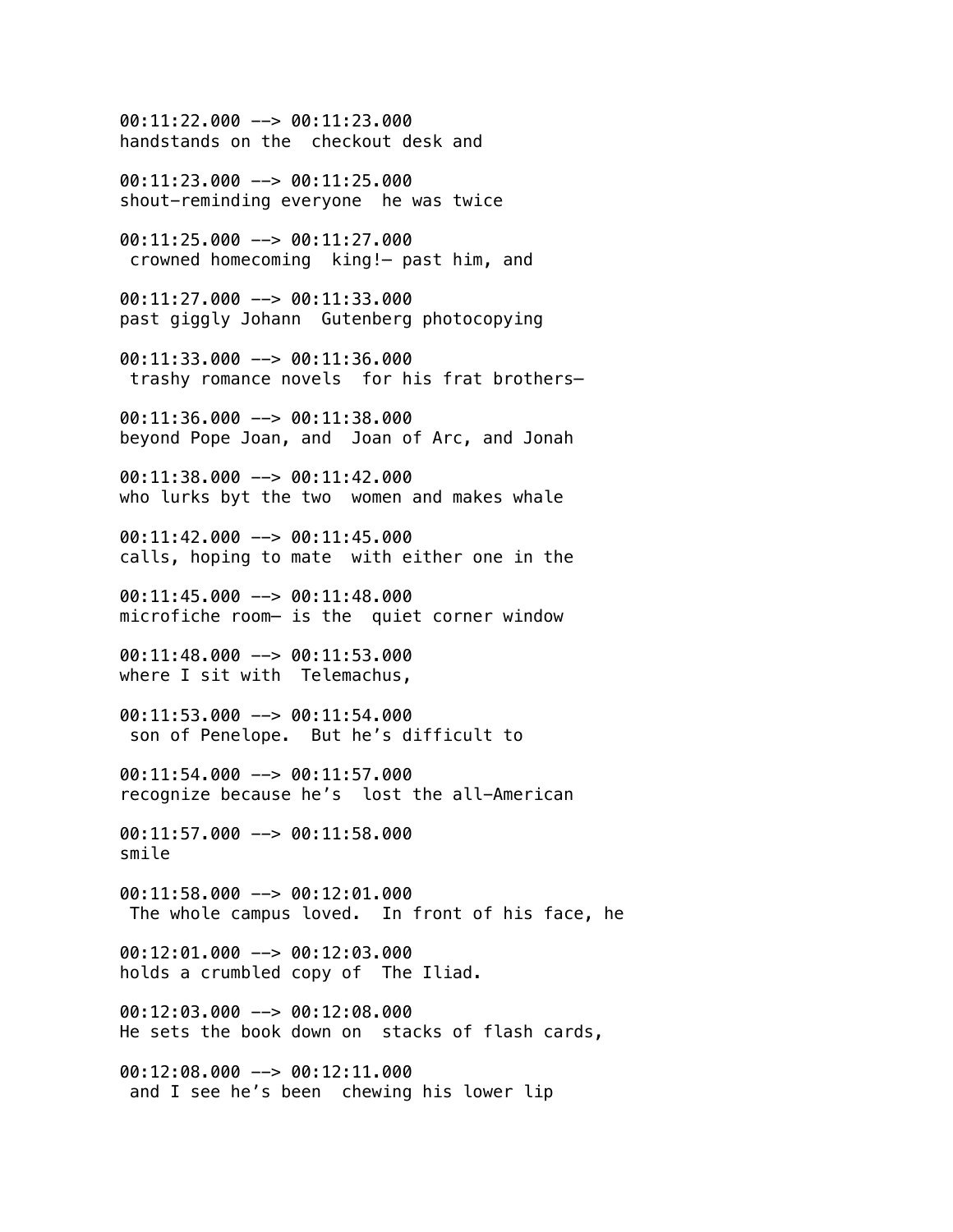00:11:22.000 --> 00:11:23.000
handstands on the  checkout desk and

00:11:23.000 --> 00:11:25.000
shout—reminding everyone  he was twice

00:11:25.000 --> 00:11:27.000
 crowned homecoming  king!— past him, and

00:11:27.000 --> 00:11:33.000
past giggly Johann  Gutenberg photocopying

00:11:33.000 --> 00:11:36.000
 trashy romance novels  for his frat brothers—

00:11:36.000 --> 00:11:38.000
beyond Pope Joan, and  Joan of Arc, and Jonah

00:11:38.000 --> 00:11:42.000
who lurks byt the two  women and makes whale

00:11:42.000 --> 00:11:45.000
calls, hoping to mate  with either one in the

00:11:45.000 --> 00:11:48.000
microfiche room— is the  quiet corner window

00:11:48.000 --> 00:11:53.000
where I sit with  Telemachus,

00:11:53.000 --> 00:11:54.000
 son of Penelope.  But he's difficult to

00:11:54.000 --> 00:11:57.000
recognize because he's  lost the all-American

00:11:57.000 --> 00:11:58.000
smile

00:11:58.000 --> 00:12:01.000
 The whole campus loved.  In front of his face, he

00:12:01.000 --> 00:12:03.000
holds a crumbled copy of  The Iliad.

00:12:03.000 --> 00:12:08.000
He sets the book down on  stacks of flash cards,

00:12:08.000 --> 00:12:11.000
 and I see he's been  chewing his lower lip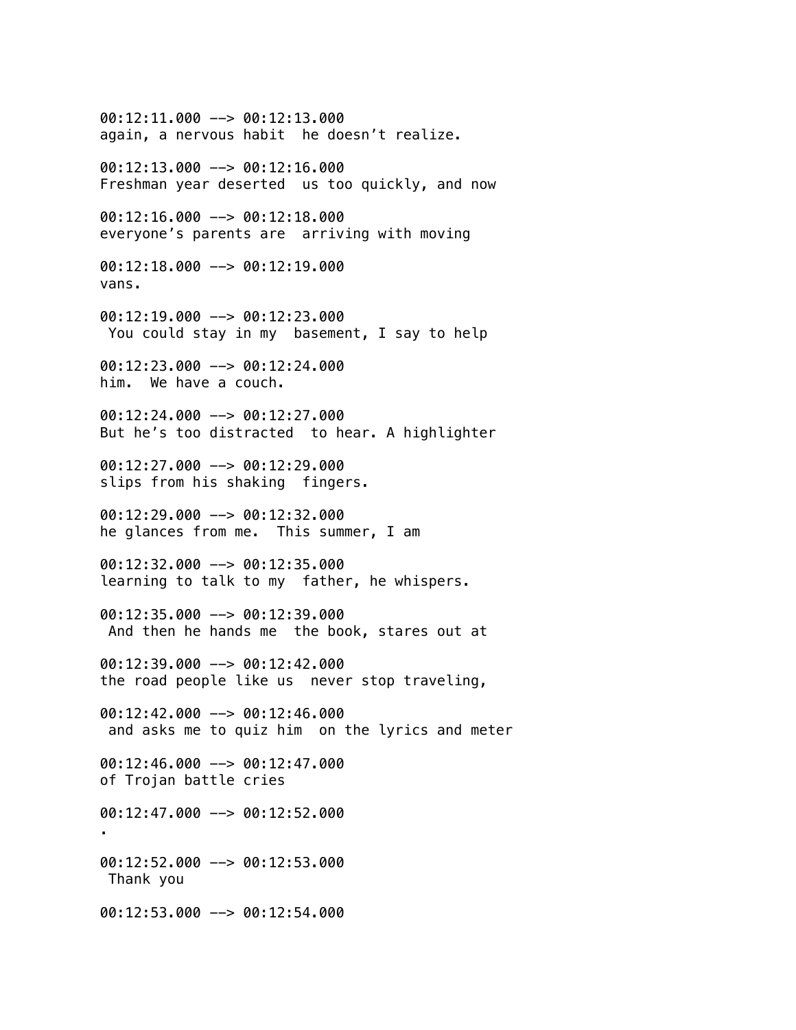```
00:12:11.000 --> 00:12:13.000
again, a nervous habit  he doesn’t realize.

00:12:13.000 --> 00:12:16.000
Freshman year deserted  us too quickly, and now

00:12:16.000 --> 00:12:18.000
everyone’s parents are  arriving with moving

00:12:18.000 --> 00:12:19.000
vans.

00:12:19.000 --> 00:12:23.000
 You could stay in my  basement, I say to help

00:12:23.000 --> 00:12:24.000
him.  We have a couch.

00:12:24.000 --> 00:12:27.000
But he’s too distracted  to hear. A highlighter

00:12:27.000 --> 00:12:29.000
slips from his shaking  fingers.

00:12:29.000 --> 00:12:32.000
he glances from me.  This summer, I am

00:12:32.000 --> 00:12:35.000
learning to talk to my  father, he whispers.

00:12:35.000 --> 00:12:39.000
 And then he hands me  the book, stares out at

00:12:39.000 --> 00:12:42.000
the road people like us  never stop traveling,

00:12:42.000 --> 00:12:46.000
 and asks me to quiz him  on the lyrics and meter

00:12:46.000 --> 00:12:47.000
of Trojan battle cries

00:12:47.000 --> 00:12:52.000
.

00:12:52.000 --> 00:12:53.000
 Thank you

00:12:53.000 --> 00:12:54.000
```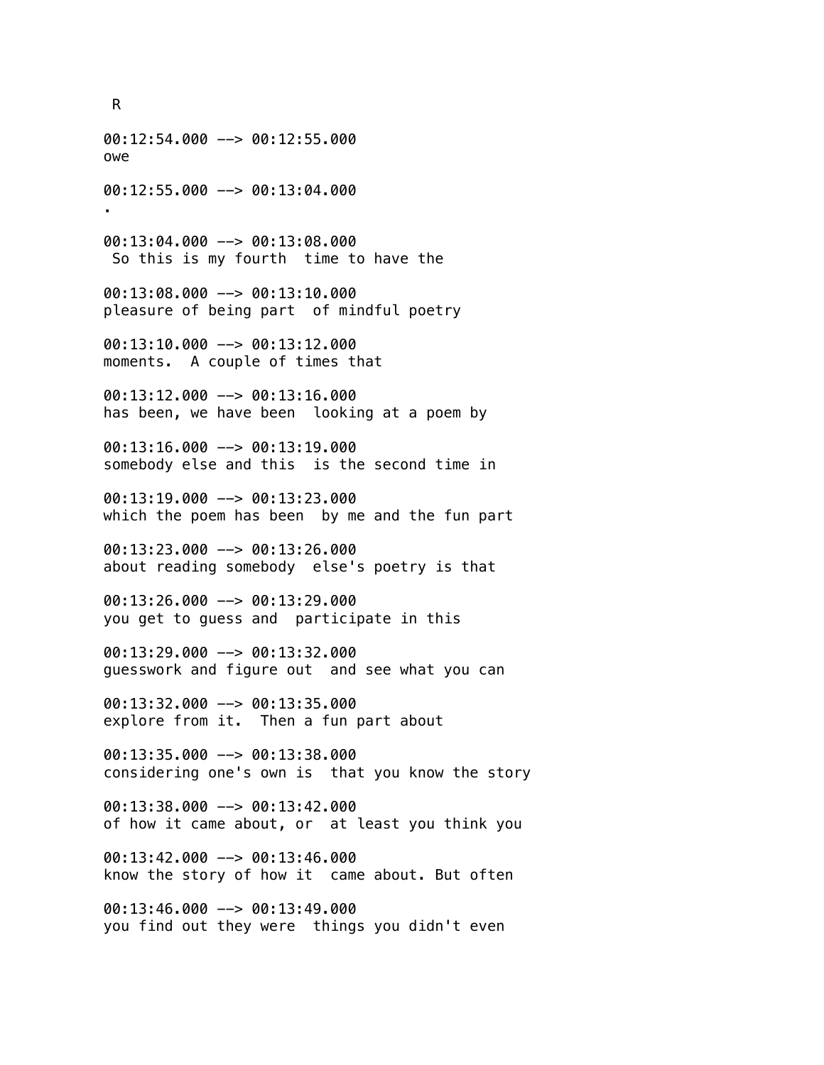R

00:12:54.000 --> 00:12:55.000
owe

00:12:55.000 --> 00:13:04.000
.

00:13:04.000 --> 00:13:08.000
So this is my fourth  time to have the

00:13:08.000 --> 00:13:10.000
pleasure of being part  of mindful poetry

00:13:10.000 --> 00:13:12.000
moments.  A couple of times that

00:13:12.000 --> 00:13:16.000
has been, we have been  looking at a poem by

00:13:16.000 --> 00:13:19.000
somebody else and this  is the second time in

00:13:19.000 --> 00:13:23.000
which the poem has been  by me and the fun part

00:13:23.000 --> 00:13:26.000
about reading somebody  else's poetry is that

00:13:26.000 --> 00:13:29.000
you get to guess and  participate in this

00:13:29.000 --> 00:13:32.000
guesswork and figure out  and see what you can

00:13:32.000 --> 00:13:35.000
explore from it.  Then a fun part about

00:13:35.000 --> 00:13:38.000
considering one's own is  that you know the story

00:13:38.000 --> 00:13:42.000
of how it came about, or  at least you think you

00:13:42.000 --> 00:13:46.000
know the story of how it  came about. But often

00:13:46.000 --> 00:13:49.000
you find out they were  things you didn't even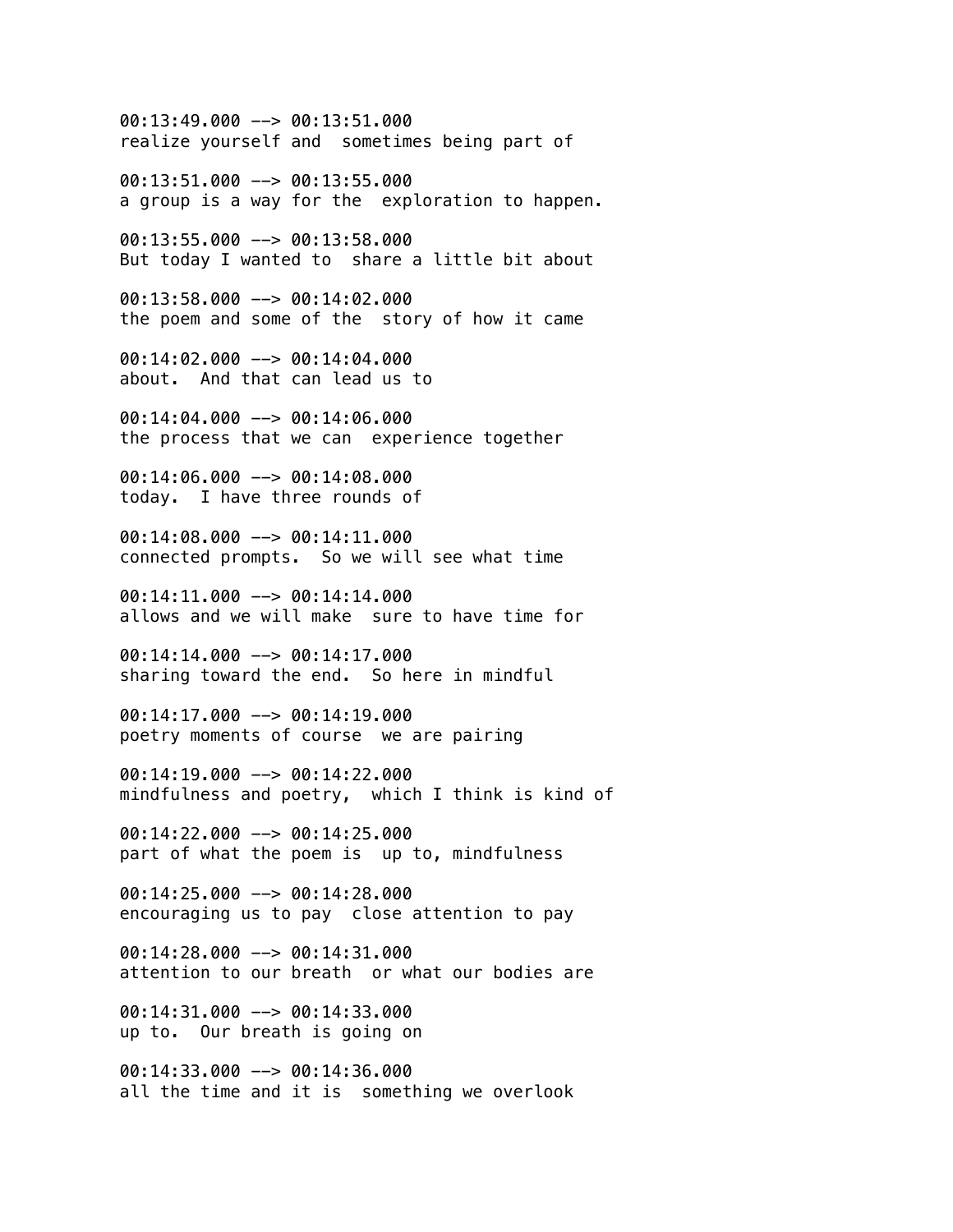00:13:49.000 --> 00:13:51.000
realize yourself and  sometimes being part of

00:13:51.000 --> 00:13:55.000
a group is a way for the  exploration to happen.

00:13:55.000 --> 00:13:58.000
But today I wanted to  share a little bit about

00:13:58.000 --> 00:14:02.000
the poem and some of the  story of how it came

00:14:02.000 --> 00:14:04.000
about.  And that can lead us to

00:14:04.000 --> 00:14:06.000
the process that we can  experience together

00:14:06.000 --> 00:14:08.000
today.  I have three rounds of

00:14:08.000 --> 00:14:11.000
connected prompts.  So we will see what time

00:14:11.000 --> 00:14:14.000
allows and we will make  sure to have time for

00:14:14.000 --> 00:14:17.000
sharing toward the end.  So here in mindful

00:14:17.000 --> 00:14:19.000
poetry moments of course  we are pairing

00:14:19.000 --> 00:14:22.000
mindfulness and poetry,  which I think is kind of

00:14:22.000 --> 00:14:25.000
part of what the poem is  up to, mindfulness

00:14:25.000 --> 00:14:28.000
encouraging us to pay  close attention to pay

00:14:28.000 --> 00:14:31.000
attention to our breath  or what our bodies are

00:14:31.000 --> 00:14:33.000
up to.  Our breath is going on

00:14:33.000 --> 00:14:36.000
all the time and it is  something we overlook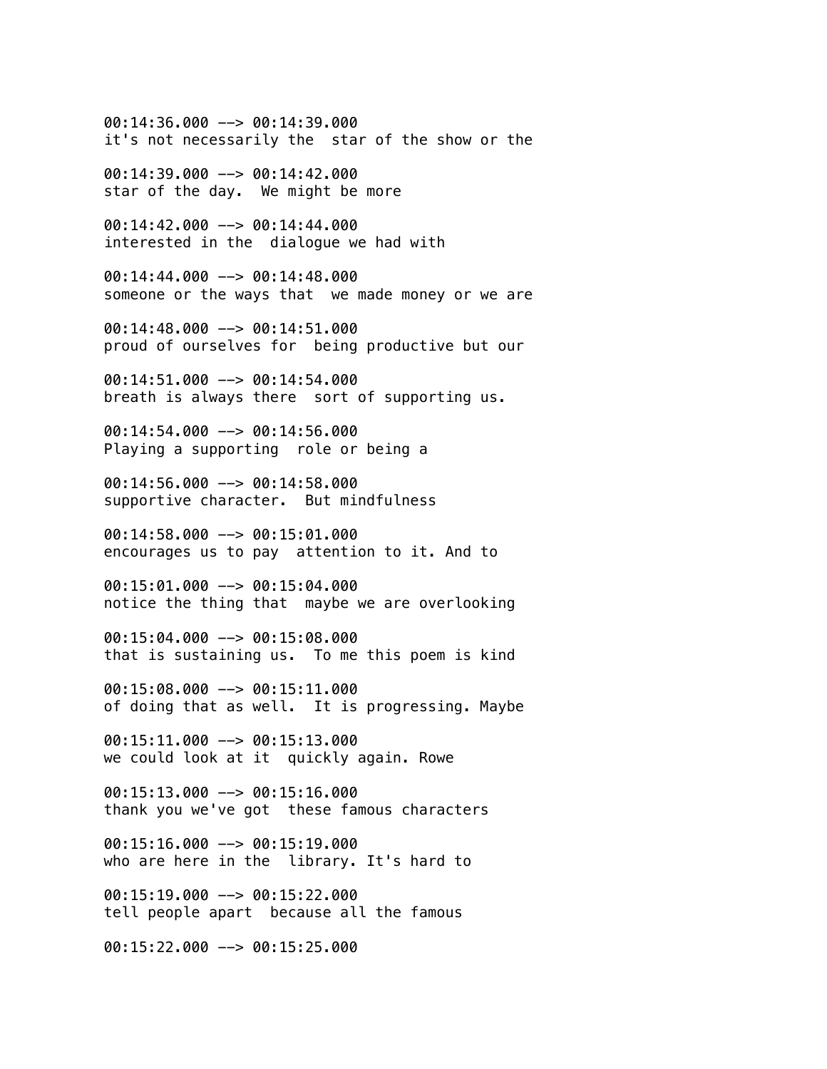00:14:36.000 --> 00:14:39.000
it's not necessarily the  star of the show or the

00:14:39.000 --> 00:14:42.000
star of the day.  We might be more

00:14:42.000 --> 00:14:44.000
interested in the  dialogue we had with

00:14:44.000 --> 00:14:48.000
someone or the ways that  we made money or we are

00:14:48.000 --> 00:14:51.000
proud of ourselves for  being productive but our

00:14:51.000 --> 00:14:54.000
breath is always there  sort of supporting us.

00:14:54.000 --> 00:14:56.000
Playing a supporting  role or being a

00:14:56.000 --> 00:14:58.000
supportive character.  But mindfulness

00:14:58.000 --> 00:15:01.000
encourages us to pay  attention to it. And to

00:15:01.000 --> 00:15:04.000
notice the thing that  maybe we are overlooking

00:15:04.000 --> 00:15:08.000
that is sustaining us.  To me this poem is kind

00:15:08.000 --> 00:15:11.000
of doing that as well.  It is progressing. Maybe

00:15:11.000 --> 00:15:13.000
we could look at it  quickly again. Rowe

00:15:13.000 --> 00:15:16.000
thank you we've got  these famous characters

00:15:16.000 --> 00:15:19.000
who are here in the  library. It's hard to

00:15:19.000 --> 00:15:22.000
tell people apart  because all the famous

00:15:22.000 --> 00:15:25.000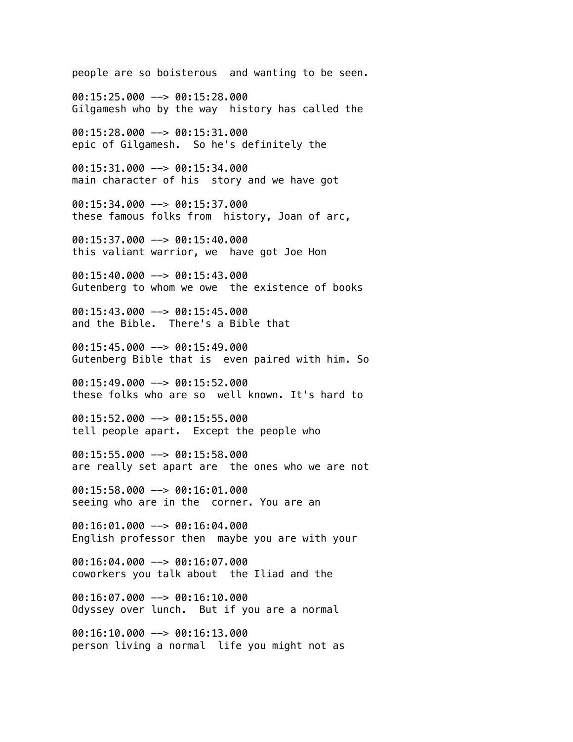people are so boisterous  and wanting to be seen.

00:15:25.000 --> 00:15:28.000
Gilgamesh who by the way  history has called the

00:15:28.000 --> 00:15:31.000
epic of Gilgamesh.  So he's definitely the

00:15:31.000 --> 00:15:34.000
main character of his  story and we have got

00:15:34.000 --> 00:15:37.000
these famous folks from  history, Joan of arc,

00:15:37.000 --> 00:15:40.000
this valiant warrior, we  have got Joe Hon

00:15:40.000 --> 00:15:43.000
Gutenberg to whom we owe  the existence of books

00:15:43.000 --> 00:15:45.000
and the Bible.  There's a Bible that

00:15:45.000 --> 00:15:49.000
Gutenberg Bible that is  even paired with him. So

00:15:49.000 --> 00:15:52.000
these folks who are so  well known. It's hard to

00:15:52.000 --> 00:15:55.000
tell people apart.  Except the people who

00:15:55.000 --> 00:15:58.000
are really set apart are  the ones who we are not

00:15:58.000 --> 00:16:01.000
seeing who are in the  corner. You are an

00:16:01.000 --> 00:16:04.000
English professor then  maybe you are with your

00:16:04.000 --> 00:16:07.000
coworkers you talk about  the Iliad and the

00:16:07.000 --> 00:16:10.000
Odyssey over lunch.  But if you are a normal

00:16:10.000 --> 00:16:13.000
person living a normal  life you might not as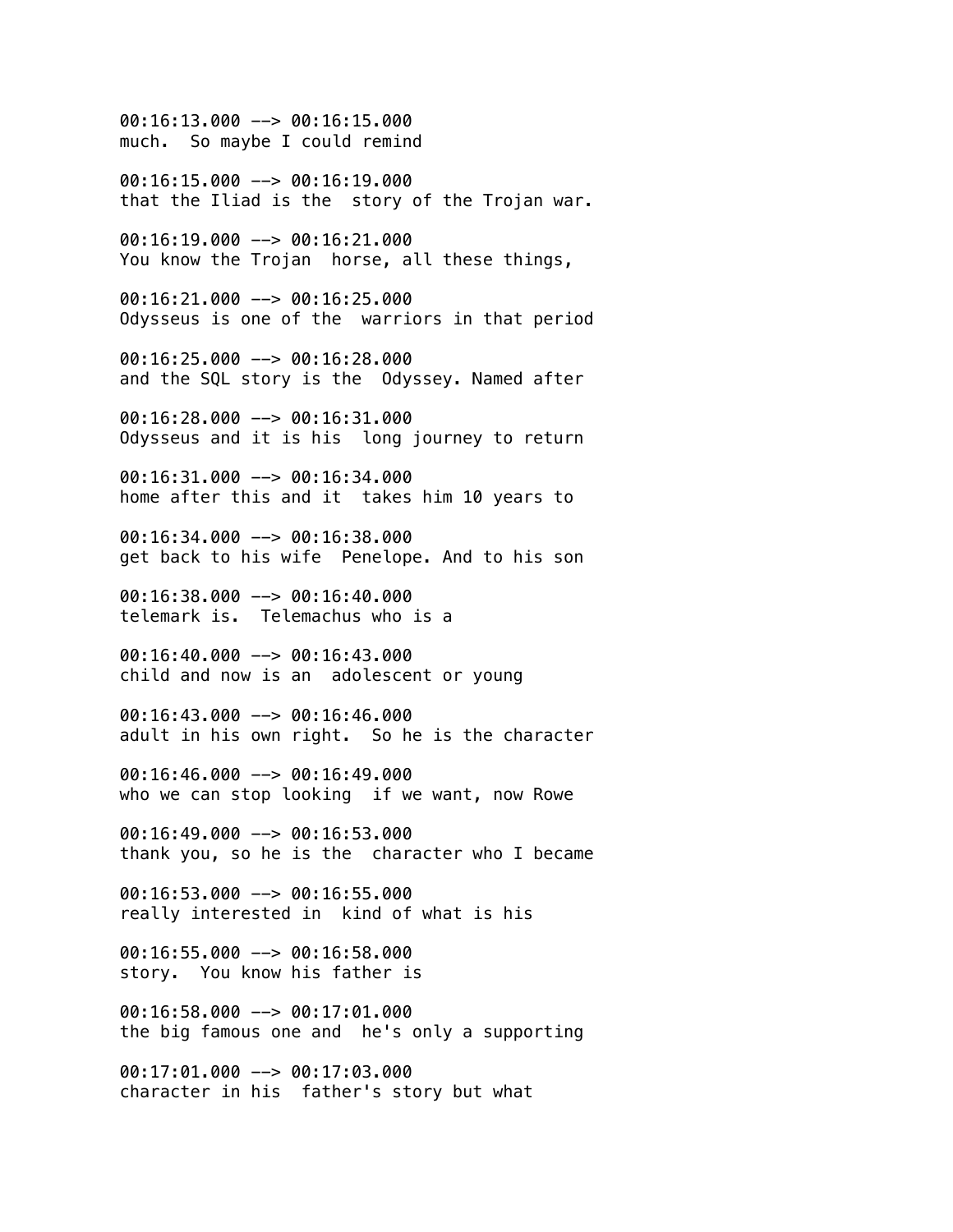00:16:13.000 --> 00:16:15.000
much.  So maybe I could remind

00:16:15.000 --> 00:16:19.000
that the Iliad is the  story of the Trojan war.

00:16:19.000 --> 00:16:21.000
You know the Trojan  horse, all these things,

00:16:21.000 --> 00:16:25.000
Odysseus is one of the  warriors in that period

00:16:25.000 --> 00:16:28.000
and the SQL story is the  Odyssey. Named after

00:16:28.000 --> 00:16:31.000
Odysseus and it is his  long journey to return

00:16:31.000 --> 00:16:34.000
home after this and it  takes him 10 years to

00:16:34.000 --> 00:16:38.000
get back to his wife  Penelope. And to his son

00:16:38.000 --> 00:16:40.000
telemark is.  Telemachus who is a

00:16:40.000 --> 00:16:43.000
child and now is an  adolescent or young

00:16:43.000 --> 00:16:46.000
adult in his own right.  So he is the character

00:16:46.000 --> 00:16:49.000
who we can stop looking  if we want, now Rowe

00:16:49.000 --> 00:16:53.000
thank you, so he is the  character who I became

00:16:53.000 --> 00:16:55.000
really interested in  kind of what is his

00:16:55.000 --> 00:16:58.000
story.  You know his father is

00:16:58.000 --> 00:17:01.000
the big famous one and  he's only a supporting

00:17:01.000 --> 00:17:03.000
character in his  father's story but what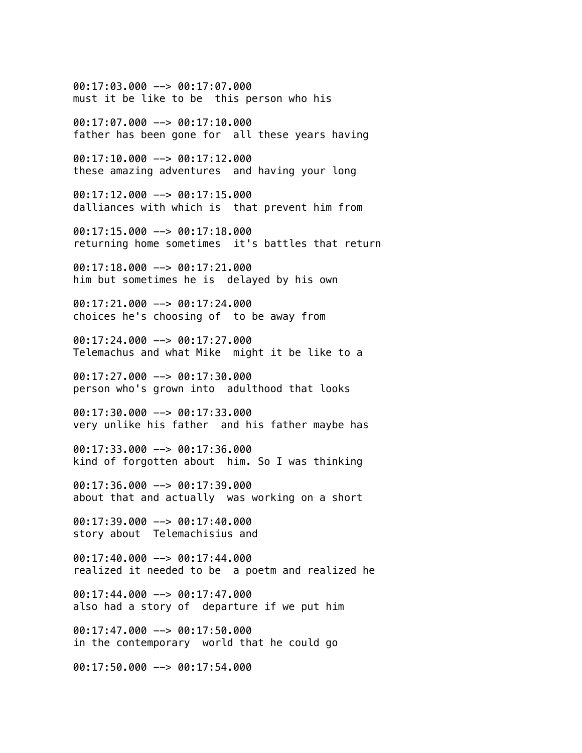00:17:03.000 --> 00:17:07.000
must it be like to be  this person who his

00:17:07.000 --> 00:17:10.000
father has been gone for  all these years having

00:17:10.000 --> 00:17:12.000
these amazing adventures  and having your long

00:17:12.000 --> 00:17:15.000
dalliances with which is  that prevent him from

00:17:15.000 --> 00:17:18.000
returning home sometimes  it's battles that return

00:17:18.000 --> 00:17:21.000
him but sometimes he is  delayed by his own

00:17:21.000 --> 00:17:24.000
choices he's choosing of  to be away from

00:17:24.000 --> 00:17:27.000
Telemachus and what Mike  might it be like to a

00:17:27.000 --> 00:17:30.000
person who's grown into  adulthood that looks

00:17:30.000 --> 00:17:33.000
very unlike his father  and his father maybe has

00:17:33.000 --> 00:17:36.000
kind of forgotten about  him. So I was thinking

00:17:36.000 --> 00:17:39.000
about that and actually  was working on a short

00:17:39.000 --> 00:17:40.000
story about  Telemachisius and

00:17:40.000 --> 00:17:44.000
realized it needed to be  a poetm and realized he

00:17:44.000 --> 00:17:47.000
also had a story of  departure if we put him

00:17:47.000 --> 00:17:50.000
in the contemporary  world that he could go

00:17:50.000 --> 00:17:54.000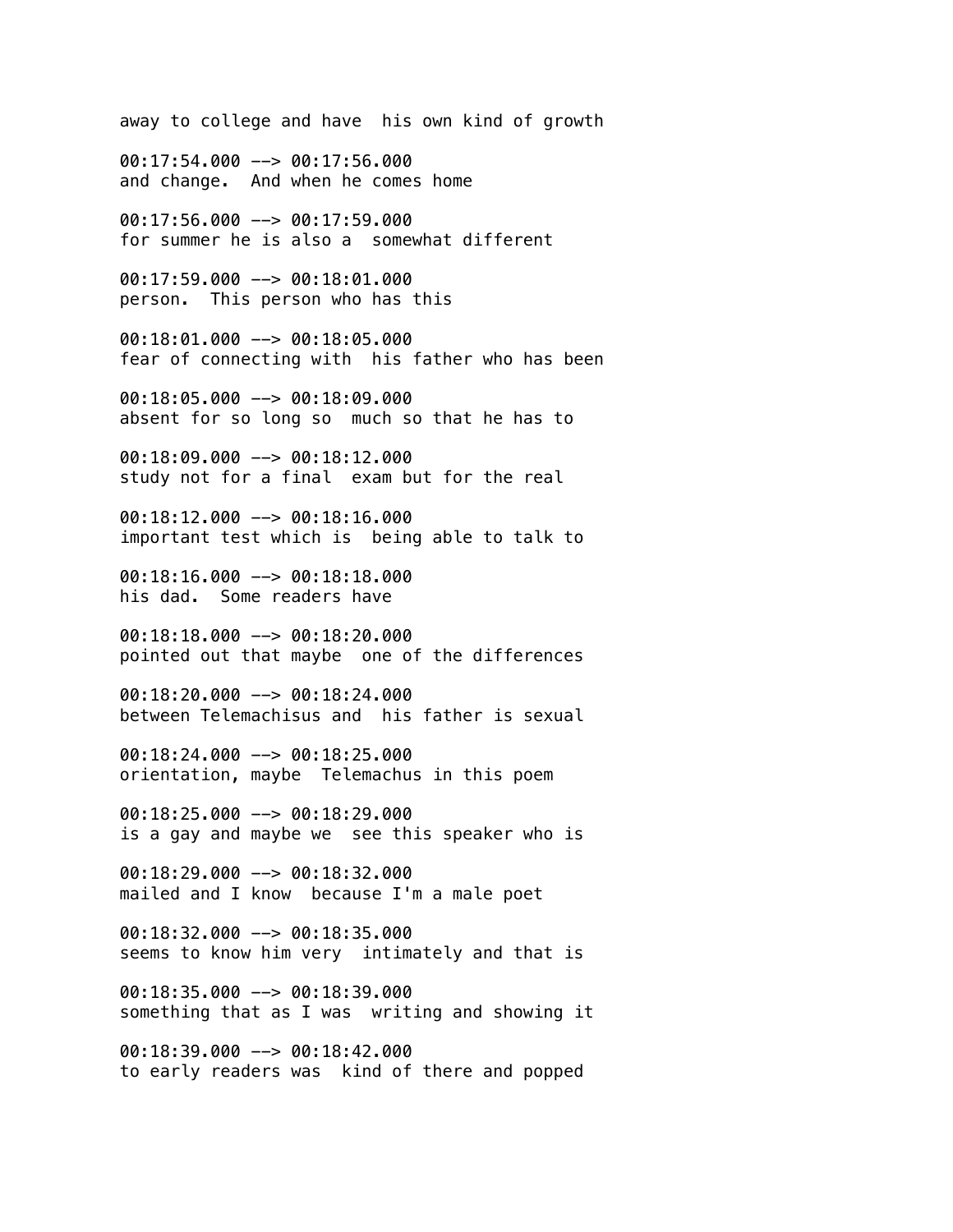away to college and have  his own kind of growth

00:17:54.000 --> 00:17:56.000
and change.  And when he comes home

00:17:56.000 --> 00:17:59.000
for summer he is also a  somewhat different

00:17:59.000 --> 00:18:01.000
person.  This person who has this

00:18:01.000 --> 00:18:05.000
fear of connecting with  his father who has been

00:18:05.000 --> 00:18:09.000
absent for so long so  much so that he has to

00:18:09.000 --> 00:18:12.000
study not for a final  exam but for the real

00:18:12.000 --> 00:18:16.000
important test which is  being able to talk to

00:18:16.000 --> 00:18:18.000
his dad.  Some readers have

00:18:18.000 --> 00:18:20.000
pointed out that maybe  one of the differences

00:18:20.000 --> 00:18:24.000
between Telemachisus and  his father is sexual

00:18:24.000 --> 00:18:25.000
orientation, maybe  Telemachus in this poem

00:18:25.000 --> 00:18:29.000
is a gay and maybe we  see this speaker who is

00:18:29.000 --> 00:18:32.000
mailed and I know  because I'm a male poet

00:18:32.000 --> 00:18:35.000
seems to know him very  intimately and that is

00:18:35.000 --> 00:18:39.000
something that as I was  writing and showing it

00:18:39.000 --> 00:18:42.000
to early readers was  kind of there and popped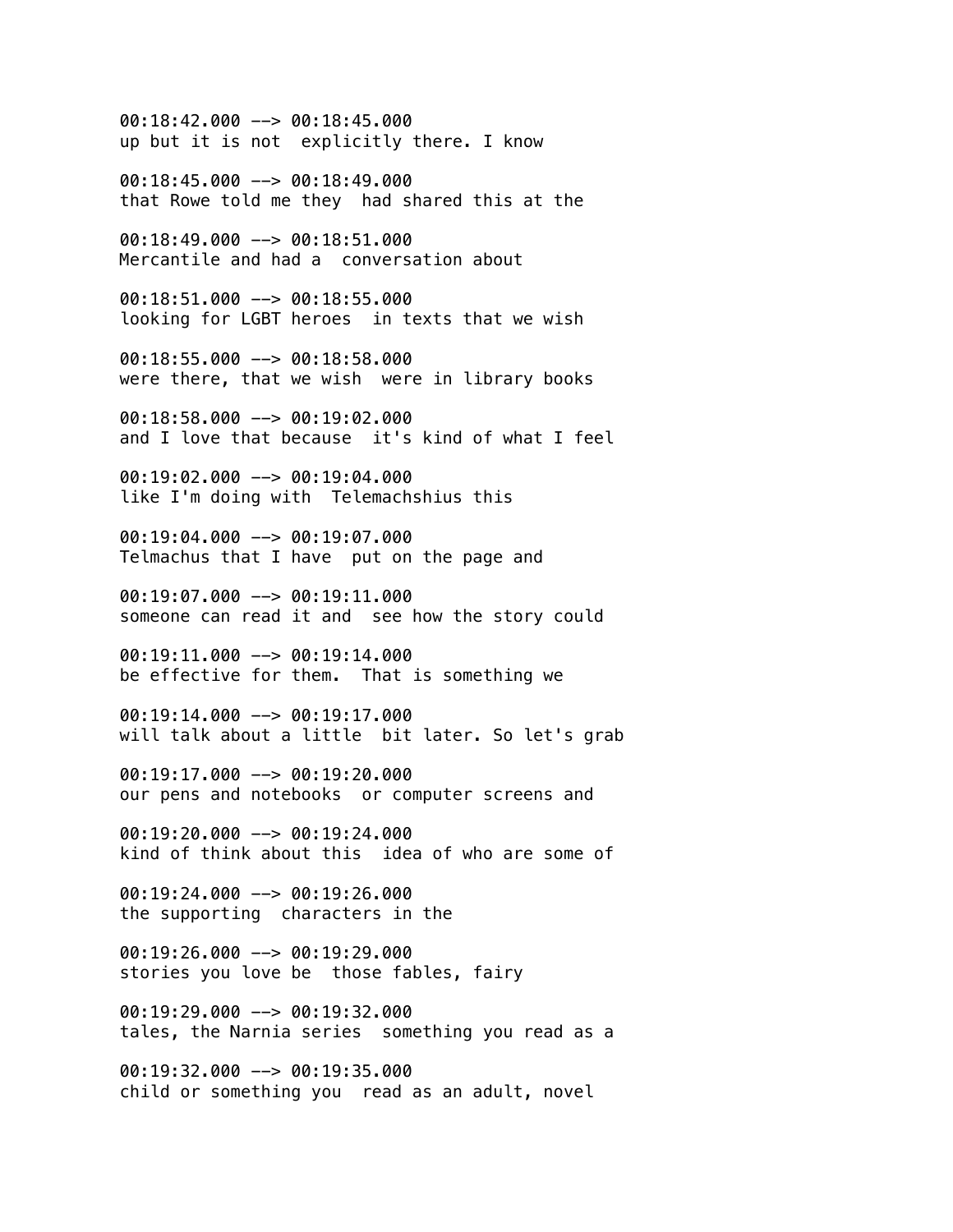00:18:42.000 --> 00:18:45.000
up but it is not  explicitly there. I know

00:18:45.000 --> 00:18:49.000
that Rowe told me they  had shared this at the

00:18:49.000 --> 00:18:51.000
Mercantile and had a  conversation about

00:18:51.000 --> 00:18:55.000
looking for LGBT heroes  in texts that we wish

00:18:55.000 --> 00:18:58.000
were there, that we wish  were in library books

00:18:58.000 --> 00:19:02.000
and I love that because  it's kind of what I feel

00:19:02.000 --> 00:19:04.000
like I'm doing with  Telemachshius this

00:19:04.000 --> 00:19:07.000
Telmachus that I have  put on the page and

00:19:07.000 --> 00:19:11.000
someone can read it and  see how the story could

00:19:11.000 --> 00:19:14.000
be effective for them.  That is something we

00:19:14.000 --> 00:19:17.000
will talk about a little  bit later. So let's grab

00:19:17.000 --> 00:19:20.000
our pens and notebooks  or computer screens and

00:19:20.000 --> 00:19:24.000
kind of think about this  idea of who are some of

00:19:24.000 --> 00:19:26.000
the supporting  characters in the

00:19:26.000 --> 00:19:29.000
stories you love be  those fables, fairy

00:19:29.000 --> 00:19:32.000
tales, the Narnia series  something you read as a

00:19:32.000 --> 00:19:35.000
child or something you  read as an adult, novel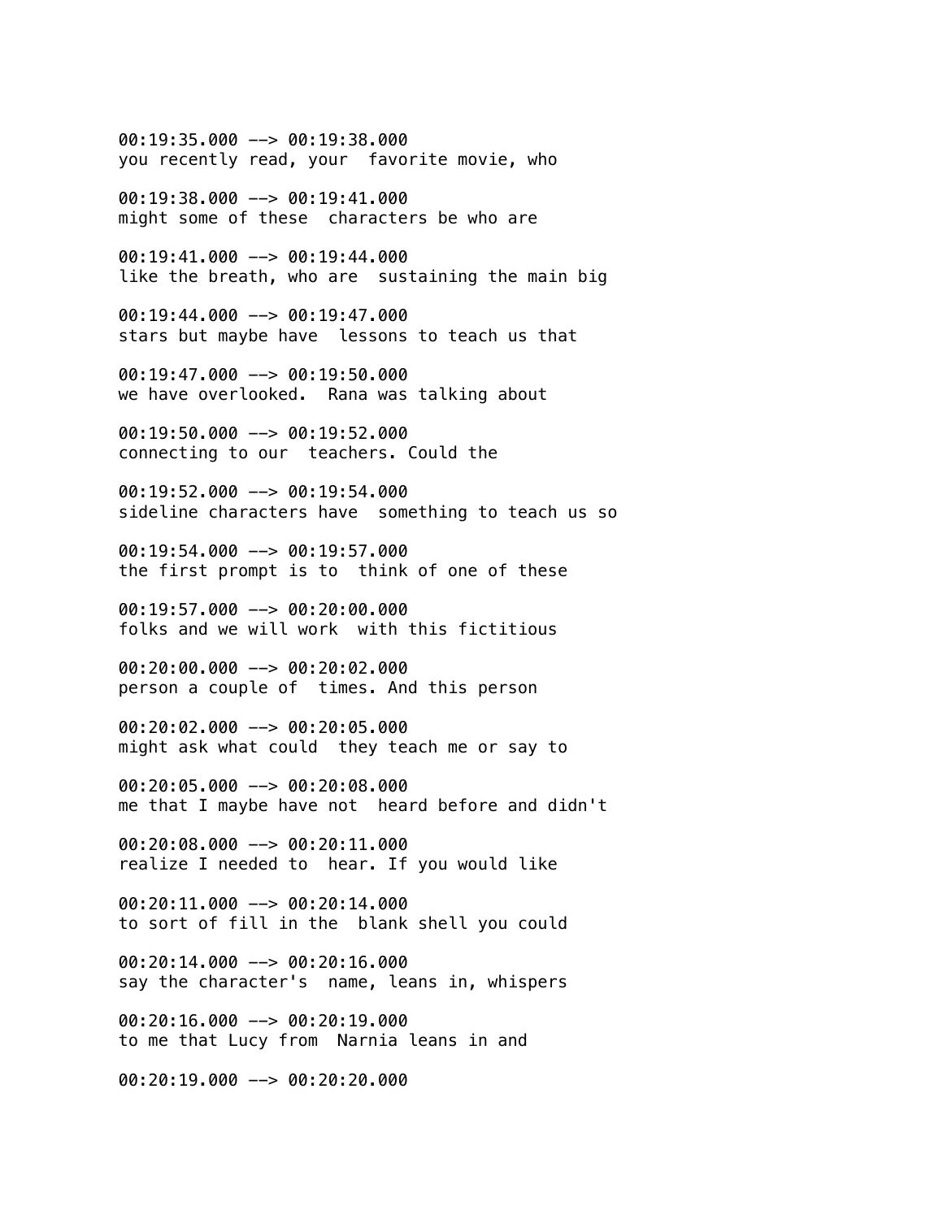00:19:35.000 --> 00:19:38.000
you recently read, your  favorite movie, who

00:19:38.000 --> 00:19:41.000
might some of these  characters be who are

00:19:41.000 --> 00:19:44.000
like the breath, who are  sustaining the main big

00:19:44.000 --> 00:19:47.000
stars but maybe have  lessons to teach us that

00:19:47.000 --> 00:19:50.000
we have overlooked.  Rana was talking about

00:19:50.000 --> 00:19:52.000
connecting to our  teachers. Could the

00:19:52.000 --> 00:19:54.000
sideline characters have  something to teach us so

00:19:54.000 --> 00:19:57.000
the first prompt is to  think of one of these

00:19:57.000 --> 00:20:00.000
folks and we will work  with this fictitious

00:20:00.000 --> 00:20:02.000
person a couple of  times. And this person

00:20:02.000 --> 00:20:05.000
might ask what could  they teach me or say to

00:20:05.000 --> 00:20:08.000
me that I maybe have not  heard before and didn't

00:20:08.000 --> 00:20:11.000
realize I needed to  hear. If you would like

00:20:11.000 --> 00:20:14.000
to sort of fill in the  blank shell you could

00:20:14.000 --> 00:20:16.000
say the character's  name, leans in, whispers

00:20:16.000 --> 00:20:19.000
to me that Lucy from  Narnia leans in and

00:20:19.000 --> 00:20:20.000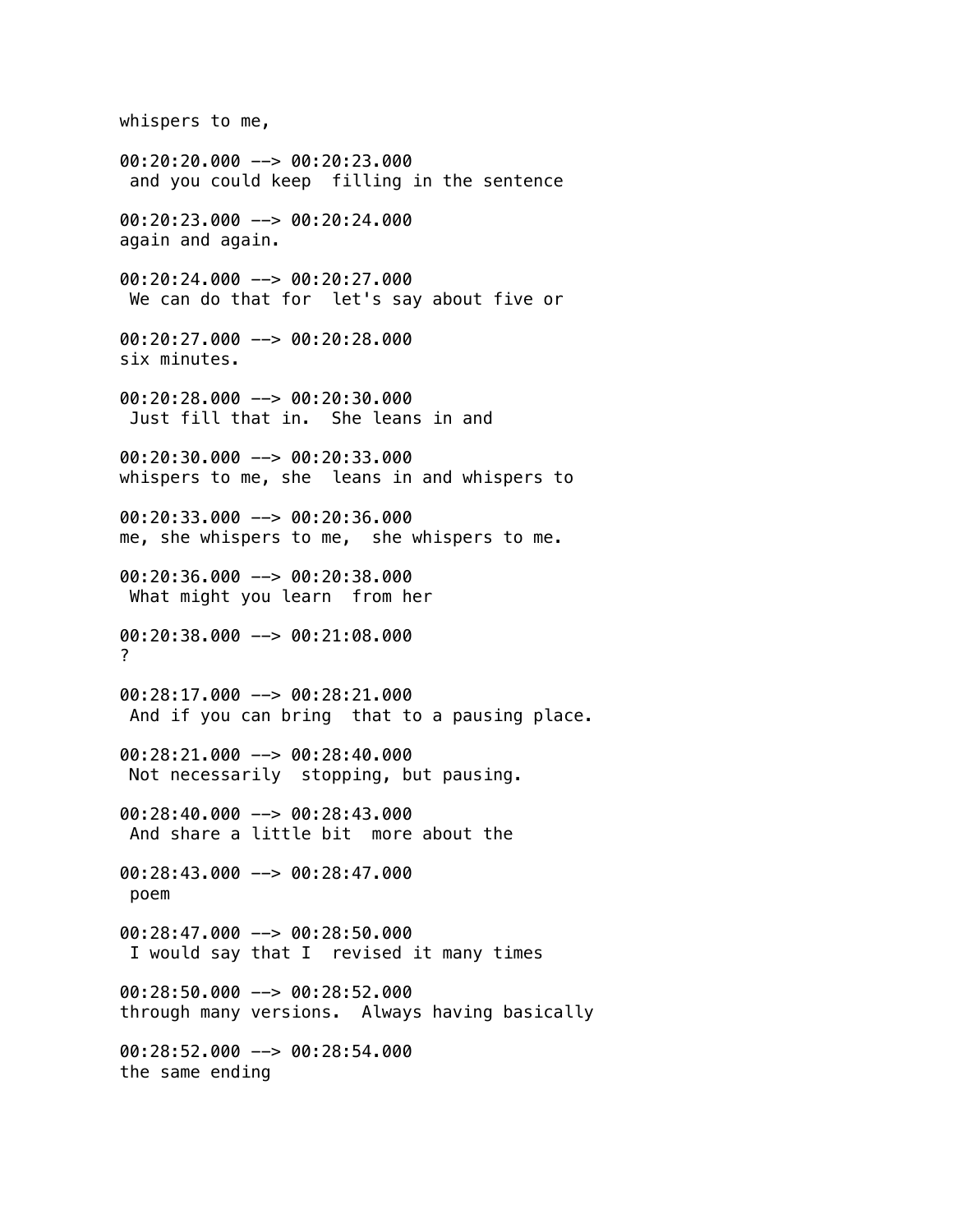whispers to me,

00:20:20.000 --> 00:20:23.000
 and you could keep  filling in the sentence

00:20:23.000 --> 00:20:24.000
again and again.

00:20:24.000 --> 00:20:27.000
 We can do that for  let's say about five or

00:20:27.000 --> 00:20:28.000
six minutes.

00:20:28.000 --> 00:20:30.000
 Just fill that in.  She leans in and

00:20:30.000 --> 00:20:33.000
whispers to me, she  leans in and whispers to

00:20:33.000 --> 00:20:36.000
me, she whispers to me,  she whispers to me.

00:20:36.000 --> 00:20:38.000
 What might you learn  from her

00:20:38.000 --> 00:21:08.000
?

00:28:17.000 --> 00:28:21.000
 And if you can bring  that to a pausing place.

00:28:21.000 --> 00:28:40.000
 Not necessarily  stopping, but pausing.

00:28:40.000 --> 00:28:43.000
 And share a little bit  more about the

00:28:43.000 --> 00:28:47.000
 poem

00:28:47.000 --> 00:28:50.000
 I would say that I  revised it many times

00:28:50.000 --> 00:28:52.000
through many versions.  Always having basically

00:28:52.000 --> 00:28:54.000
the same ending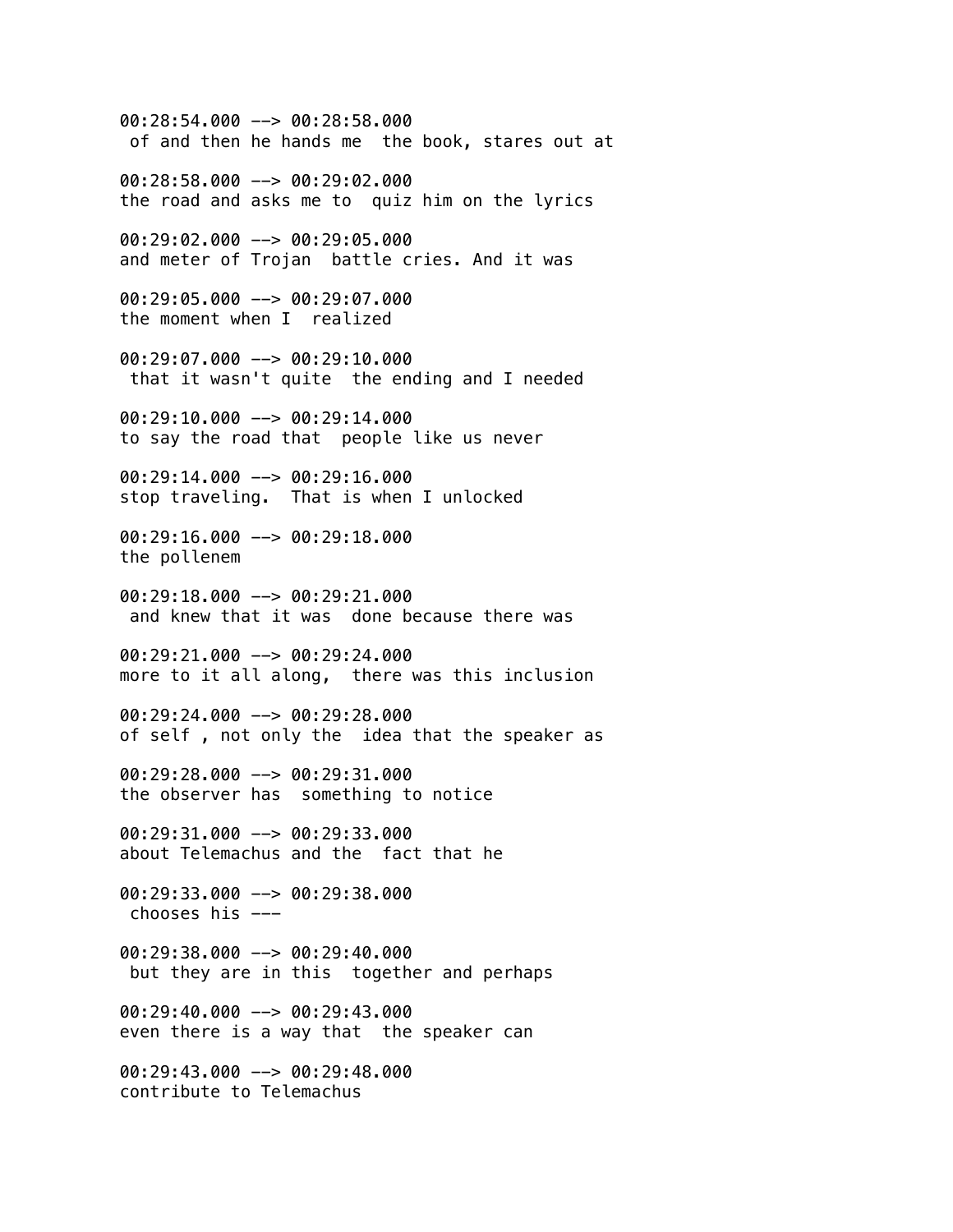00:28:54.000 --> 00:28:58.000
 of and then he hands me  the book, stares out at

00:28:58.000 --> 00:29:02.000
the road and asks me to  quiz him on the lyrics

00:29:02.000 --> 00:29:05.000
and meter of Trojan  battle cries. And it was

00:29:05.000 --> 00:29:07.000
the moment when I  realized

00:29:07.000 --> 00:29:10.000
 that it wasn't quite  the ending and I needed

00:29:10.000 --> 00:29:14.000
to say the road that  people like us never

00:29:14.000 --> 00:29:16.000
stop traveling.  That is when I unlocked

00:29:16.000 --> 00:29:18.000
the pollenem

00:29:18.000 --> 00:29:21.000
 and knew that it was  done because there was

00:29:21.000 --> 00:29:24.000
more to it all along,  there was this inclusion

00:29:24.000 --> 00:29:28.000
of self , not only the  idea that the speaker as

00:29:28.000 --> 00:29:31.000
the observer has  something to notice

00:29:31.000 --> 00:29:33.000
about Telemachus and the  fact that he

00:29:33.000 --> 00:29:38.000
 chooses his ---

00:29:38.000 --> 00:29:40.000
 but they are in this  together and perhaps

00:29:40.000 --> 00:29:43.000
even there is a way that  the speaker can

00:29:43.000 --> 00:29:48.000
contribute to Telemachus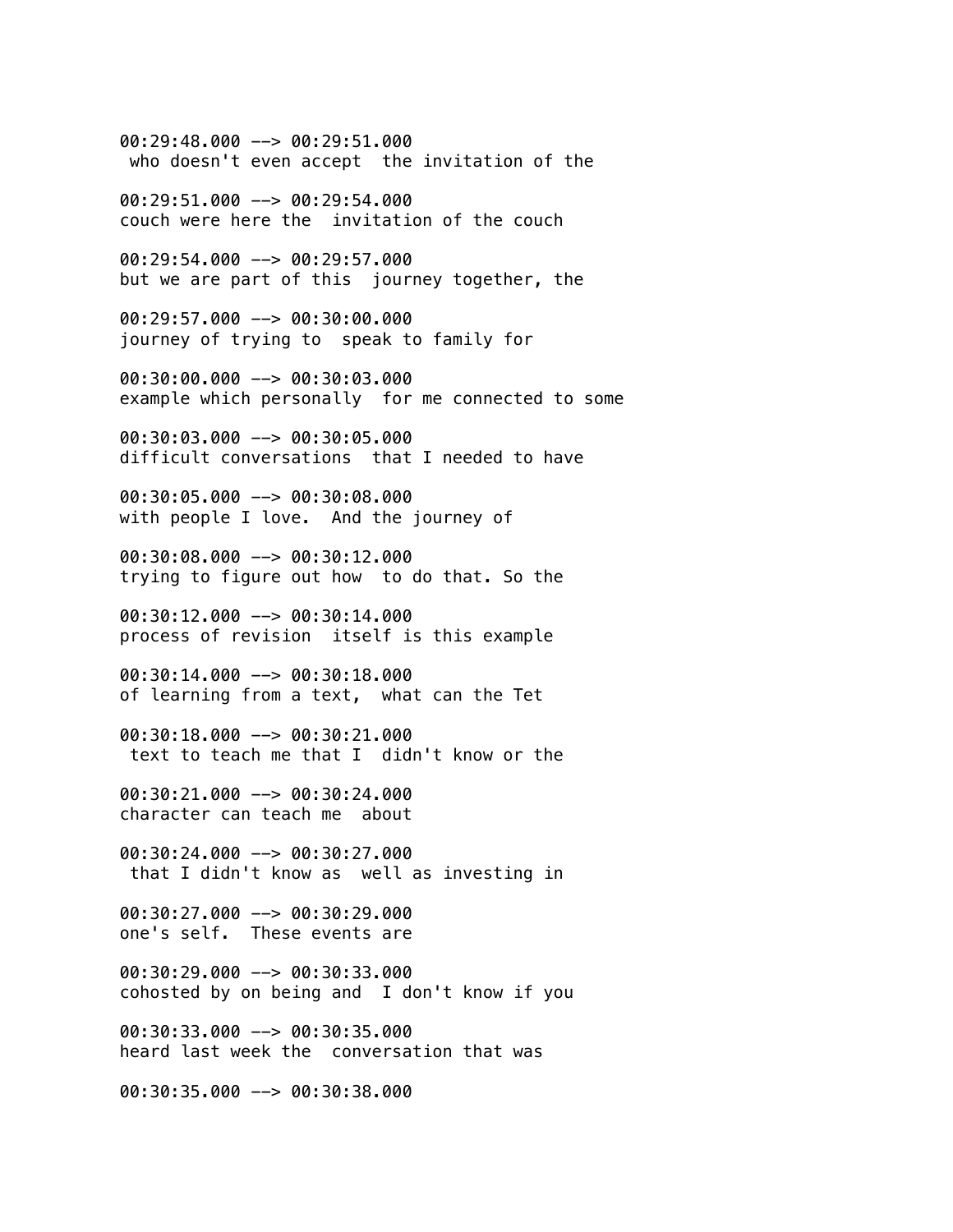00:29:48.000 --> 00:29:51.000
 who doesn't even accept  the invitation of the

00:29:51.000 --> 00:29:54.000
couch were here the  invitation of the couch

00:29:54.000 --> 00:29:57.000
but we are part of this  journey together, the

00:29:57.000 --> 00:30:00.000
journey of trying to  speak to family for

00:30:00.000 --> 00:30:03.000
example which personally  for me connected to some

00:30:03.000 --> 00:30:05.000
difficult conversations  that I needed to have

00:30:05.000 --> 00:30:08.000
with people I love.  And the journey of

00:30:08.000 --> 00:30:12.000
trying to figure out how  to do that. So the

00:30:12.000 --> 00:30:14.000
process of revision  itself is this example

00:30:14.000 --> 00:30:18.000
of learning from a text,  what can the Tet

00:30:18.000 --> 00:30:21.000
 text to teach me that I  didn't know or the

00:30:21.000 --> 00:30:24.000
character can teach me  about

00:30:24.000 --> 00:30:27.000
 that I didn't know as  well as investing in

00:30:27.000 --> 00:30:29.000
one's self.  These events are

00:30:29.000 --> 00:30:33.000
cohosted by on being and  I don't know if you

00:30:33.000 --> 00:30:35.000
heard last week the  conversation that was

00:30:35.000 --> 00:30:38.000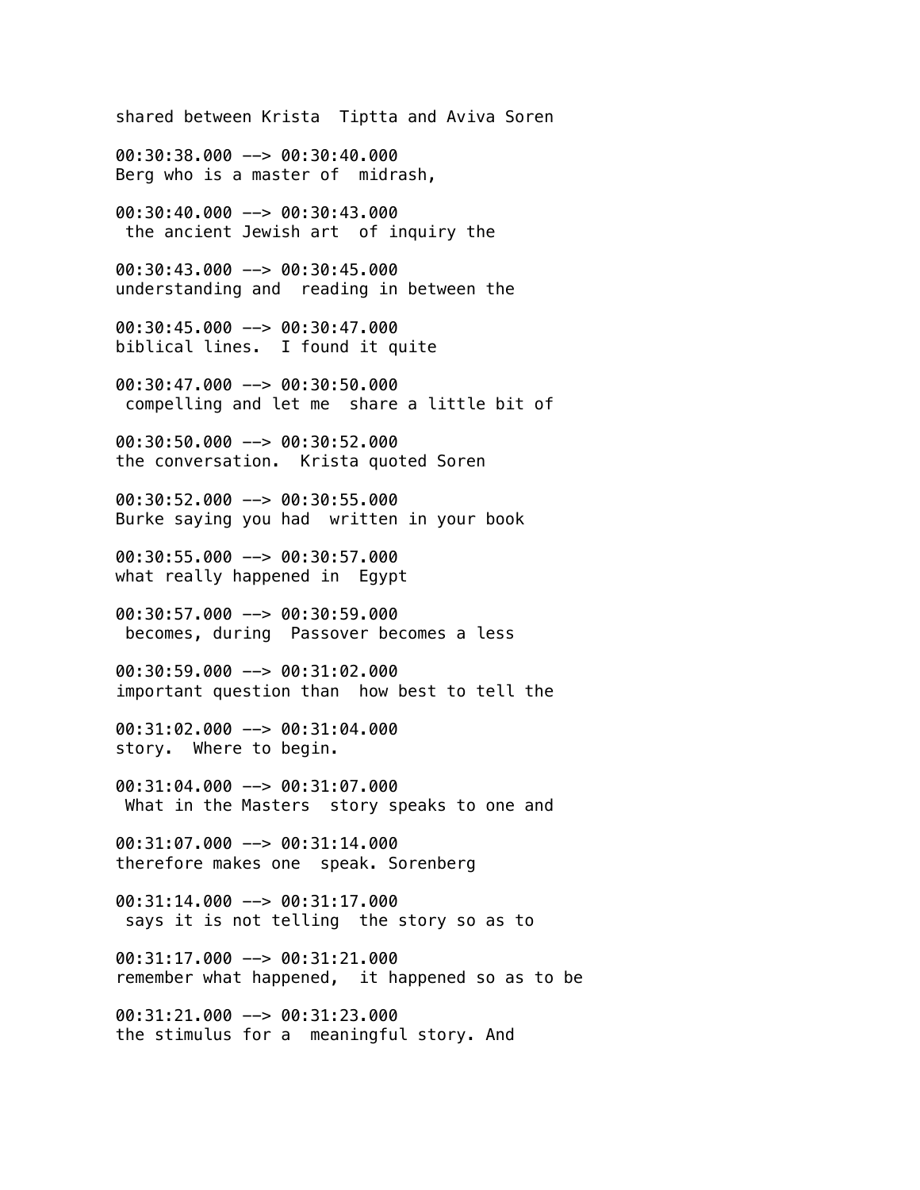shared between Krista  Tiptta and Aviva Soren

00:30:38.000 --> 00:30:40.000
Berg who is a master of  midrash,

00:30:40.000 --> 00:30:43.000
 the ancient Jewish art  of inquiry the

00:30:43.000 --> 00:30:45.000
understanding and  reading in between the

00:30:45.000 --> 00:30:47.000
biblical lines.  I found it quite

00:30:47.000 --> 00:30:50.000
 compelling and let me  share a little bit of

00:30:50.000 --> 00:30:52.000
the conversation.  Krista quoted Soren

00:30:52.000 --> 00:30:55.000
Burke saying you had  written in your book

00:30:55.000 --> 00:30:57.000
what really happened in  Egypt

00:30:57.000 --> 00:30:59.000
 becomes, during  Passover becomes a less

00:30:59.000 --> 00:31:02.000
important question than  how best to tell the

00:31:02.000 --> 00:31:04.000
story.  Where to begin.

00:31:04.000 --> 00:31:07.000
 What in the Masters  story speaks to one and

00:31:07.000 --> 00:31:14.000
therefore makes one  speak. Sorenberg

00:31:14.000 --> 00:31:17.000
 says it is not telling  the story so as to

00:31:17.000 --> 00:31:21.000
remember what happened,  it happened so as to be

00:31:21.000 --> 00:31:23.000
the stimulus for a  meaningful story. And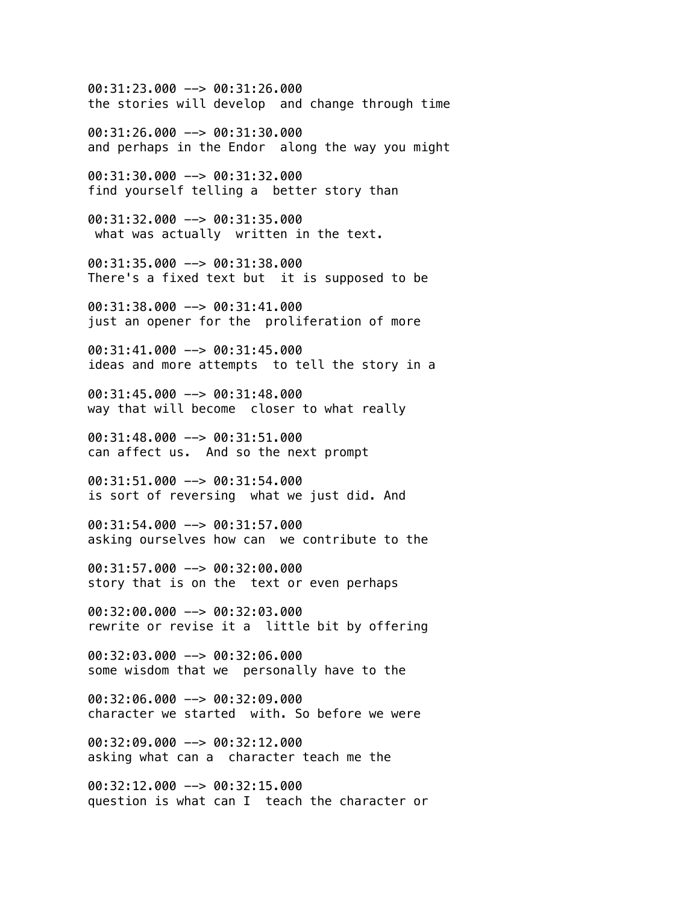00:31:23.000 --> 00:31:26.000
the stories will develop  and change through time

00:31:26.000 --> 00:31:30.000
and perhaps in the Endor  along the way you might

00:31:30.000 --> 00:31:32.000
find yourself telling a  better story than

00:31:32.000 --> 00:31:35.000
 what was actually  written in the text.

00:31:35.000 --> 00:31:38.000
There's a fixed text but  it is supposed to be

00:31:38.000 --> 00:31:41.000
just an opener for the  proliferation of more

00:31:41.000 --> 00:31:45.000
ideas and more attempts  to tell the story in a

00:31:45.000 --> 00:31:48.000
way that will become  closer to what really

00:31:48.000 --> 00:31:51.000
can affect us.  And so the next prompt

00:31:51.000 --> 00:31:54.000
is sort of reversing  what we just did. And

00:31:54.000 --> 00:31:57.000
asking ourselves how can  we contribute to the

00:31:57.000 --> 00:32:00.000
story that is on the  text or even perhaps

00:32:00.000 --> 00:32:03.000
rewrite or revise it a  little bit by offering

00:32:03.000 --> 00:32:06.000
some wisdom that we  personally have to the

00:32:06.000 --> 00:32:09.000
character we started  with. So before we were

00:32:09.000 --> 00:32:12.000
asking what can a  character teach me the

00:32:12.000 --> 00:32:15.000
question is what can I  teach the character or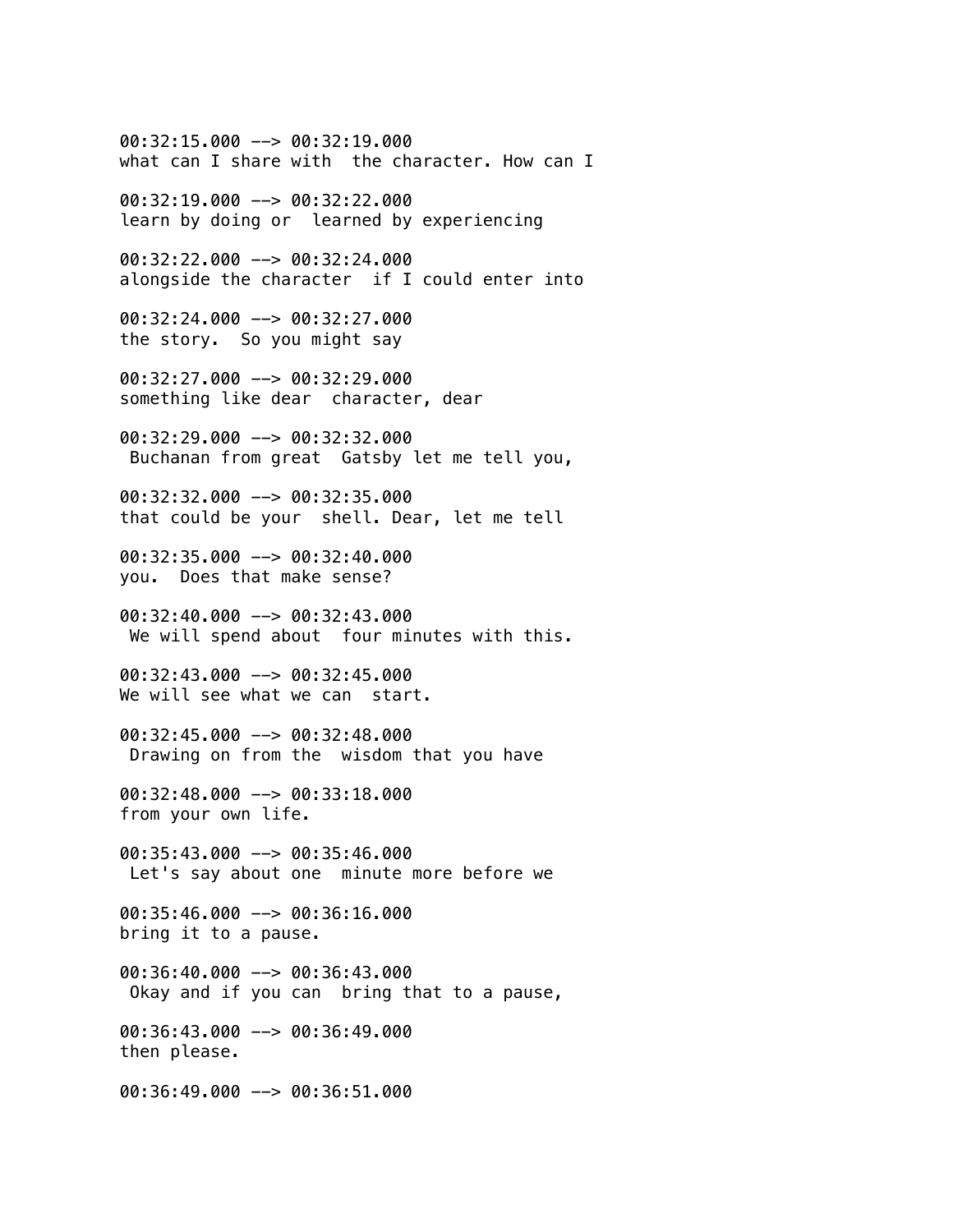00:32:15.000 --> 00:32:19.000
what can I share with  the character. How can I

00:32:19.000 --> 00:32:22.000
learn by doing or  learned by experiencing

00:32:22.000 --> 00:32:24.000
alongside the character  if I could enter into

00:32:24.000 --> 00:32:27.000
the story.  So you might say

00:32:27.000 --> 00:32:29.000
something like dear  character, dear

00:32:29.000 --> 00:32:32.000
 Buchanan from great  Gatsby let me tell you,

00:32:32.000 --> 00:32:35.000
that could be your  shell. Dear, let me tell

00:32:35.000 --> 00:32:40.000
you.  Does that make sense?

00:32:40.000 --> 00:32:43.000
 We will spend about  four minutes with this.

00:32:43.000 --> 00:32:45.000
We will see what we can  start.

00:32:45.000 --> 00:32:48.000
 Drawing on from the  wisdom that you have

00:32:48.000 --> 00:33:18.000
from your own life.

00:35:43.000 --> 00:35:46.000
 Let's say about one  minute more before we

00:35:46.000 --> 00:36:16.000
bring it to a pause.

00:36:40.000 --> 00:36:43.000
 Okay and if you can  bring that to a pause,

00:36:43.000 --> 00:36:49.000
then please.

00:36:49.000 --> 00:36:51.000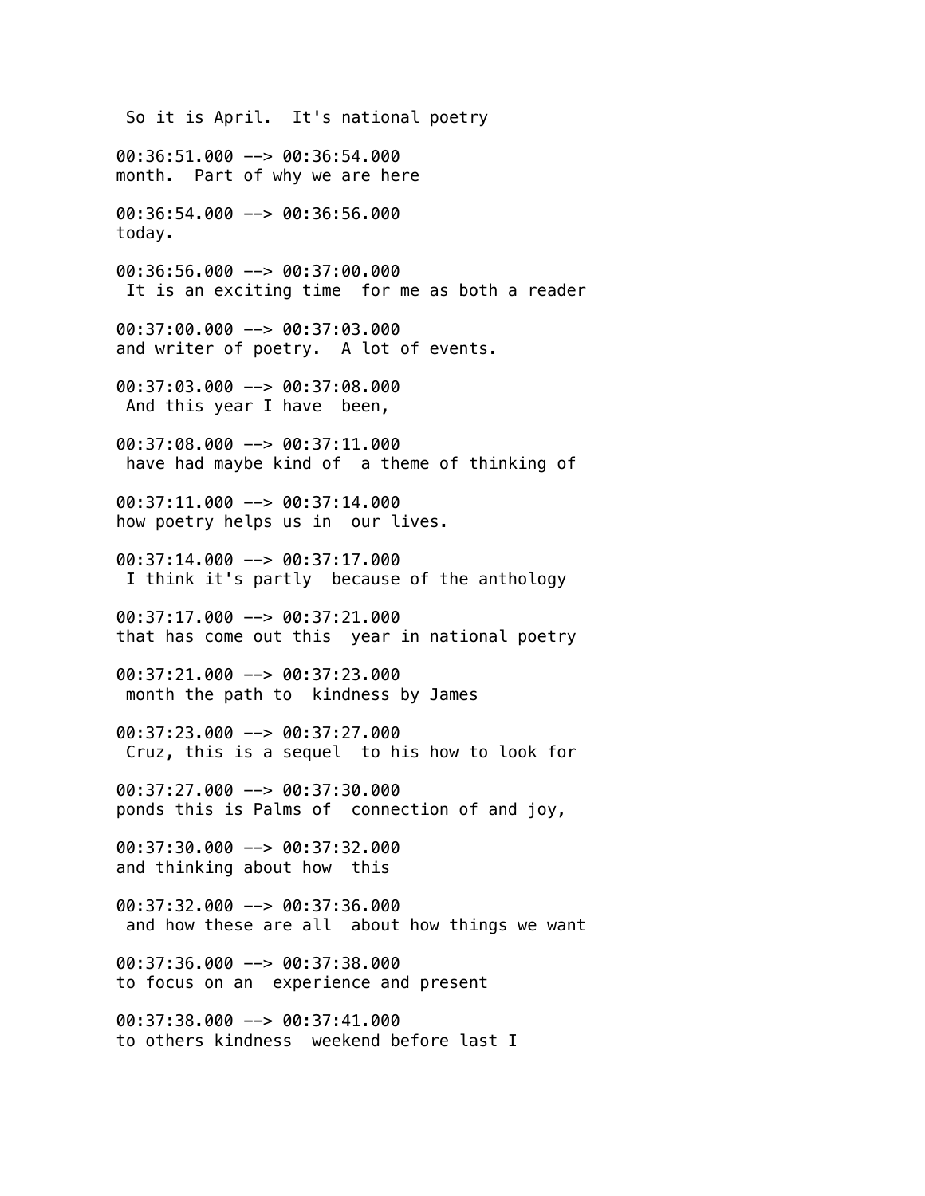So it is April.  It's national poetry

00:36:51.000 --> 00:36:54.000
month.  Part of why we are here

00:36:54.000 --> 00:36:56.000
today.

00:36:56.000 --> 00:37:00.000
 It is an exciting time  for me as both a reader

00:37:00.000 --> 00:37:03.000
and writer of poetry.  A lot of events.

00:37:03.000 --> 00:37:08.000
 And this year I have  been,

00:37:08.000 --> 00:37:11.000
 have had maybe kind of  a theme of thinking of

00:37:11.000 --> 00:37:14.000
how poetry helps us in  our lives.

00:37:14.000 --> 00:37:17.000
 I think it's partly  because of the anthology

00:37:17.000 --> 00:37:21.000
that has come out this  year in national poetry

00:37:21.000 --> 00:37:23.000
 month the path to  kindness by James

00:37:23.000 --> 00:37:27.000
 Cruz, this is a sequel  to his how to look for

00:37:27.000 --> 00:37:30.000
ponds this is Palms of  connection of and joy,

00:37:30.000 --> 00:37:32.000
and thinking about how  this

00:37:32.000 --> 00:37:36.000
 and how these are all  about how things we want

00:37:36.000 --> 00:37:38.000
to focus on an  experience and present

00:37:38.000 --> 00:37:41.000
to others kindness  weekend before last I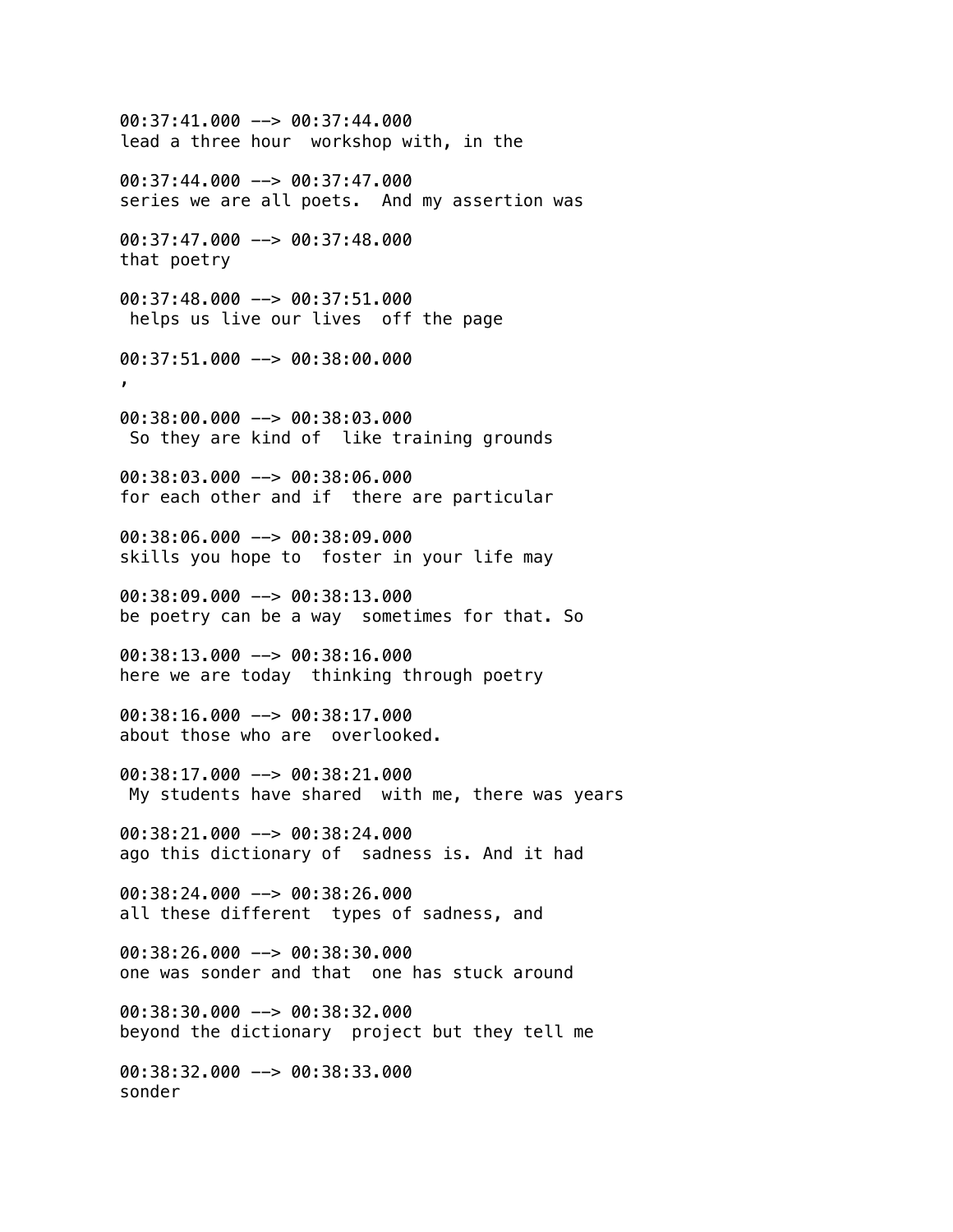00:37:41.000 --> 00:37:44.000
lead a three hour  workshop with, in the

00:37:44.000 --> 00:37:47.000
series we are all poets.  And my assertion was

00:37:47.000 --> 00:37:48.000
that poetry

00:37:48.000 --> 00:37:51.000
 helps us live our lives  off the page

00:37:51.000 --> 00:38:00.000
,

00:38:00.000 --> 00:38:03.000
 So they are kind of  like training grounds

00:38:03.000 --> 00:38:06.000
for each other and if  there are particular

00:38:06.000 --> 00:38:09.000
skills you hope to  foster in your life may

00:38:09.000 --> 00:38:13.000
be poetry can be a way  sometimes for that. So

00:38:13.000 --> 00:38:16.000
here we are today  thinking through poetry

00:38:16.000 --> 00:38:17.000
about those who are  overlooked.

00:38:17.000 --> 00:38:21.000
 My students have shared  with me, there was years

00:38:21.000 --> 00:38:24.000
ago this dictionary of  sadness is. And it had

00:38:24.000 --> 00:38:26.000
all these different  types of sadness, and

00:38:26.000 --> 00:38:30.000
one was sonder and that  one has stuck around

00:38:30.000 --> 00:38:32.000
beyond the dictionary  project but they tell me

00:38:32.000 --> 00:38:33.000
sonder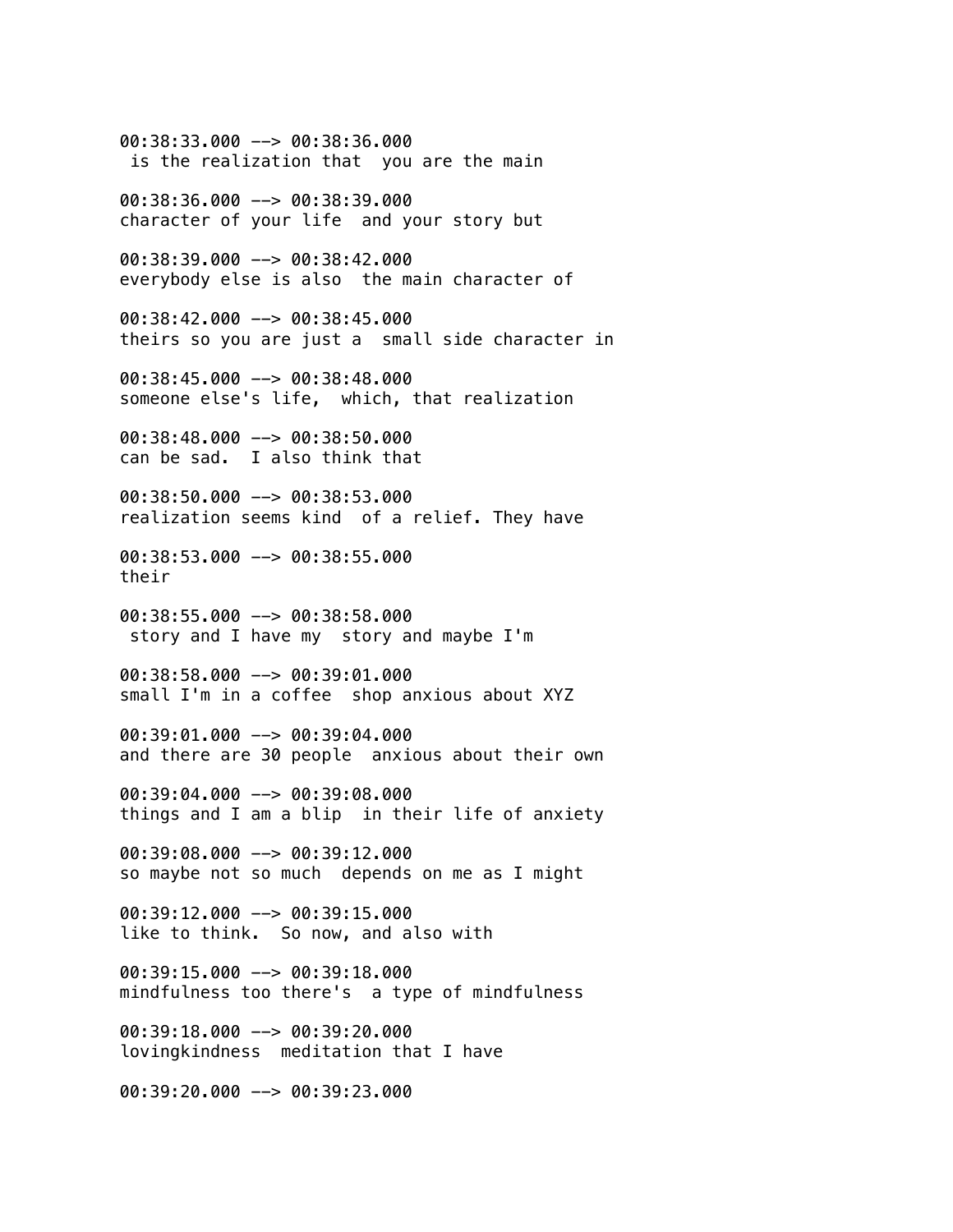00:38:33.000 --> 00:38:36.000
 is the realization that  you are the main

00:38:36.000 --> 00:38:39.000
character of your life  and your story but

00:38:39.000 --> 00:38:42.000
everybody else is also  the main character of

00:38:42.000 --> 00:38:45.000
theirs so you are just a  small side character in

00:38:45.000 --> 00:38:48.000
someone else's life,  which, that realization

00:38:48.000 --> 00:38:50.000
can be sad.  I also think that

00:38:50.000 --> 00:38:53.000
realization seems kind  of a relief. They have

00:38:53.000 --> 00:38:55.000
their

00:38:55.000 --> 00:38:58.000
 story and I have my  story and maybe I'm

00:38:58.000 --> 00:39:01.000
small I'm in a coffee  shop anxious about XYZ

00:39:01.000 --> 00:39:04.000
and there are 30 people  anxious about their own

00:39:04.000 --> 00:39:08.000
things and I am a blip  in their life of anxiety

00:39:08.000 --> 00:39:12.000
so maybe not so much  depends on me as I might

00:39:12.000 --> 00:39:15.000
like to think.  So now, and also with

00:39:15.000 --> 00:39:18.000
mindfulness too there's  a type of mindfulness

00:39:18.000 --> 00:39:20.000
lovingkindness  meditation that I have

00:39:20.000 --> 00:39:23.000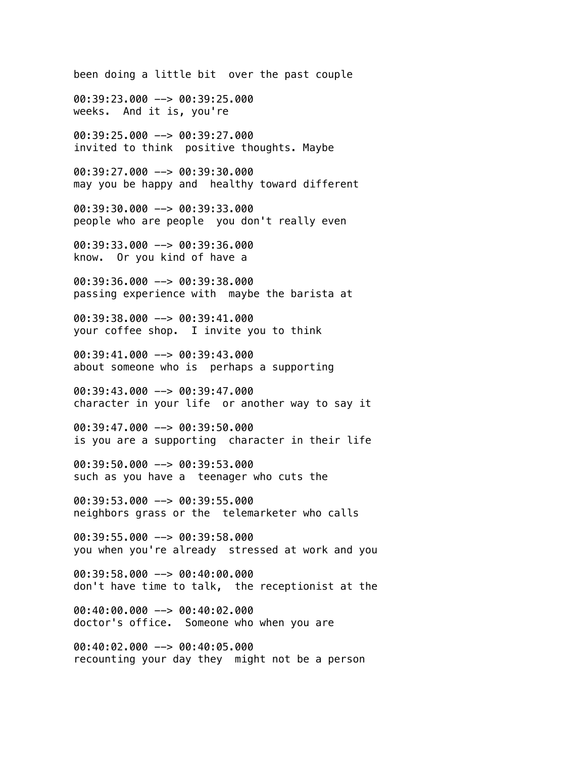been doing a little bit  over the past couple

00:39:23.000 --> 00:39:25.000
weeks.  And it is, you're

00:39:25.000 --> 00:39:27.000
invited to think  positive thoughts. Maybe

00:39:27.000 --> 00:39:30.000
may you be happy and  healthy toward different

00:39:30.000 --> 00:39:33.000
people who are people  you don't really even

00:39:33.000 --> 00:39:36.000
know.  Or you kind of have a

00:39:36.000 --> 00:39:38.000
passing experience with  maybe the barista at

00:39:38.000 --> 00:39:41.000
your coffee shop.  I invite you to think

00:39:41.000 --> 00:39:43.000
about someone who is  perhaps a supporting

00:39:43.000 --> 00:39:47.000
character in your life  or another way to say it

00:39:47.000 --> 00:39:50.000
is you are a supporting  character in their life

00:39:50.000 --> 00:39:53.000
such as you have a  teenager who cuts the

00:39:53.000 --> 00:39:55.000
neighbors grass or the  telemarketer who calls

00:39:55.000 --> 00:39:58.000
you when you're already  stressed at work and you

00:39:58.000 --> 00:40:00.000
don't have time to talk,  the receptionist at the

00:40:00.000 --> 00:40:02.000
doctor's office.  Someone who when you are

00:40:02.000 --> 00:40:05.000
recounting your day they  might not be a person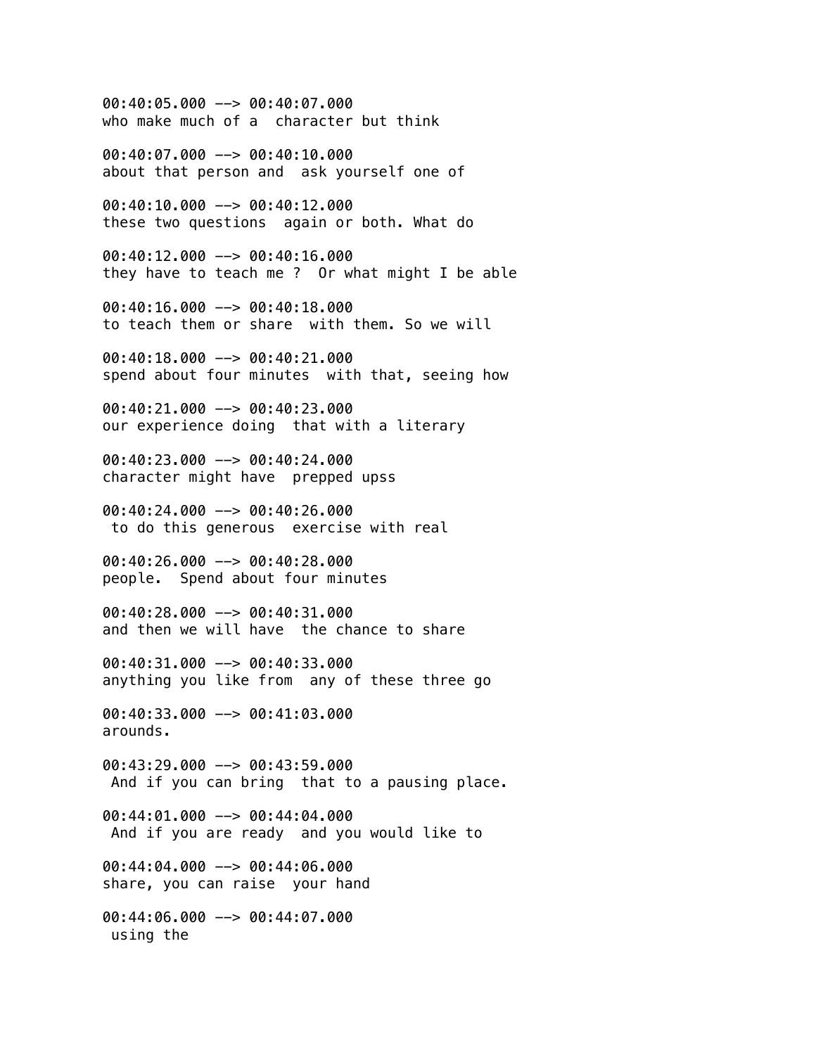00:40:05.000 --> 00:40:07.000
who make much of a  character but think

00:40:07.000 --> 00:40:10.000
about that person and  ask yourself one of

00:40:10.000 --> 00:40:12.000
these two questions  again or both. What do

00:40:12.000 --> 00:40:16.000
they have to teach me ?  Or what might I be able

00:40:16.000 --> 00:40:18.000
to teach them or share  with them. So we will

00:40:18.000 --> 00:40:21.000
spend about four minutes  with that, seeing how

00:40:21.000 --> 00:40:23.000
our experience doing  that with a literary

00:40:23.000 --> 00:40:24.000
character might have  prepped upss

00:40:24.000 --> 00:40:26.000
 to do this generous  exercise with real

00:40:26.000 --> 00:40:28.000
people.  Spend about four minutes

00:40:28.000 --> 00:40:31.000
and then we will have  the chance to share

00:40:31.000 --> 00:40:33.000
anything you like from  any of these three go

00:40:33.000 --> 00:41:03.000
arounds.

00:43:29.000 --> 00:43:59.000
 And if you can bring  that to a pausing place.

00:44:01.000 --> 00:44:04.000
 And if you are ready  and you would like to

00:44:04.000 --> 00:44:06.000
share, you can raise  your hand

00:44:06.000 --> 00:44:07.000
 using the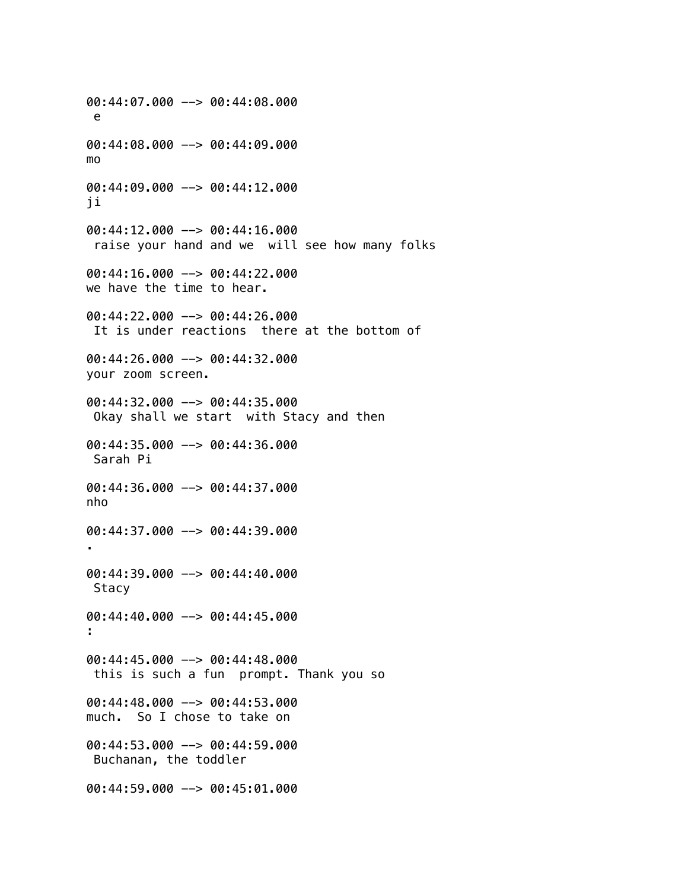00:44:07.000 --> 00:44:08.000
 e

00:44:08.000 --> 00:44:09.000
mo

00:44:09.000 --> 00:44:12.000
ji

00:44:12.000 --> 00:44:16.000
 raise your hand and we  will see how many folks

00:44:16.000 --> 00:44:22.000
we have the time to hear.

00:44:22.000 --> 00:44:26.000
 It is under reactions  there at the bottom of

00:44:26.000 --> 00:44:32.000
your zoom screen.

00:44:32.000 --> 00:44:35.000
 Okay shall we start  with Stacy and then

00:44:35.000 --> 00:44:36.000
 Sarah Pi

00:44:36.000 --> 00:44:37.000
nho

00:44:37.000 --> 00:44:39.000
.

00:44:39.000 --> 00:44:40.000
 Stacy

00:44:40.000 --> 00:44:45.000
:

00:44:45.000 --> 00:44:48.000
 this is such a fun  prompt. Thank you so

00:44:48.000 --> 00:44:53.000
much.  So I chose to take on

00:44:53.000 --> 00:44:59.000
 Buchanan, the toddler

00:44:59.000 --> 00:45:01.000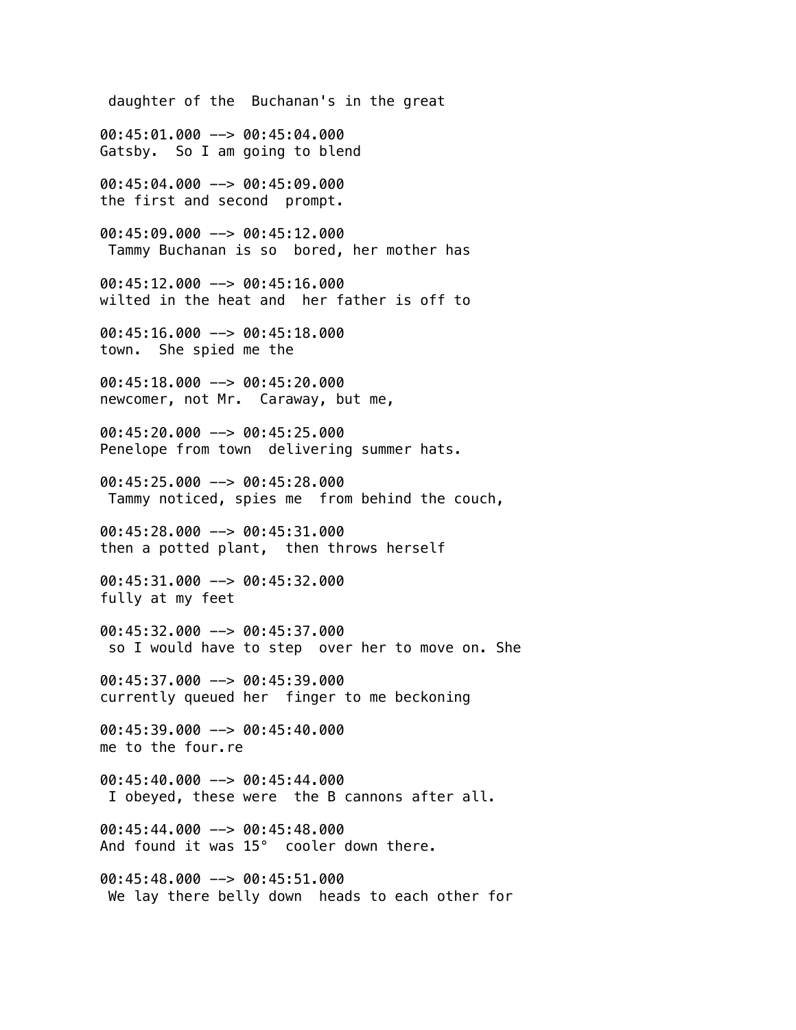daughter of the  Buchanan's in the great

00:45:01.000 --> 00:45:04.000
Gatsby.  So I am going to blend

00:45:04.000 --> 00:45:09.000
the first and second  prompt.

00:45:09.000 --> 00:45:12.000
 Tammy Buchanan is so  bored, her mother has

00:45:12.000 --> 00:45:16.000
wilted in the heat and  her father is off to

00:45:16.000 --> 00:45:18.000
town.  She spied me the

00:45:18.000 --> 00:45:20.000
newcomer, not Mr.  Caraway, but me,

00:45:20.000 --> 00:45:25.000
Penelope from town  delivering summer hats.

00:45:25.000 --> 00:45:28.000
 Tammy noticed, spies me  from behind the couch,

00:45:28.000 --> 00:45:31.000
then a potted plant,  then throws herself

00:45:31.000 --> 00:45:32.000
fully at my feet

00:45:32.000 --> 00:45:37.000
 so I would have to step  over her to move on. She

00:45:37.000 --> 00:45:39.000
currently queued her  finger to me beckoning

00:45:39.000 --> 00:45:40.000
me to the four.re

00:45:40.000 --> 00:45:44.000
 I obeyed, these were  the B cannons after all.

00:45:44.000 --> 00:45:48.000
And found it was 15°  cooler down there.

00:45:48.000 --> 00:45:51.000
 We lay there belly down  heads to each other for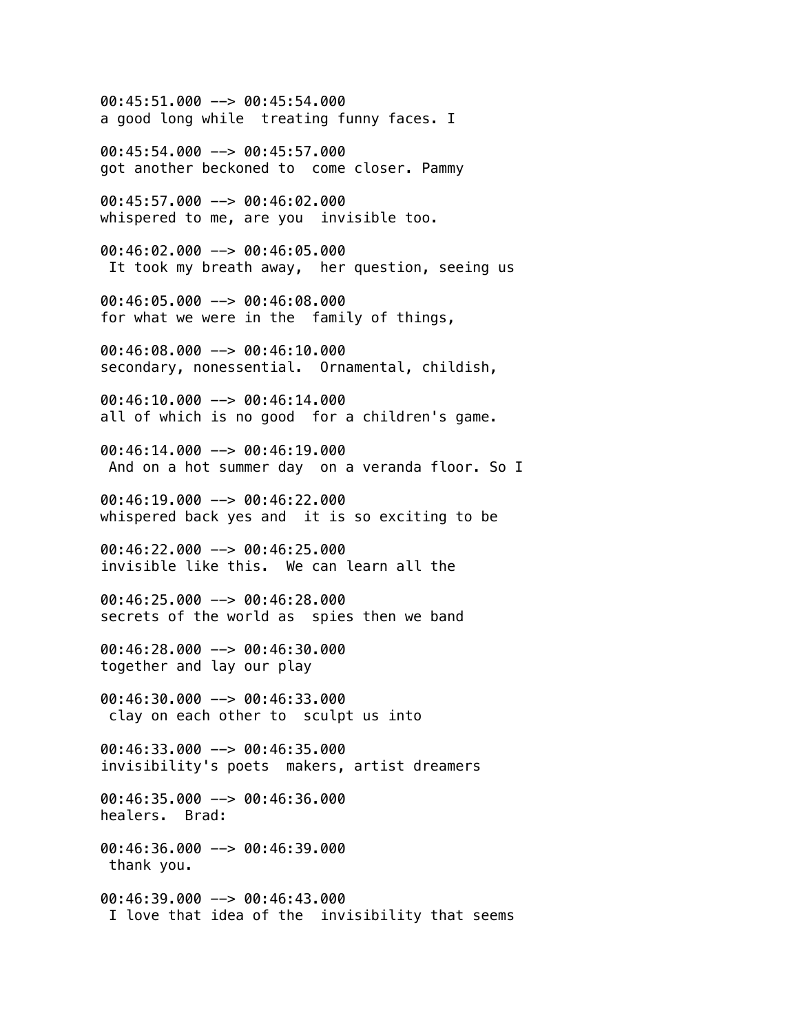00:45:51.000 --> 00:45:54.000
a good long while  treating funny faces. I

00:45:54.000 --> 00:45:57.000
got another beckoned to  come closer. Pammy

00:45:57.000 --> 00:46:02.000
whispered to me, are you  invisible too.

00:46:02.000 --> 00:46:05.000
 It took my breath away,  her question, seeing us

00:46:05.000 --> 00:46:08.000
for what we were in the  family of things,

00:46:08.000 --> 00:46:10.000
secondary, nonessential.  Ornamental, childish,

00:46:10.000 --> 00:46:14.000
all of which is no good  for a children's game.

00:46:14.000 --> 00:46:19.000
 And on a hot summer day  on a veranda floor. So I

00:46:19.000 --> 00:46:22.000
whispered back yes and  it is so exciting to be

00:46:22.000 --> 00:46:25.000
invisible like this.  We can learn all the

00:46:25.000 --> 00:46:28.000
secrets of the world as  spies then we band

00:46:28.000 --> 00:46:30.000
together and lay our play

00:46:30.000 --> 00:46:33.000
 clay on each other to  sculpt us into

00:46:33.000 --> 00:46:35.000
invisibility's poets  makers, artist dreamers

00:46:35.000 --> 00:46:36.000
healers.  Brad:

00:46:36.000 --> 00:46:39.000
 thank you.

00:46:39.000 --> 00:46:43.000
 I love that idea of the  invisibility that seems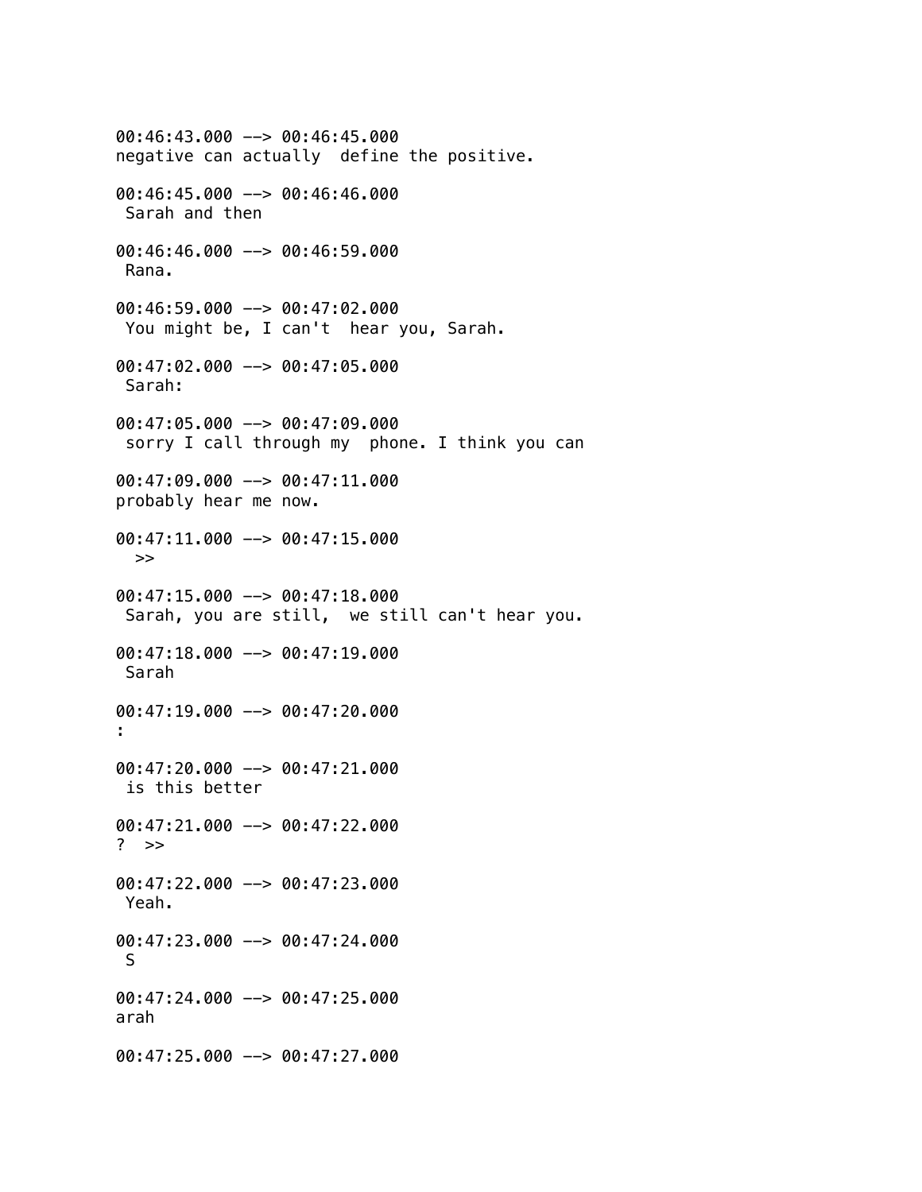00:46:43.000 --> 00:46:45.000
negative can actually  define the positive.

00:46:45.000 --> 00:46:46.000
 Sarah and then

00:46:46.000 --> 00:46:59.000
 Rana.

00:46:59.000 --> 00:47:02.000
 You might be, I can't  hear you, Sarah.

00:47:02.000 --> 00:47:05.000
 Sarah:

00:47:05.000 --> 00:47:09.000
 sorry I call through my  phone. I think you can

00:47:09.000 --> 00:47:11.000
probably hear me now.

00:47:11.000 --> 00:47:15.000
  >>

00:47:15.000 --> 00:47:18.000
 Sarah, you are still,  we still can't hear you.

00:47:18.000 --> 00:47:19.000
 Sarah

00:47:19.000 --> 00:47:20.000
:

00:47:20.000 --> 00:47:21.000
 is this better

00:47:21.000 --> 00:47:22.000
?  >>

00:47:22.000 --> 00:47:23.000
 Yeah.

00:47:23.000 --> 00:47:24.000
 S

00:47:24.000 --> 00:47:25.000
arah

00:47:25.000 --> 00:47:27.000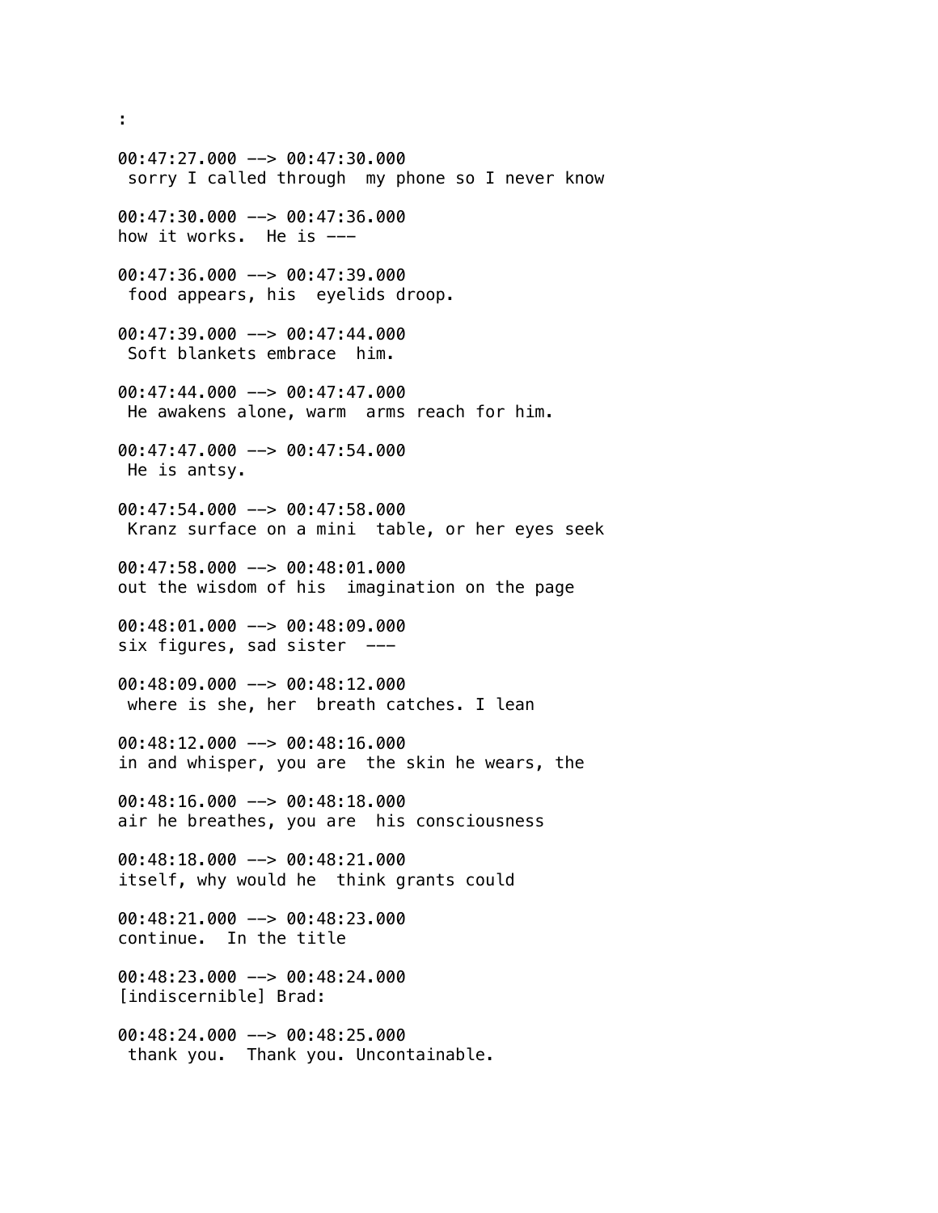:

```
00:47:27.000 --> 00:47:30.000
 sorry I called through  my phone so I never know

00:47:30.000 --> 00:47:36.000
how it works.  He is ---

00:47:36.000 --> 00:47:39.000
 food appears, his  eyelids droop.

00:47:39.000 --> 00:47:44.000
 Soft blankets embrace  him.

00:47:44.000 --> 00:47:47.000
 He awakens alone, warm  arms reach for him.

00:47:47.000 --> 00:47:54.000
 He is antsy.

00:47:54.000 --> 00:47:58.000
 Kranz surface on a mini  table, or her eyes seek

00:47:58.000 --> 00:48:01.000
out the wisdom of his  imagination on the page

00:48:01.000 --> 00:48:09.000
six figures, sad sister  ---

00:48:09.000 --> 00:48:12.000
 where is she, her  breath catches. I lean

00:48:12.000 --> 00:48:16.000
in and whisper, you are  the skin he wears, the

00:48:16.000 --> 00:48:18.000
air he breathes, you are  his consciousness

00:48:18.000 --> 00:48:21.000
itself, why would he  think grants could

00:48:21.000 --> 00:48:23.000
continue.  In the title

00:48:23.000 --> 00:48:24.000
[indiscernible] Brad:

00:48:24.000 --> 00:48:25.000
 thank you.  Thank you. Uncontainable.
```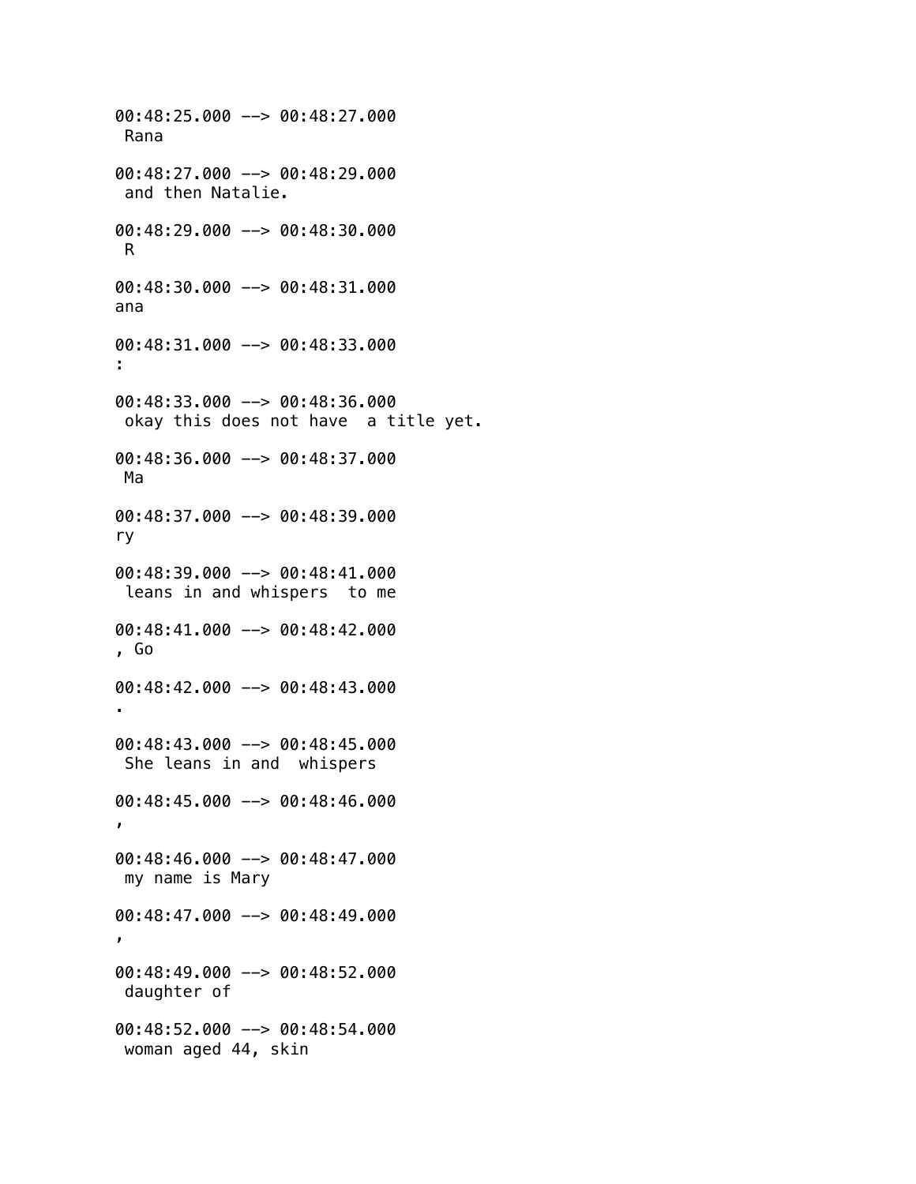00:48:25.000 --> 00:48:27.000
 Rana

00:48:27.000 --> 00:48:29.000
 and then Natalie.

00:48:29.000 --> 00:48:30.000
 R

00:48:30.000 --> 00:48:31.000
ana

00:48:31.000 --> 00:48:33.000
:

00:48:33.000 --> 00:48:36.000
 okay this does not have  a title yet.

00:48:36.000 --> 00:48:37.000
 Ma

00:48:37.000 --> 00:48:39.000
ry

00:48:39.000 --> 00:48:41.000
 leans in and whispers  to me

00:48:41.000 --> 00:48:42.000
, Go

00:48:42.000 --> 00:48:43.000
.

00:48:43.000 --> 00:48:45.000
 She leans in and  whispers

00:48:45.000 --> 00:48:46.000
,

00:48:46.000 --> 00:48:47.000
 my name is Mary

00:48:47.000 --> 00:48:49.000
,

00:48:49.000 --> 00:48:52.000
 daughter of

00:48:52.000 --> 00:48:54.000
 woman aged 44, skin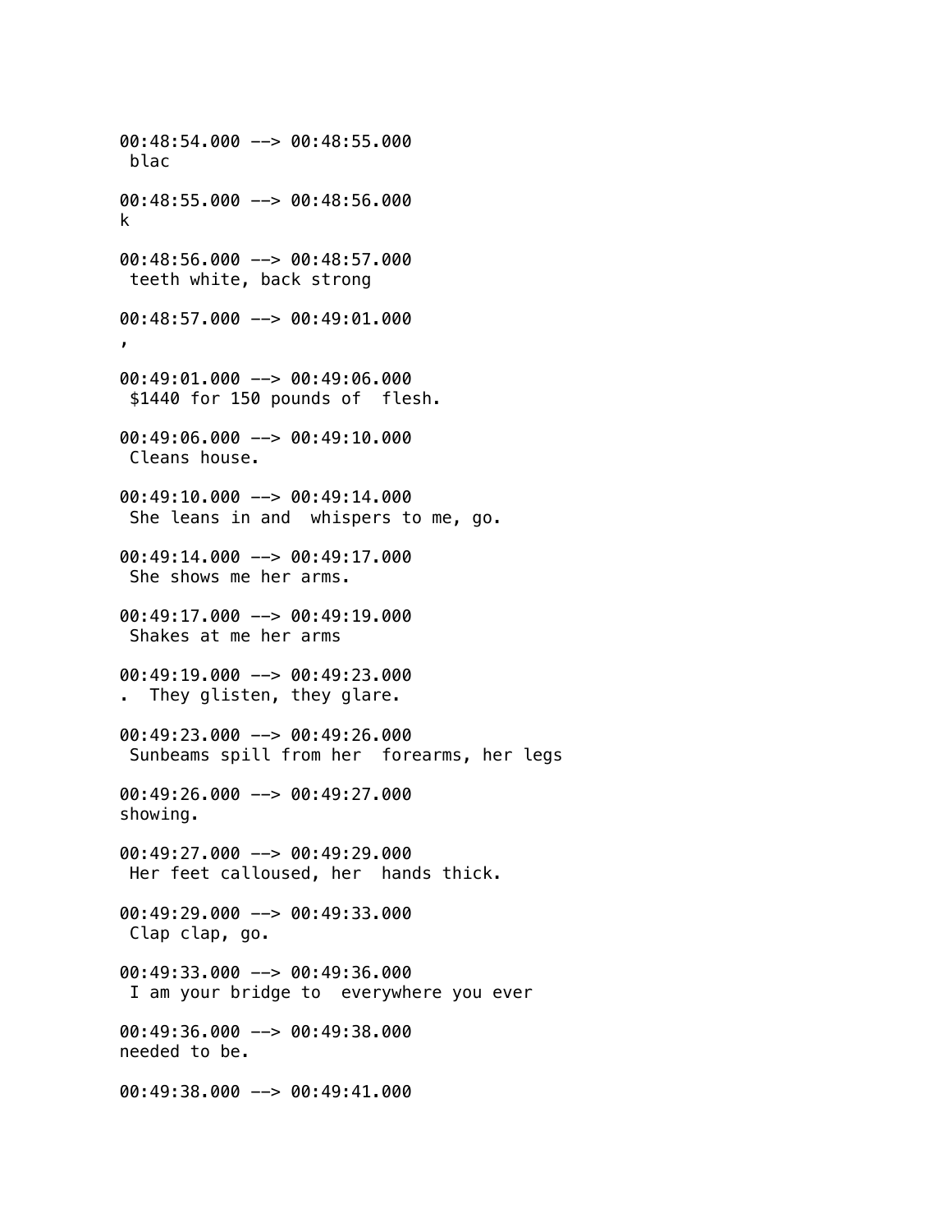00:48:54.000 --> 00:48:55.000
 blac

00:48:55.000 --> 00:48:56.000
k

00:48:56.000 --> 00:48:57.000
 teeth white, back strong

00:48:57.000 --> 00:49:01.000
,

00:49:01.000 --> 00:49:06.000
 $1440 for 150 pounds of  flesh.

00:49:06.000 --> 00:49:10.000
 Cleans house.

00:49:10.000 --> 00:49:14.000
 She leans in and  whispers to me, go.

00:49:14.000 --> 00:49:17.000
 She shows me her arms.

00:49:17.000 --> 00:49:19.000
 Shakes at me her arms

00:49:19.000 --> 00:49:23.000
.  They glisten, they glare.

00:49:23.000 --> 00:49:26.000
 Sunbeams spill from her  forearms, her legs

00:49:26.000 --> 00:49:27.000
showing.

00:49:27.000 --> 00:49:29.000
 Her feet calloused, her  hands thick.

00:49:29.000 --> 00:49:33.000
 Clap clap, go.

00:49:33.000 --> 00:49:36.000
 I am your bridge to  everywhere you ever

00:49:36.000 --> 00:49:38.000
needed to be.

00:49:38.000 --> 00:49:41.000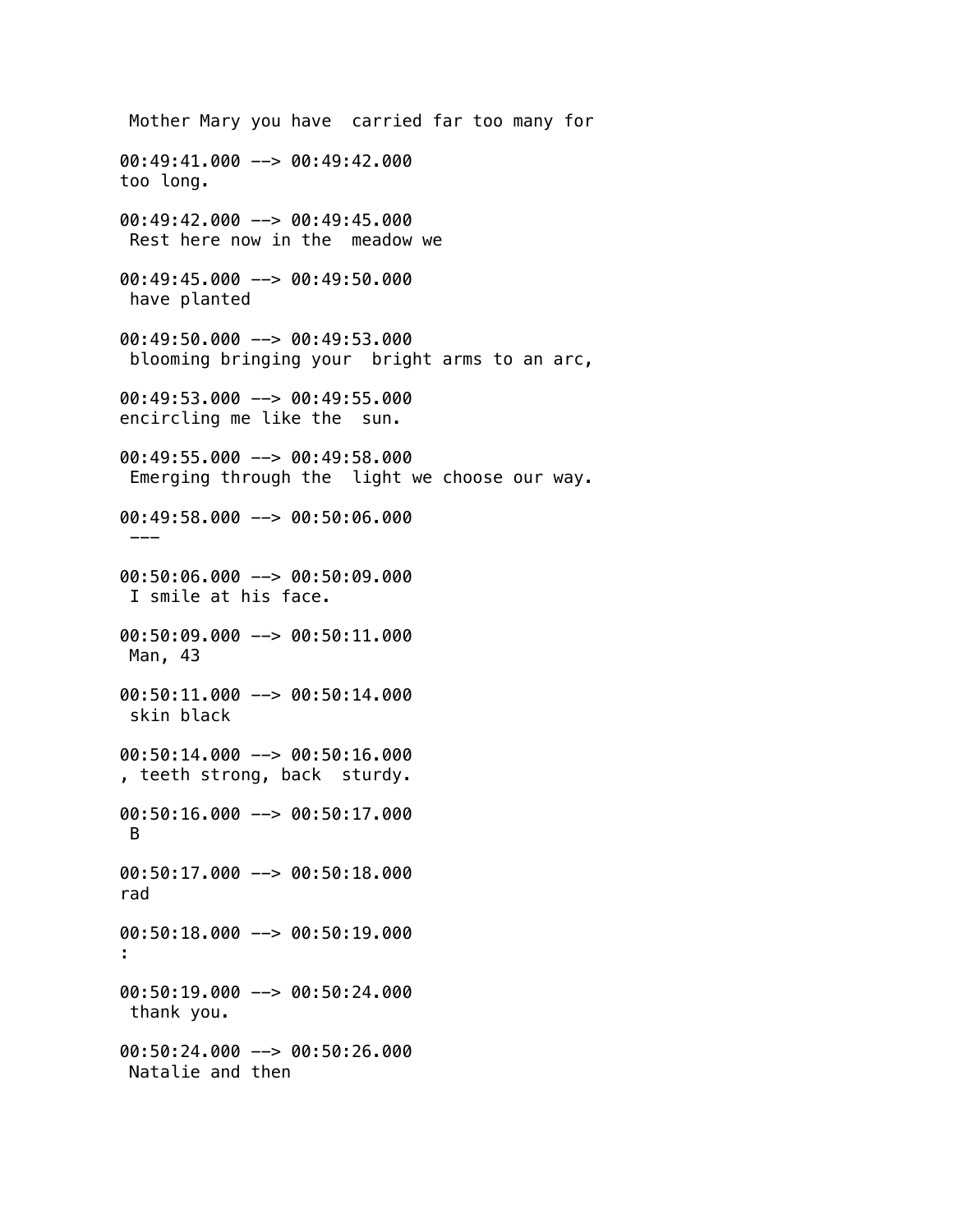Mother Mary you have  carried far too many for

00:49:41.000 --> 00:49:42.000
too long.

00:49:42.000 --> 00:49:45.000
 Rest here now in the  meadow we

00:49:45.000 --> 00:49:50.000
 have planted

00:49:50.000 --> 00:49:53.000
 blooming bringing your  bright arms to an arc,

00:49:53.000 --> 00:49:55.000
encircling me like the  sun.

00:49:55.000 --> 00:49:58.000
 Emerging through the  light we choose our way.

00:49:58.000 --> 00:50:06.000
 ---

00:50:06.000 --> 00:50:09.000
 I smile at his face.

00:50:09.000 --> 00:50:11.000
 Man, 43

00:50:11.000 --> 00:50:14.000
 skin black

00:50:14.000 --> 00:50:16.000
, teeth strong, back  sturdy.

00:50:16.000 --> 00:50:17.000
 B

00:50:17.000 --> 00:50:18.000
rad

00:50:18.000 --> 00:50:19.000
:

00:50:19.000 --> 00:50:24.000
 thank you.

00:50:24.000 --> 00:50:26.000
 Natalie and then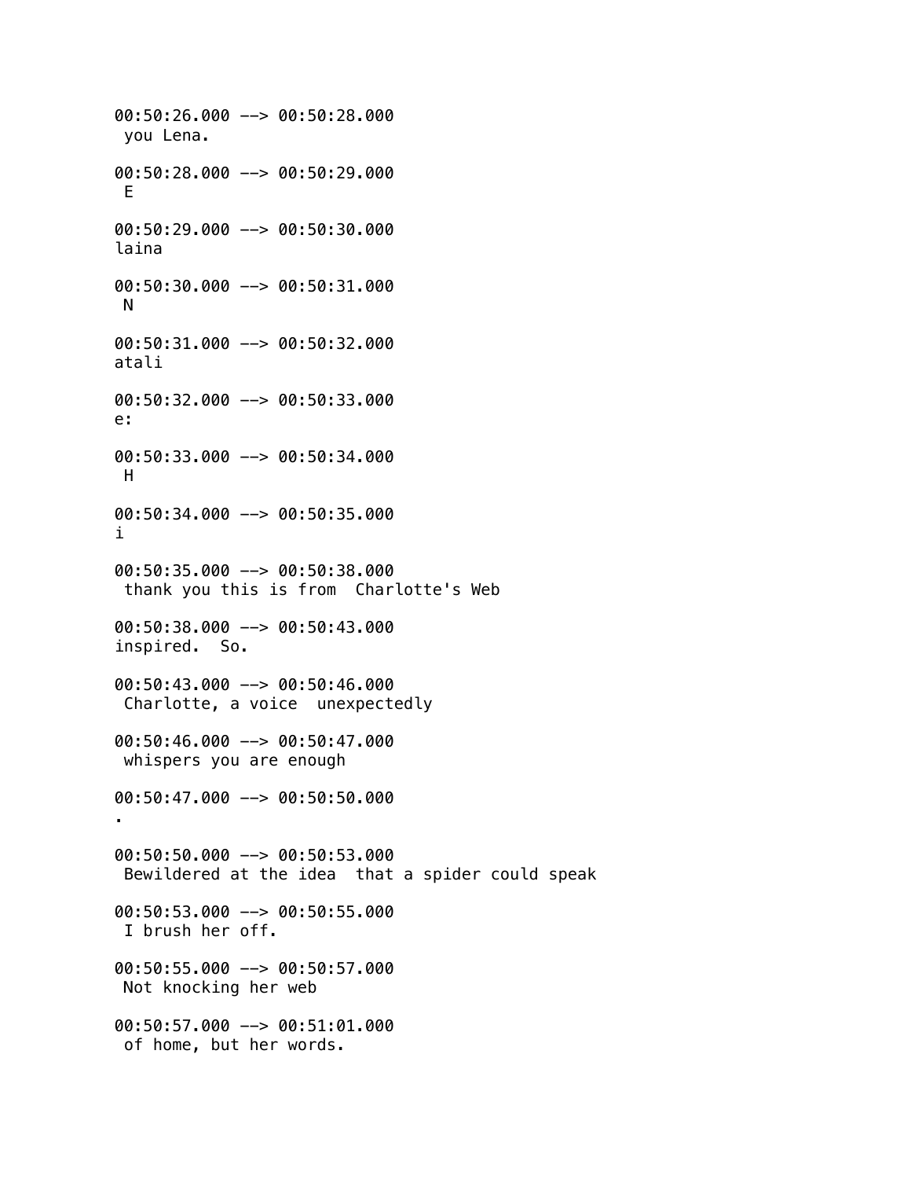00:50:26.000 --> 00:50:28.000
 you Lena.

00:50:28.000 --> 00:50:29.000
 E

00:50:29.000 --> 00:50:30.000
laina

00:50:30.000 --> 00:50:31.000
 N

00:50:31.000 --> 00:50:32.000
atali

00:50:32.000 --> 00:50:33.000
e:

00:50:33.000 --> 00:50:34.000
 H

00:50:34.000 --> 00:50:35.000
i

00:50:35.000 --> 00:50:38.000
 thank you this is from  Charlotte's Web

00:50:38.000 --> 00:50:43.000
inspired.  So.

00:50:43.000 --> 00:50:46.000
 Charlotte, a voice  unexpectedly

00:50:46.000 --> 00:50:47.000
 whispers you are enough

00:50:47.000 --> 00:50:50.000
.

00:50:50.000 --> 00:50:53.000
 Bewildered at the idea  that a spider could speak

00:50:53.000 --> 00:50:55.000
 I brush her off.

00:50:55.000 --> 00:50:57.000
 Not knocking her web

00:50:57.000 --> 00:51:01.000
 of home, but her words.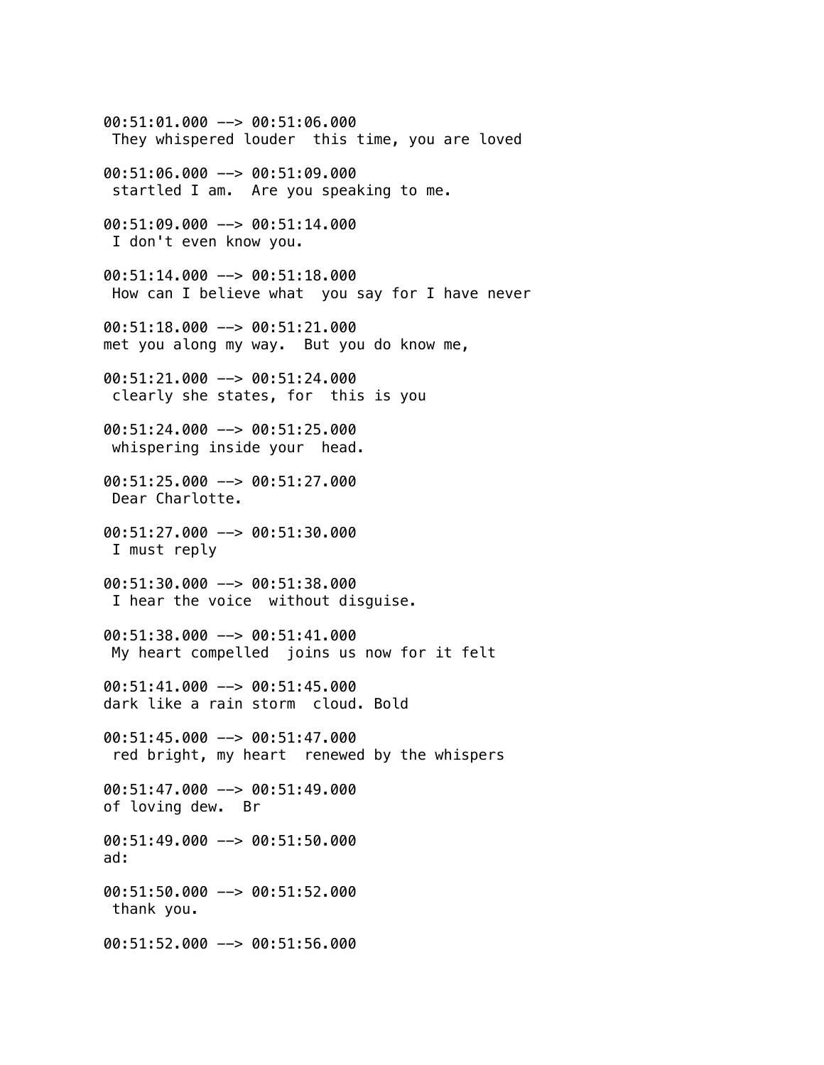00:51:01.000 --> 00:51:06.000
 They whispered louder  this time, you are loved

00:51:06.000 --> 00:51:09.000
 startled I am.  Are you speaking to me.

00:51:09.000 --> 00:51:14.000
 I don't even know you.

00:51:14.000 --> 00:51:18.000
 How can I believe what  you say for I have never

00:51:18.000 --> 00:51:21.000
met you along my way.  But you do know me,

00:51:21.000 --> 00:51:24.000
 clearly she states, for  this is you

00:51:24.000 --> 00:51:25.000
 whispering inside your  head.

00:51:25.000 --> 00:51:27.000
 Dear Charlotte.

00:51:27.000 --> 00:51:30.000
 I must reply

00:51:30.000 --> 00:51:38.000
 I hear the voice  without disguise.

00:51:38.000 --> 00:51:41.000
 My heart compelled  joins us now for it felt

00:51:41.000 --> 00:51:45.000
dark like a rain storm  cloud. Bold

00:51:45.000 --> 00:51:47.000
 red bright, my heart  renewed by the whispers

00:51:47.000 --> 00:51:49.000
of loving dew.  Br

00:51:49.000 --> 00:51:50.000
ad:

00:51:50.000 --> 00:51:52.000
 thank you.

00:51:52.000 --> 00:51:56.000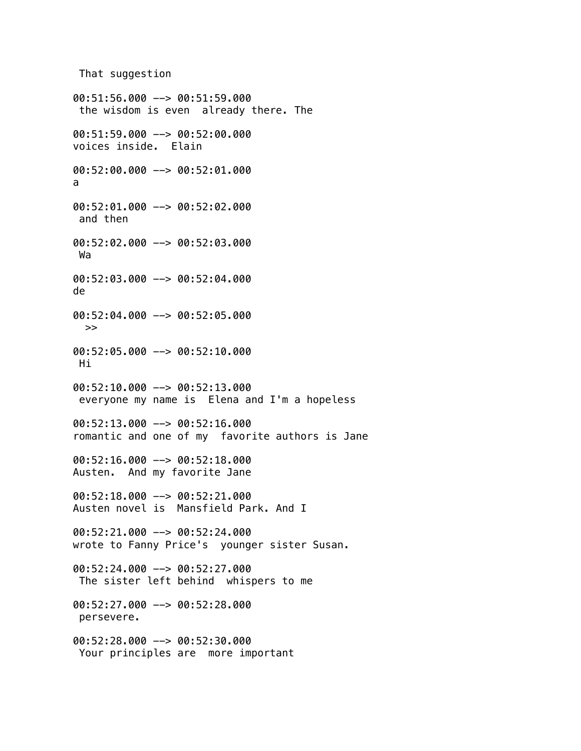That suggestion

00:51:56.000 --> 00:51:59.000
the wisdom is even  already there. The

00:51:59.000 --> 00:52:00.000
voices inside.  Elain

00:52:00.000 --> 00:52:01.000
a

00:52:01.000 --> 00:52:02.000
and then

00:52:02.000 --> 00:52:03.000
Wa

00:52:03.000 --> 00:52:04.000
de

00:52:04.000 --> 00:52:05.000
>>

00:52:05.000 --> 00:52:10.000
Hi

00:52:10.000 --> 00:52:13.000
everyone my name is  Elena and I'm a hopeless

00:52:13.000 --> 00:52:16.000
romantic and one of my  favorite authors is Jane

00:52:16.000 --> 00:52:18.000
Austen.  And my favorite Jane

00:52:18.000 --> 00:52:21.000
Austen novel is  Mansfield Park. And I

00:52:21.000 --> 00:52:24.000
wrote to Fanny Price's  younger sister Susan.

00:52:24.000 --> 00:52:27.000
The sister left behind  whispers to me

00:52:27.000 --> 00:52:28.000
persevere.

00:52:28.000 --> 00:52:30.000
Your principles are  more important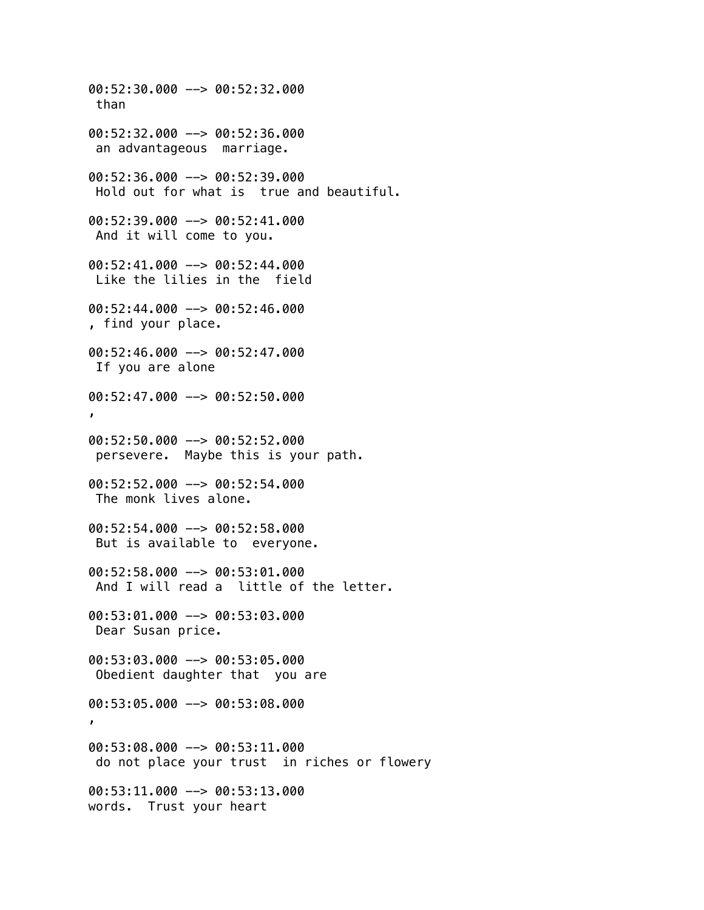00:52:30.000 --> 00:52:32.000
 than

00:52:32.000 --> 00:52:36.000
 an advantageous  marriage.

00:52:36.000 --> 00:52:39.000
 Hold out for what is  true and beautiful.

00:52:39.000 --> 00:52:41.000
 And it will come to you.

00:52:41.000 --> 00:52:44.000
 Like the lilies in the  field

00:52:44.000 --> 00:52:46.000
, find your place.

00:52:46.000 --> 00:52:47.000
 If you are alone

00:52:47.000 --> 00:52:50.000
,

00:52:50.000 --> 00:52:52.000
 persevere.  Maybe this is your path.

00:52:52.000 --> 00:52:54.000
 The monk lives alone.

00:52:54.000 --> 00:52:58.000
 But is available to  everyone.

00:52:58.000 --> 00:53:01.000
 And I will read a  little of the letter.

00:53:01.000 --> 00:53:03.000
 Dear Susan price.

00:53:03.000 --> 00:53:05.000
 Obedient daughter that  you are

00:53:05.000 --> 00:53:08.000
,

00:53:08.000 --> 00:53:11.000
 do not place your trust  in riches or flowery

00:53:11.000 --> 00:53:13.000
words.  Trust your heart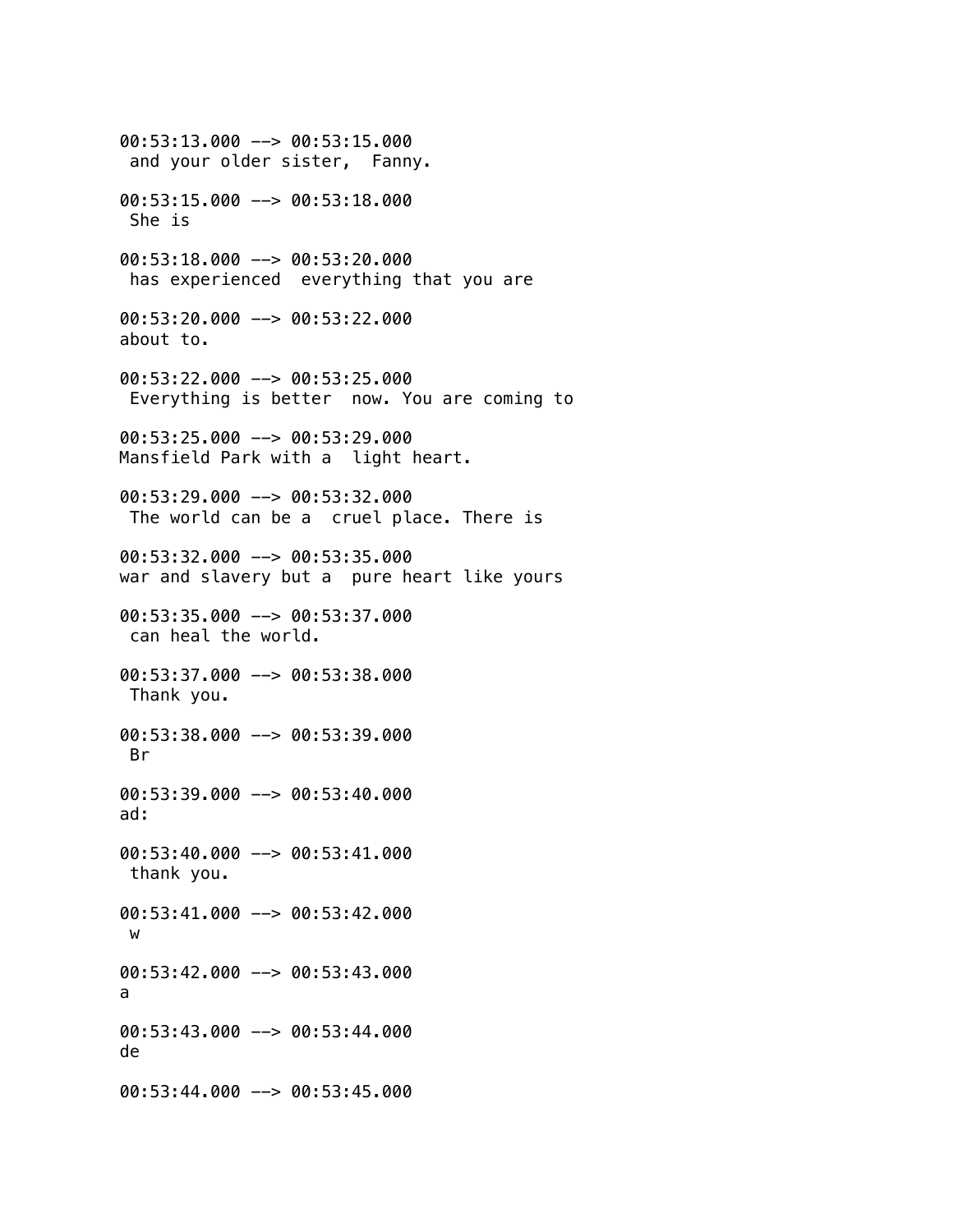00:53:13.000 --> 00:53:15.000
 and your older sister,  Fanny.

00:53:15.000 --> 00:53:18.000
 She is

00:53:18.000 --> 00:53:20.000
 has experienced  everything that you are

00:53:20.000 --> 00:53:22.000
about to.

00:53:22.000 --> 00:53:25.000
 Everything is better  now. You are coming to

00:53:25.000 --> 00:53:29.000
Mansfield Park with a  light heart.

00:53:29.000 --> 00:53:32.000
 The world can be a  cruel place. There is

00:53:32.000 --> 00:53:35.000
war and slavery but a  pure heart like yours

00:53:35.000 --> 00:53:37.000
 can heal the world.

00:53:37.000 --> 00:53:38.000
 Thank you.

00:53:38.000 --> 00:53:39.000
 Br

00:53:39.000 --> 00:53:40.000
ad:

00:53:40.000 --> 00:53:41.000
 thank you.

00:53:41.000 --> 00:53:42.000
 w

00:53:42.000 --> 00:53:43.000
a

00:53:43.000 --> 00:53:44.000
de

00:53:44.000 --> 00:53:45.000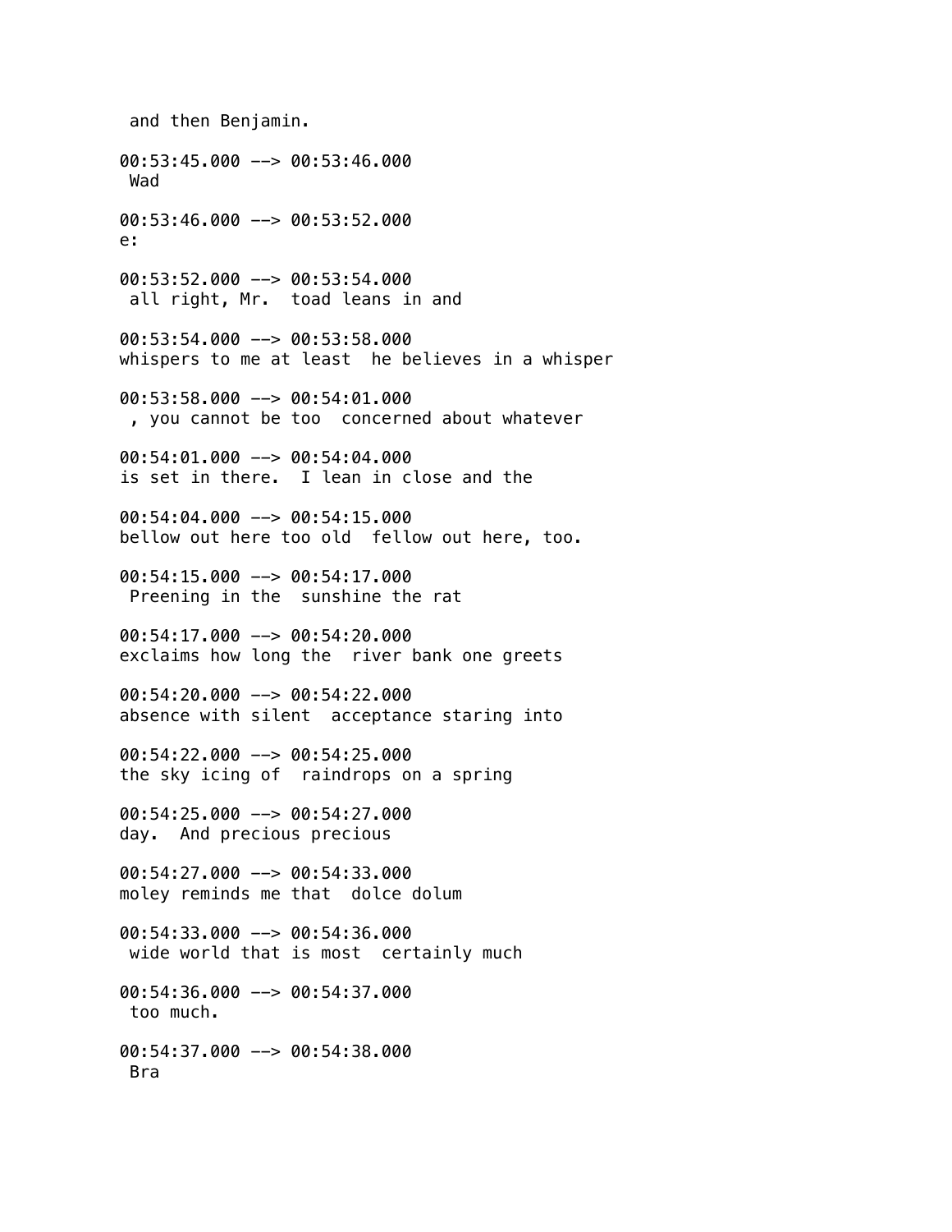and then Benjamin.

00:53:45.000 --> 00:53:46.000
Wad

00:53:46.000 --> 00:53:52.000
e:

00:53:52.000 --> 00:53:54.000
all right, Mr.  toad leans in and

00:53:54.000 --> 00:53:58.000
whispers to me at least  he believes in a whisper

00:53:58.000 --> 00:54:01.000
, you cannot be too  concerned about whatever

00:54:01.000 --> 00:54:04.000
is set in there.  I lean in close and the

00:54:04.000 --> 00:54:15.000
bellow out here too old  fellow out here, too.

00:54:15.000 --> 00:54:17.000
Preening in the  sunshine the rat

00:54:17.000 --> 00:54:20.000
exclaims how long the  river bank one greets

00:54:20.000 --> 00:54:22.000
absence with silent  acceptance staring into

00:54:22.000 --> 00:54:25.000
the sky icing of  raindrops on a spring

00:54:25.000 --> 00:54:27.000
day.  And precious precious

00:54:27.000 --> 00:54:33.000
moley reminds me that  dolce dolum

00:54:33.000 --> 00:54:36.000
wide world that is most  certainly much

00:54:36.000 --> 00:54:37.000
too much.

00:54:37.000 --> 00:54:38.000
Bra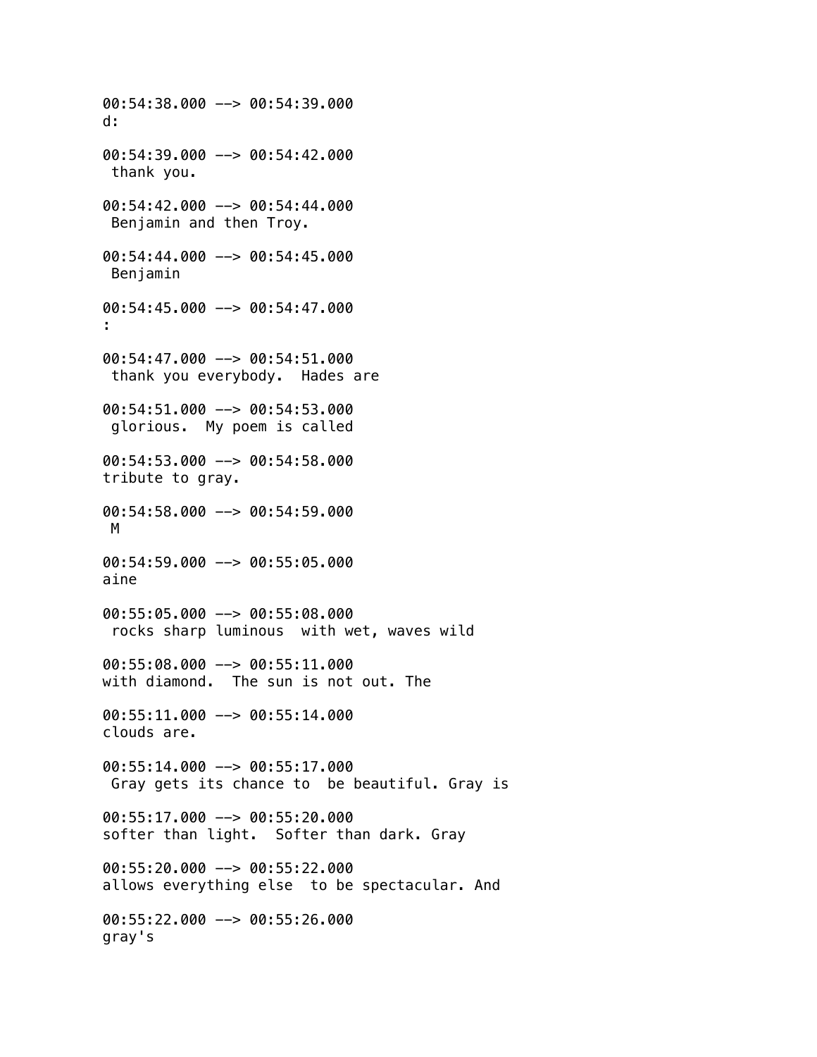00:54:38.000 --> 00:54:39.000
d:

00:54:39.000 --> 00:54:42.000
 thank you.

00:54:42.000 --> 00:54:44.000
 Benjamin and then Troy.

00:54:44.000 --> 00:54:45.000
 Benjamin

00:54:45.000 --> 00:54:47.000
:

00:54:47.000 --> 00:54:51.000
 thank you everybody.  Hades are

00:54:51.000 --> 00:54:53.000
 glorious.  My poem is called

00:54:53.000 --> 00:54:58.000
tribute to gray.

00:54:58.000 --> 00:54:59.000
 M

00:54:59.000 --> 00:55:05.000
aine

00:55:05.000 --> 00:55:08.000
 rocks sharp luminous  with wet, waves wild

00:55:08.000 --> 00:55:11.000
with diamond.  The sun is not out. The

00:55:11.000 --> 00:55:14.000
clouds are.

00:55:14.000 --> 00:55:17.000
 Gray gets its chance to  be beautiful. Gray is

00:55:17.000 --> 00:55:20.000
softer than light.  Softer than dark. Gray

00:55:20.000 --> 00:55:22.000
allows everything else  to be spectacular. And

00:55:22.000 --> 00:55:26.000
gray's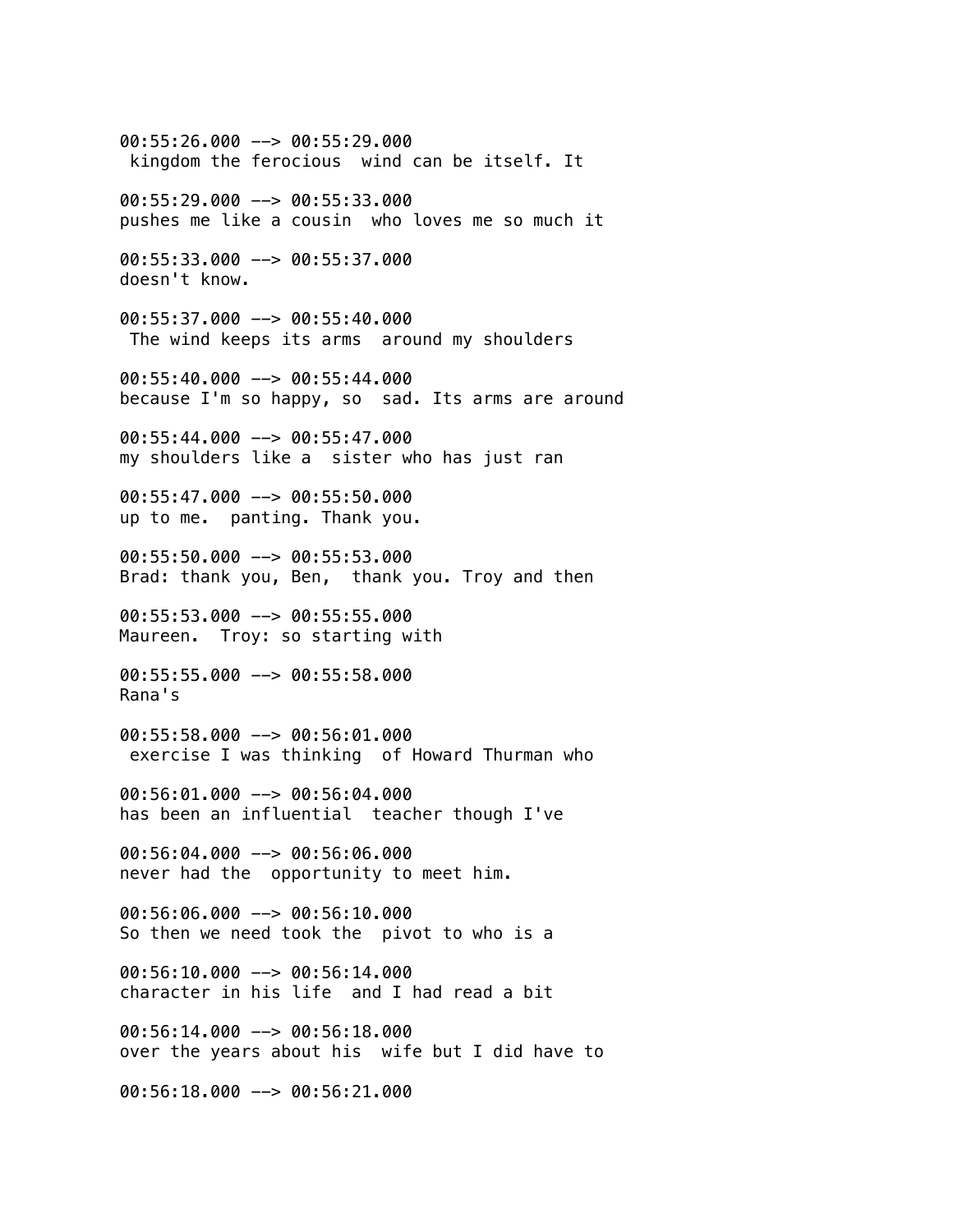00:55:26.000 --> 00:55:29.000
 kingdom the ferocious  wind can be itself. It

00:55:29.000 --> 00:55:33.000
pushes me like a cousin  who loves me so much it

00:55:33.000 --> 00:55:37.000
doesn't know.

00:55:37.000 --> 00:55:40.000
 The wind keeps its arms  around my shoulders

00:55:40.000 --> 00:55:44.000
because I'm so happy, so  sad. Its arms are around

00:55:44.000 --> 00:55:47.000
my shoulders like a  sister who has just ran

00:55:47.000 --> 00:55:50.000
up to me.  panting. Thank you.

00:55:50.000 --> 00:55:53.000
Brad: thank you, Ben,  thank you. Troy and then

00:55:53.000 --> 00:55:55.000
Maureen.  Troy: so starting with

00:55:55.000 --> 00:55:58.000
Rana's

00:55:58.000 --> 00:56:01.000
 exercise I was thinking  of Howard Thurman who

00:56:01.000 --> 00:56:04.000
has been an influential  teacher though I've

00:56:04.000 --> 00:56:06.000
never had the  opportunity to meet him.

00:56:06.000 --> 00:56:10.000
So then we need took the  pivot to who is a

00:56:10.000 --> 00:56:14.000
character in his life  and I had read a bit

00:56:14.000 --> 00:56:18.000
over the years about his  wife but I did have to

00:56:18.000 --> 00:56:21.000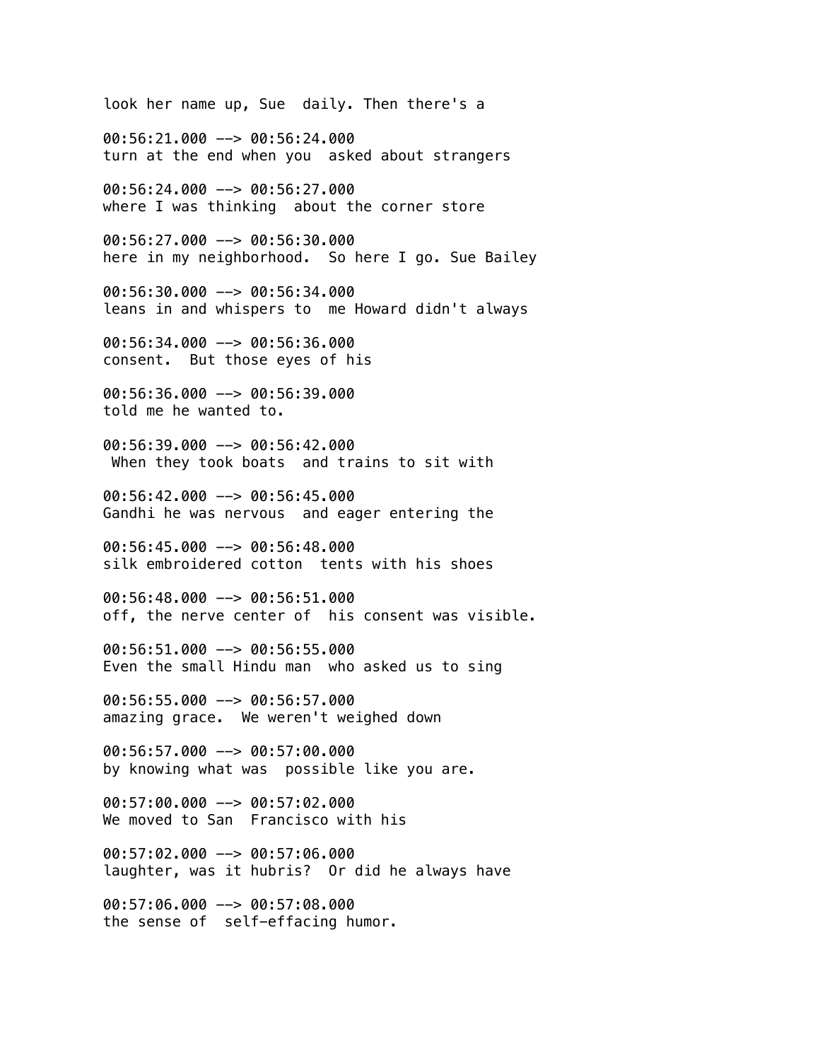look her name up, Sue  daily. Then there's a

00:56:21.000 --> 00:56:24.000
turn at the end when you  asked about strangers

00:56:24.000 --> 00:56:27.000
where I was thinking  about the corner store

00:56:27.000 --> 00:56:30.000
here in my neighborhood.  So here I go. Sue Bailey

00:56:30.000 --> 00:56:34.000
leans in and whispers to  me Howard didn't always

00:56:34.000 --> 00:56:36.000
consent.  But those eyes of his

00:56:36.000 --> 00:56:39.000
told me he wanted to.

00:56:39.000 --> 00:56:42.000
 When they took boats  and trains to sit with

00:56:42.000 --> 00:56:45.000
Gandhi he was nervous  and eager entering the

00:56:45.000 --> 00:56:48.000
silk embroidered cotton  tents with his shoes

00:56:48.000 --> 00:56:51.000
off, the nerve center of  his consent was visible.

00:56:51.000 --> 00:56:55.000
Even the small Hindu man  who asked us to sing

00:56:55.000 --> 00:56:57.000
amazing grace.  We weren't weighed down

00:56:57.000 --> 00:57:00.000
by knowing what was  possible like you are.

00:57:00.000 --> 00:57:02.000
We moved to San  Francisco with his

00:57:02.000 --> 00:57:06.000
laughter, was it hubris?  Or did he always have

00:57:06.000 --> 00:57:08.000
the sense of  self-effacing humor.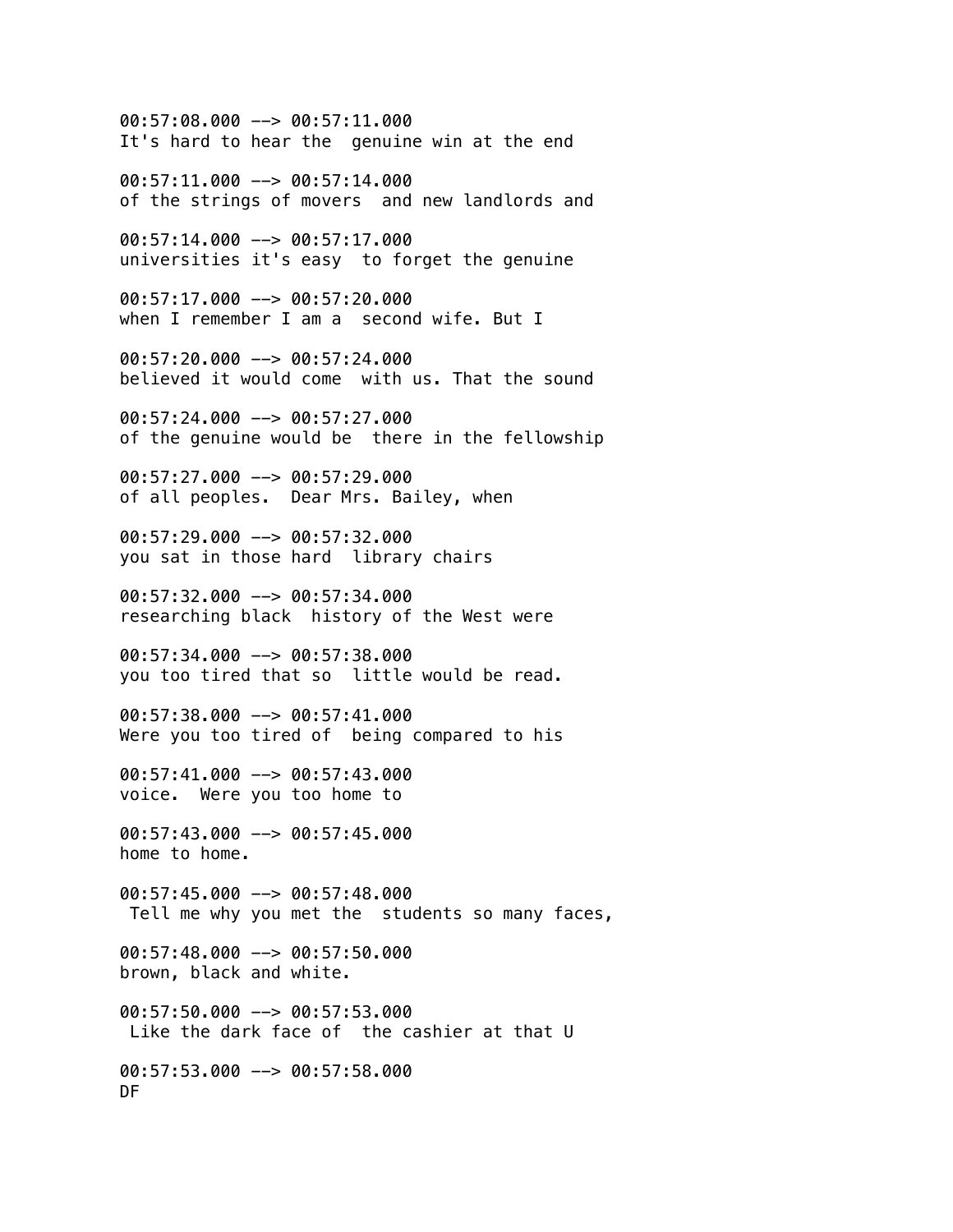00:57:08.000 --> 00:57:11.000
It's hard to hear the  genuine win at the end

00:57:11.000 --> 00:57:14.000
of the strings of movers  and new landlords and

00:57:14.000 --> 00:57:17.000
universities it's easy  to forget the genuine

00:57:17.000 --> 00:57:20.000
when I remember I am a  second wife. But I

00:57:20.000 --> 00:57:24.000
believed it would come  with us. That the sound

00:57:24.000 --> 00:57:27.000
of the genuine would be  there in the fellowship

00:57:27.000 --> 00:57:29.000
of all peoples.  Dear Mrs. Bailey, when

00:57:29.000 --> 00:57:32.000
you sat in those hard  library chairs

00:57:32.000 --> 00:57:34.000
researching black  history of the West were

00:57:34.000 --> 00:57:38.000
you too tired that so  little would be read.

00:57:38.000 --> 00:57:41.000
Were you too tired of  being compared to his

00:57:41.000 --> 00:57:43.000
voice.  Were you too home to

00:57:43.000 --> 00:57:45.000
home to home.

00:57:45.000 --> 00:57:48.000
 Tell me why you met the  students so many faces,

00:57:48.000 --> 00:57:50.000
brown, black and white.

00:57:50.000 --> 00:57:53.000
 Like the dark face of  the cashier at that U

00:57:53.000 --> 00:57:58.000
DF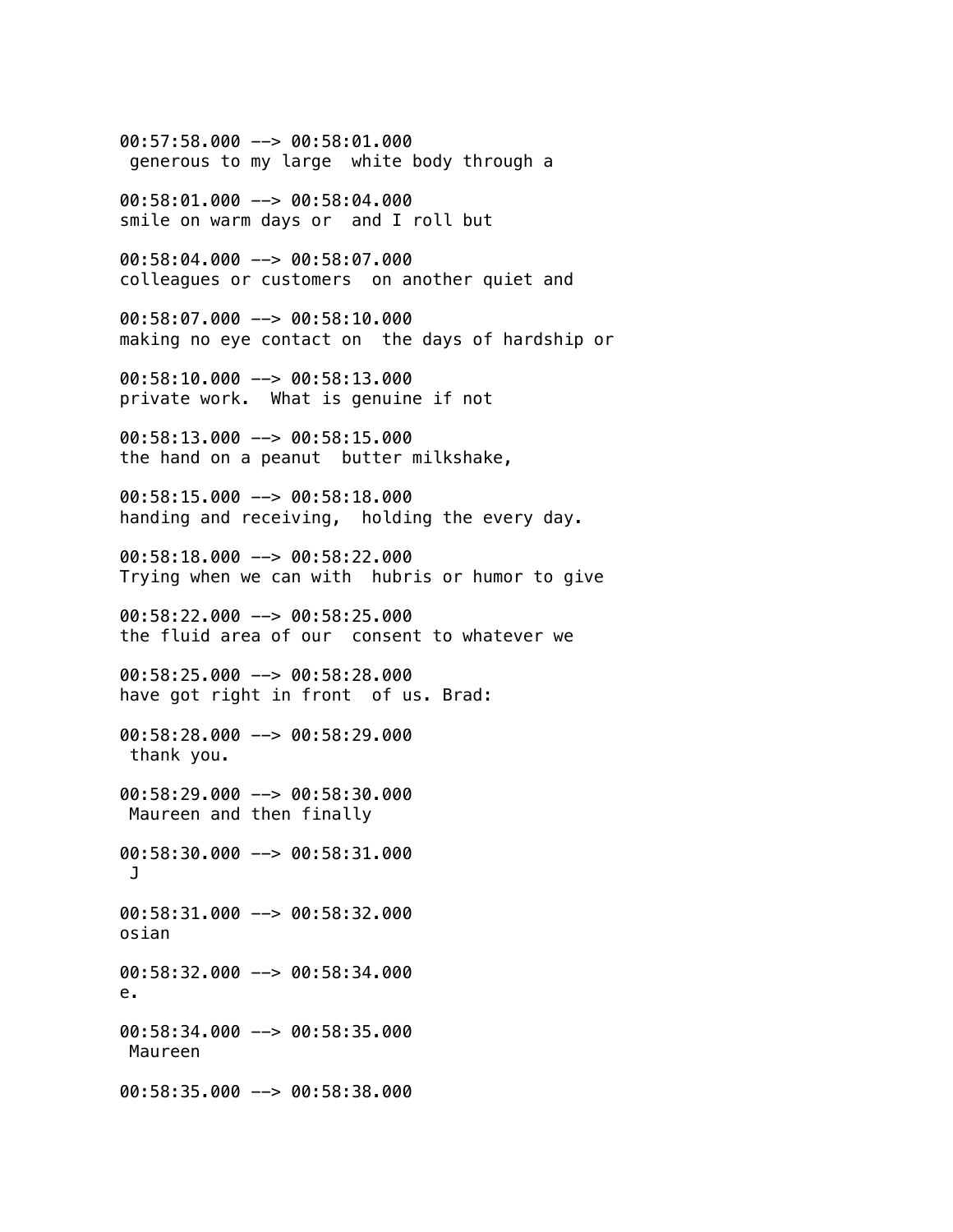00:57:58.000 --> 00:58:01.000
 generous to my large  white body through a

00:58:01.000 --> 00:58:04.000
smile on warm days or  and I roll but

00:58:04.000 --> 00:58:07.000
colleagues or customers  on another quiet and

00:58:07.000 --> 00:58:10.000
making no eye contact on  the days of hardship or

00:58:10.000 --> 00:58:13.000
private work.  What is genuine if not

00:58:13.000 --> 00:58:15.000
the hand on a peanut  butter milkshake,

00:58:15.000 --> 00:58:18.000
handing and receiving,  holding the every day.

00:58:18.000 --> 00:58:22.000
Trying when we can with  hubris or humor to give

00:58:22.000 --> 00:58:25.000
the fluid area of our  consent to whatever we

00:58:25.000 --> 00:58:28.000
have got right in front  of us. Brad:

00:58:28.000 --> 00:58:29.000
 thank you.

00:58:29.000 --> 00:58:30.000
 Maureen and then finally

00:58:30.000 --> 00:58:31.000
 J

00:58:31.000 --> 00:58:32.000
osian

00:58:32.000 --> 00:58:34.000
e.

00:58:34.000 --> 00:58:35.000
 Maureen

00:58:35.000 --> 00:58:38.000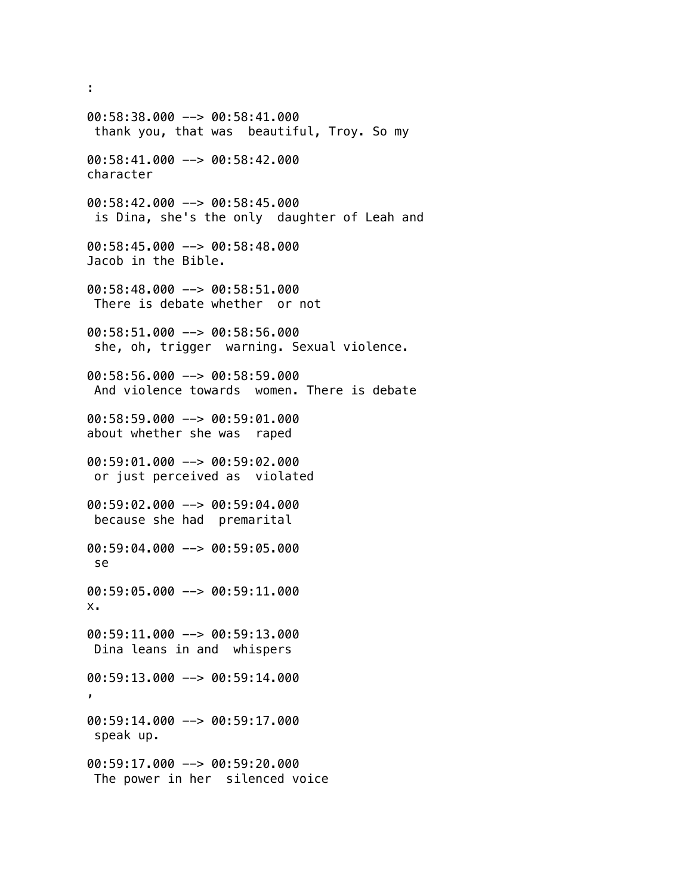:

00:58:38.000 --> 00:58:41.000
 thank you, that was  beautiful, Troy. So my

00:58:41.000 --> 00:58:42.000
character

00:58:42.000 --> 00:58:45.000
 is Dina, she's the only  daughter of Leah and

00:58:45.000 --> 00:58:48.000
Jacob in the Bible.

00:58:48.000 --> 00:58:51.000
 There is debate whether  or not

00:58:51.000 --> 00:58:56.000
 she, oh, trigger  warning. Sexual violence.

00:58:56.000 --> 00:58:59.000
 And violence towards  women. There is debate

00:58:59.000 --> 00:59:01.000
about whether she was  raped

00:59:01.000 --> 00:59:02.000
 or just perceived as  violated

00:59:02.000 --> 00:59:04.000
 because she had  premarital

00:59:04.000 --> 00:59:05.000
 se

00:59:05.000 --> 00:59:11.000
x.

00:59:11.000 --> 00:59:13.000
 Dina leans in and  whispers

00:59:13.000 --> 00:59:14.000
,

00:59:14.000 --> 00:59:17.000
 speak up.

00:59:17.000 --> 00:59:20.000
 The power in her  silenced voice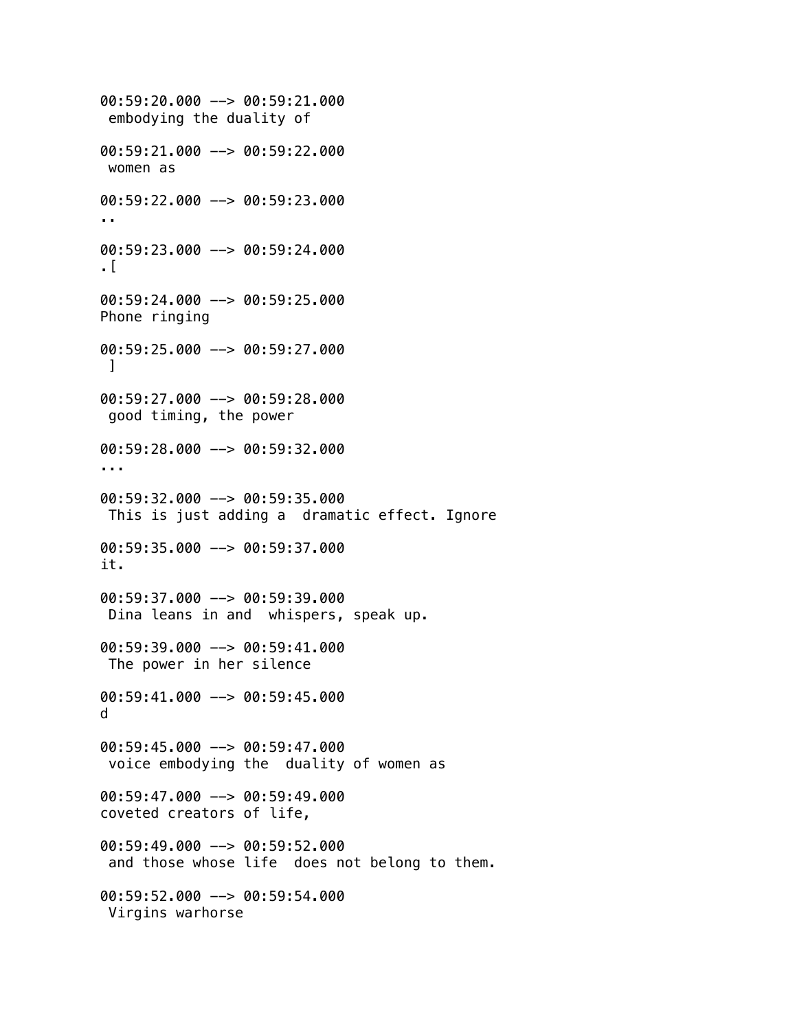00:59:20.000 --> 00:59:21.000
 embodying the duality of

00:59:21.000 --> 00:59:22.000
 women as

00:59:22.000 --> 00:59:23.000
..

00:59:23.000 --> 00:59:24.000
.[

00:59:24.000 --> 00:59:25.000
Phone ringing

00:59:25.000 --> 00:59:27.000
 ]

00:59:27.000 --> 00:59:28.000
 good timing, the power

00:59:28.000 --> 00:59:32.000
...

00:59:32.000 --> 00:59:35.000
 This is just adding a  dramatic effect. Ignore

00:59:35.000 --> 00:59:37.000
it.

00:59:37.000 --> 00:59:39.000
 Dina leans in and  whispers, speak up.

00:59:39.000 --> 00:59:41.000
 The power in her silence

00:59:41.000 --> 00:59:45.000
d

00:59:45.000 --> 00:59:47.000
 voice embodying the  duality of women as

00:59:47.000 --> 00:59:49.000
coveted creators of life,

00:59:49.000 --> 00:59:52.000
 and those whose life  does not belong to them.

00:59:52.000 --> 00:59:54.000
 Virgins warhorse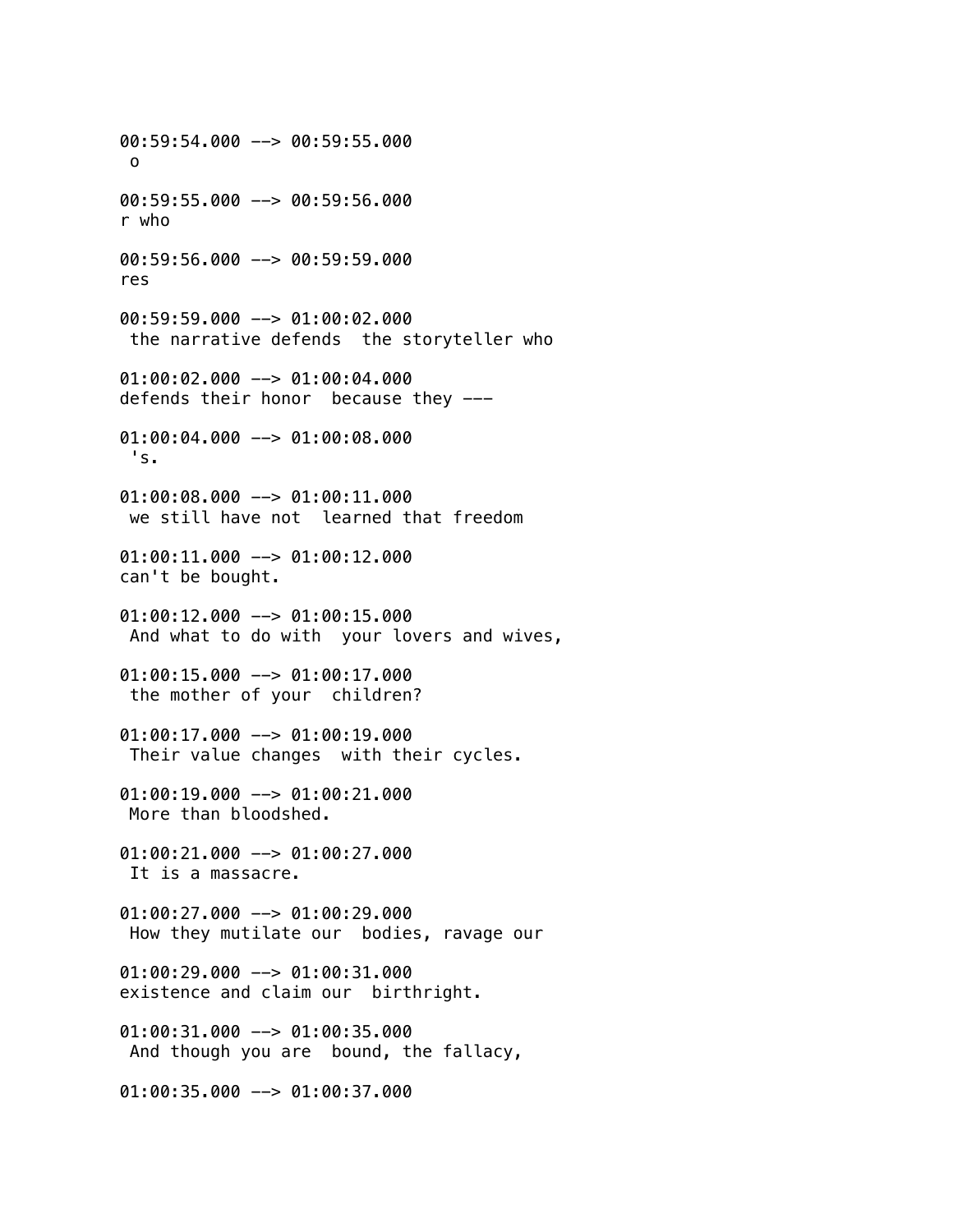00:59:54.000 --> 00:59:55.000
 o

00:59:55.000 --> 00:59:56.000
r who

00:59:56.000 --> 00:59:59.000
res

00:59:59.000 --> 01:00:02.000
 the narrative defends  the storyteller who

01:00:02.000 --> 01:00:04.000
defends their honor  because they ---

01:00:04.000 --> 01:00:08.000
 's.

01:00:08.000 --> 01:00:11.000
 we still have not  learned that freedom

01:00:11.000 --> 01:00:12.000
can't be bought.

01:00:12.000 --> 01:00:15.000
 And what to do with  your lovers and wives,

01:00:15.000 --> 01:00:17.000
 the mother of your  children?

01:00:17.000 --> 01:00:19.000
 Their value changes  with their cycles.

01:00:19.000 --> 01:00:21.000
 More than bloodshed.

01:00:21.000 --> 01:00:27.000
 It is a massacre.

01:00:27.000 --> 01:00:29.000
 How they mutilate our  bodies, ravage our

01:00:29.000 --> 01:00:31.000
existence and claim our  birthright.

01:00:31.000 --> 01:00:35.000
 And though you are  bound, the fallacy,

01:00:35.000 --> 01:00:37.000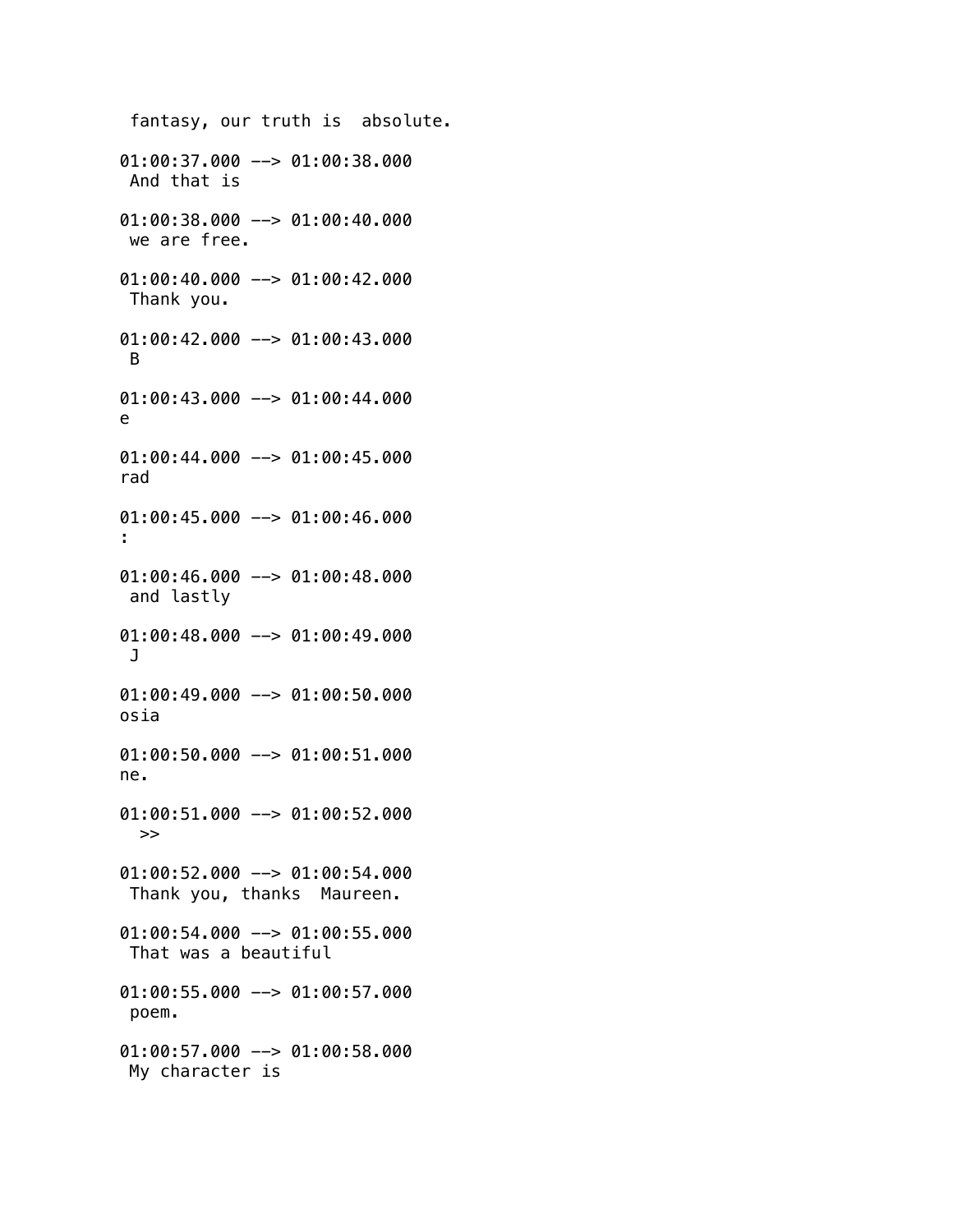fantasy, our truth is  absolute.

01:00:37.000 --> 01:00:38.000
 And that is

01:00:38.000 --> 01:00:40.000
 we are free.

01:00:40.000 --> 01:00:42.000
 Thank you.

01:00:42.000 --> 01:00:43.000
 B

01:00:43.000 --> 01:00:44.000
e

01:00:44.000 --> 01:00:45.000
rad

01:00:45.000 --> 01:00:46.000
:

01:00:46.000 --> 01:00:48.000
 and lastly

01:00:48.000 --> 01:00:49.000
 J

01:00:49.000 --> 01:00:50.000
osia

01:00:50.000 --> 01:00:51.000
ne.

01:00:51.000 --> 01:00:52.000
  >>

01:00:52.000 --> 01:00:54.000
 Thank you, thanks  Maureen.

01:00:54.000 --> 01:00:55.000
 That was a beautiful

01:00:55.000 --> 01:00:57.000
 poem.

01:00:57.000 --> 01:00:58.000
 My character is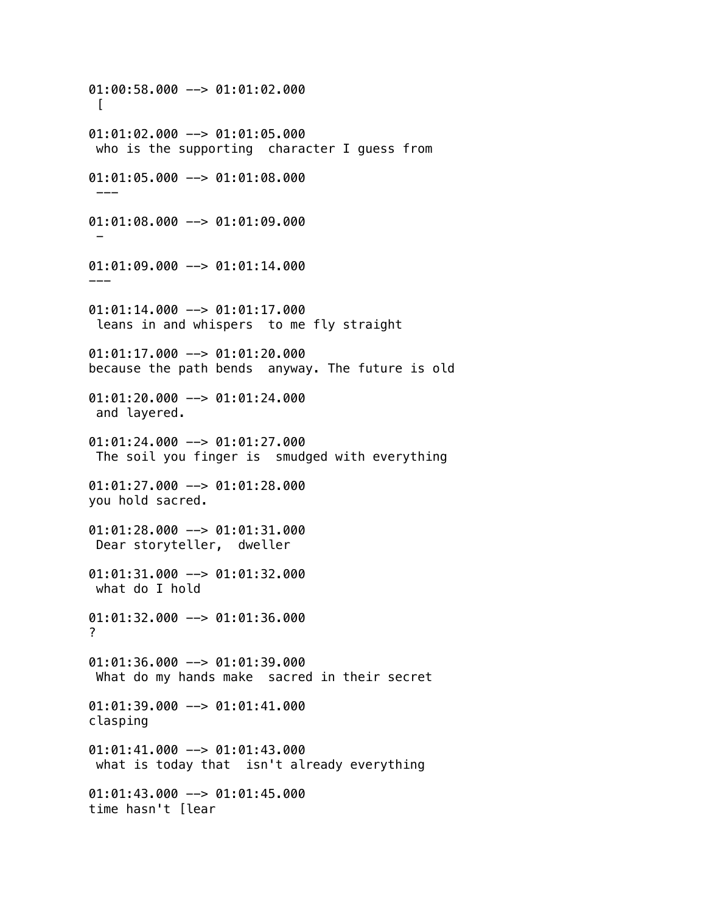01:00:58.000 --> 01:01:02.000
 [

01:01:02.000 --> 01:01:05.000
 who is the supporting  character I guess from

01:01:05.000 --> 01:01:08.000
 ---

01:01:08.000 --> 01:01:09.000
 -

01:01:09.000 --> 01:01:14.000
---

01:01:14.000 --> 01:01:17.000
 leans in and whispers  to me fly straight

01:01:17.000 --> 01:01:20.000
because the path bends  anyway. The future is old

01:01:20.000 --> 01:01:24.000
 and layered.

01:01:24.000 --> 01:01:27.000
 The soil you finger is  smudged with everything

01:01:27.000 --> 01:01:28.000
you hold sacred.

01:01:28.000 --> 01:01:31.000
 Dear storyteller,  dweller

01:01:31.000 --> 01:01:32.000
 what do I hold

01:01:32.000 --> 01:01:36.000
?

01:01:36.000 --> 01:01:39.000
 What do my hands make  sacred in their secret

01:01:39.000 --> 01:01:41.000
clasping

01:01:41.000 --> 01:01:43.000
 what is today that  isn't already everything

01:01:43.000 --> 01:01:45.000
time hasn't [lear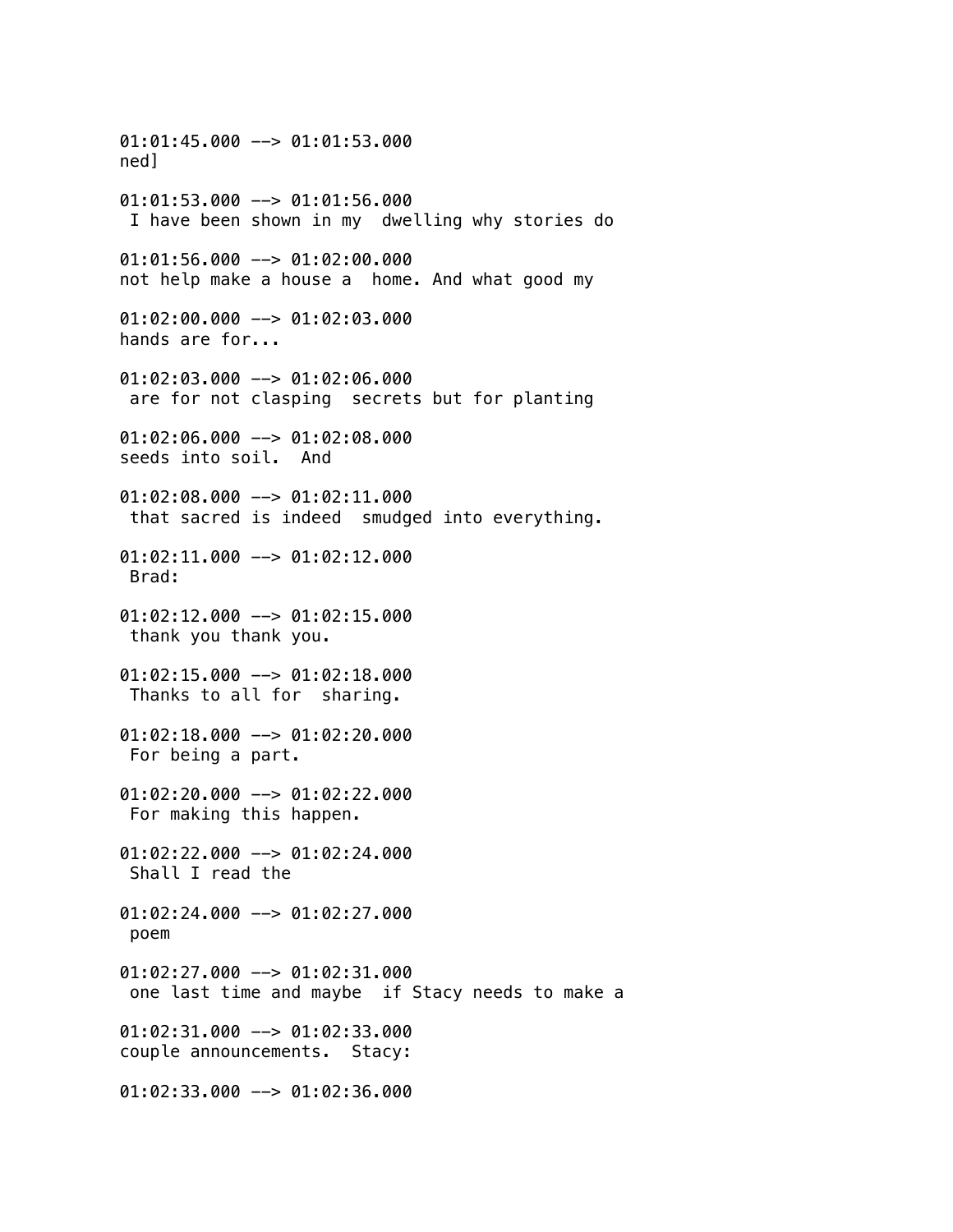01:01:45.000 --> 01:01:53.000
ned]

01:01:53.000 --> 01:01:56.000
 I have been shown in my  dwelling why stories do

01:01:56.000 --> 01:02:00.000
not help make a house a  home. And what good my

01:02:00.000 --> 01:02:03.000
hands are for...

01:02:03.000 --> 01:02:06.000
 are for not clasping  secrets but for planting

01:02:06.000 --> 01:02:08.000
seeds into soil.  And

01:02:08.000 --> 01:02:11.000
 that sacred is indeed  smudged into everything.

01:02:11.000 --> 01:02:12.000
 Brad:

01:02:12.000 --> 01:02:15.000
 thank you thank you.

01:02:15.000 --> 01:02:18.000
 Thanks to all for  sharing.

01:02:18.000 --> 01:02:20.000
 For being a part.

01:02:20.000 --> 01:02:22.000
 For making this happen.

01:02:22.000 --> 01:02:24.000
 Shall I read the

01:02:24.000 --> 01:02:27.000
 poem

01:02:27.000 --> 01:02:31.000
 one last time and maybe  if Stacy needs to make a

01:02:31.000 --> 01:02:33.000
couple announcements.  Stacy:

01:02:33.000 --> 01:02:36.000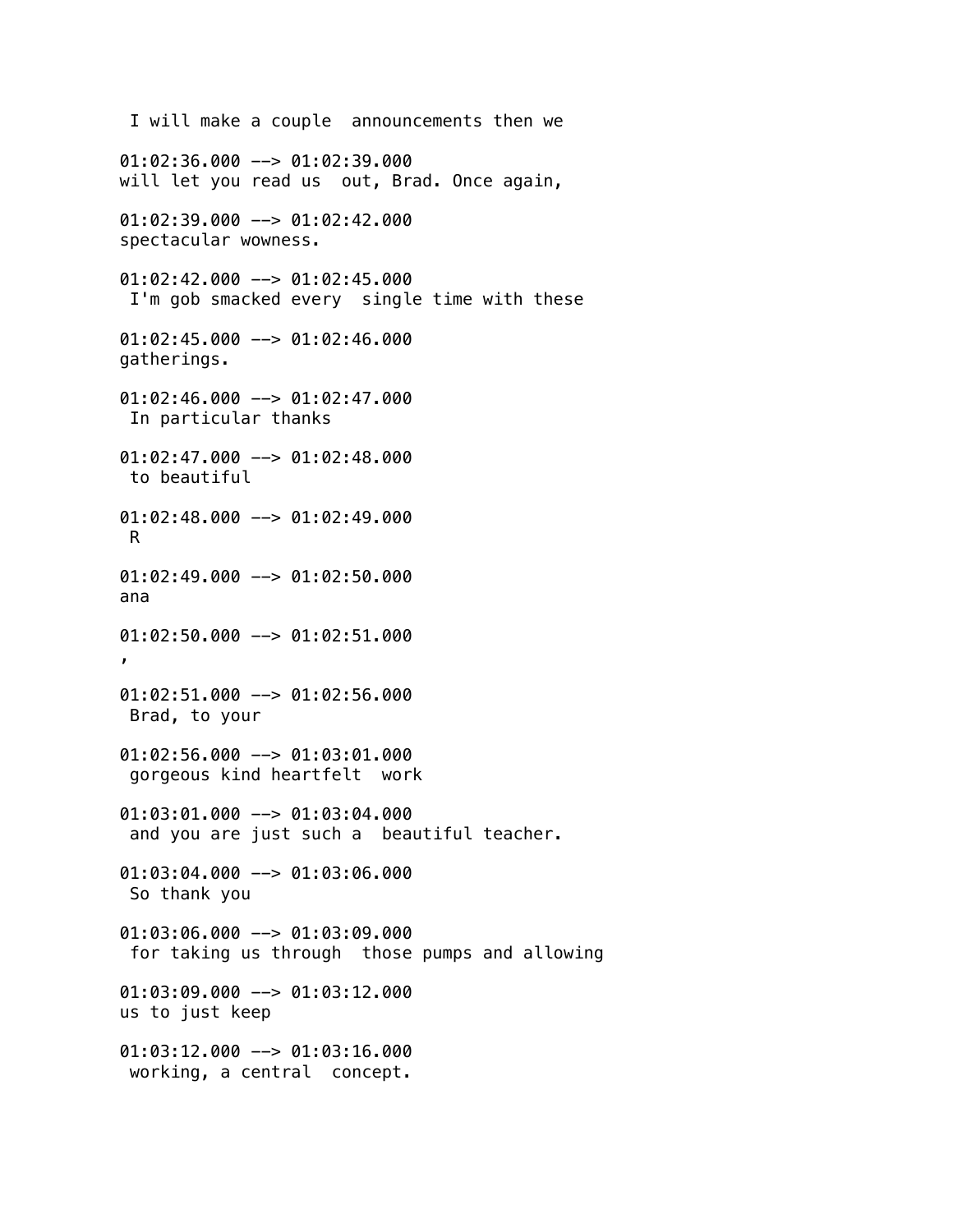I will make a couple announcements then we

01:02:36.000 --> 01:02:39.000
will let you read us out, Brad. Once again,

01:02:39.000 --> 01:02:42.000
spectacular wowness.

01:02:42.000 --> 01:02:45.000
I'm gob smacked every single time with these

01:02:45.000 --> 01:02:46.000
gatherings.

01:02:46.000 --> 01:02:47.000
In particular thanks

01:02:47.000 --> 01:02:48.000
to beautiful

01:02:48.000 --> 01:02:49.000
R

01:02:49.000 --> 01:02:50.000
ana

01:02:50.000 --> 01:02:51.000
,

01:02:51.000 --> 01:02:56.000
Brad, to your

01:02:56.000 --> 01:03:01.000
gorgeous kind heartfelt work

01:03:01.000 --> 01:03:04.000
and you are just such a beautiful teacher.

01:03:04.000 --> 01:03:06.000
So thank you

01:03:06.000 --> 01:03:09.000
for taking us through those pumps and allowing

01:03:09.000 --> 01:03:12.000
us to just keep

01:03:12.000 --> 01:03:16.000
working, a central concept.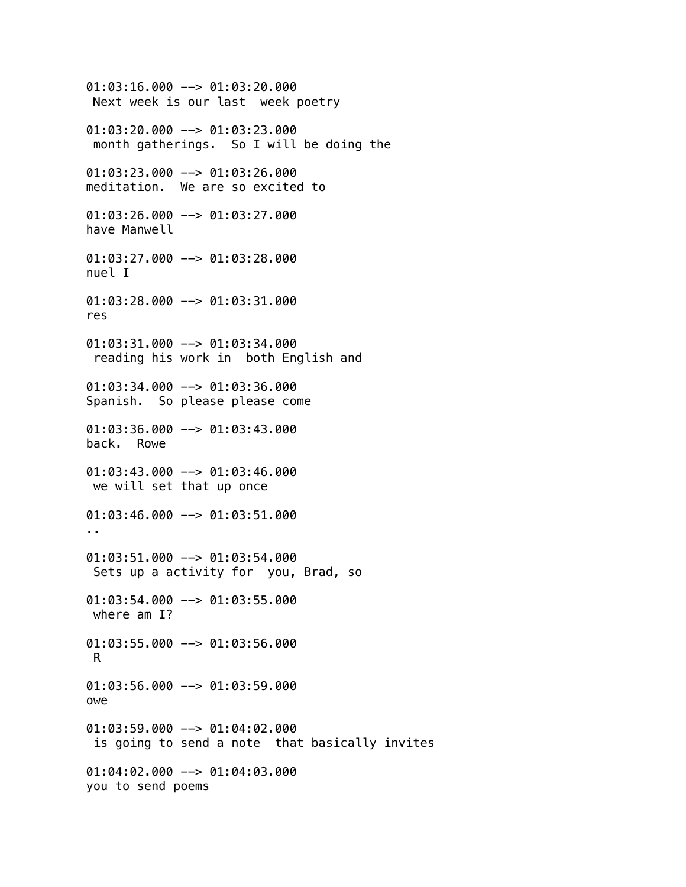01:03:16.000 --> 01:03:20.000
 Next week is our last  week poetry

01:03:20.000 --> 01:03:23.000
 month gatherings.  So I will be doing the

01:03:23.000 --> 01:03:26.000
meditation.  We are so excited to

01:03:26.000 --> 01:03:27.000
have Manwell

01:03:27.000 --> 01:03:28.000
nuel I

01:03:28.000 --> 01:03:31.000
res

01:03:31.000 --> 01:03:34.000
 reading his work in  both English and

01:03:34.000 --> 01:03:36.000
Spanish.  So please please come

01:03:36.000 --> 01:03:43.000
back.  Rowe

01:03:43.000 --> 01:03:46.000
 we will set that up once

01:03:46.000 --> 01:03:51.000
..

01:03:51.000 --> 01:03:54.000
 Sets up a activity for  you, Brad, so

01:03:54.000 --> 01:03:55.000
 where am I?

01:03:55.000 --> 01:03:56.000
 R

01:03:56.000 --> 01:03:59.000
owe

01:03:59.000 --> 01:04:02.000
 is going to send a note  that basically invites

01:04:02.000 --> 01:04:03.000
you to send poems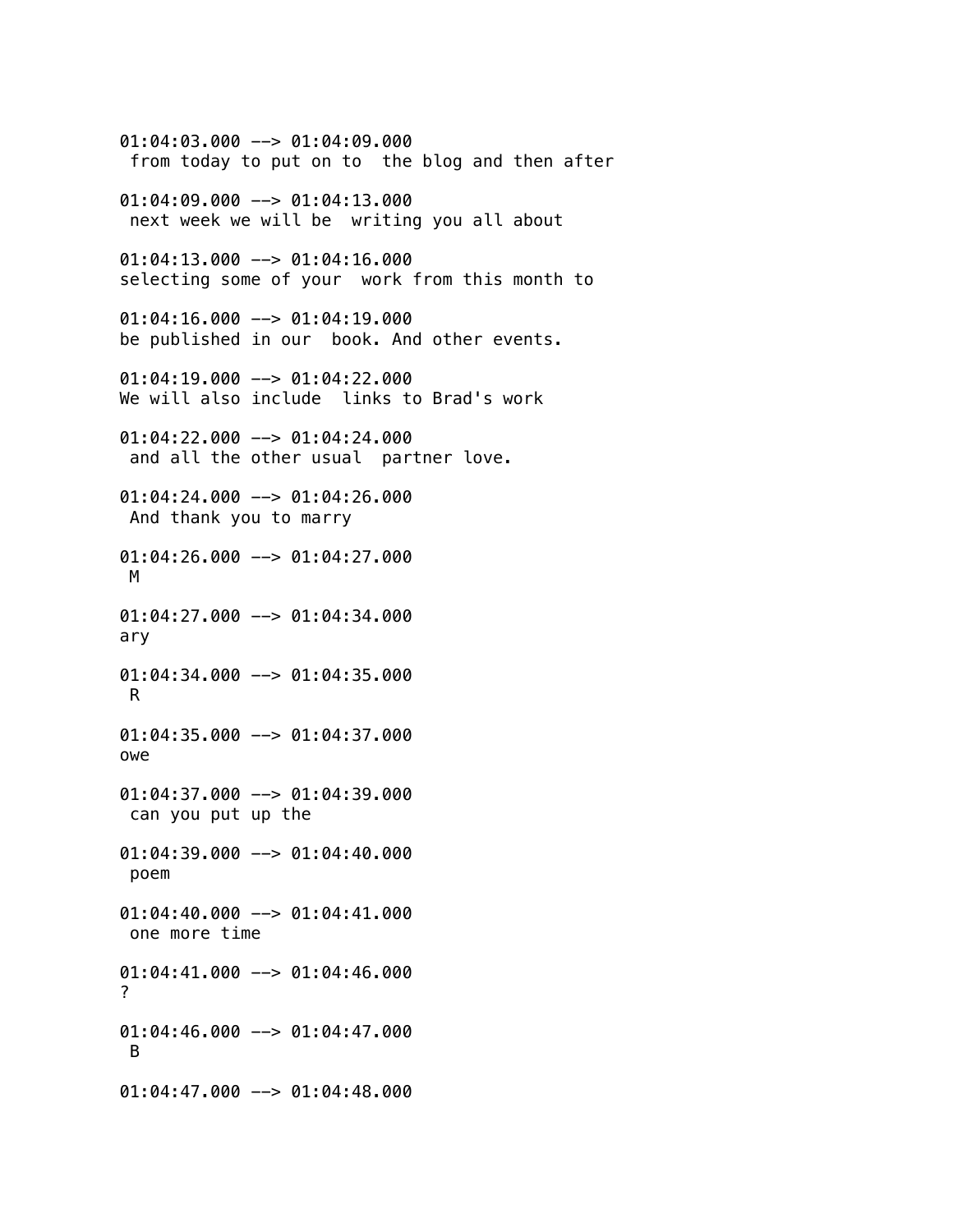01:04:03.000 --> 01:04:09.000
 from today to put on to  the blog and then after

01:04:09.000 --> 01:04:13.000
 next week we will be  writing you all about

01:04:13.000 --> 01:04:16.000
selecting some of your  work from this month to

01:04:16.000 --> 01:04:19.000
be published in our  book. And other events.

01:04:19.000 --> 01:04:22.000
We will also include  links to Brad's work

01:04:22.000 --> 01:04:24.000
 and all the other usual  partner love.

01:04:24.000 --> 01:04:26.000
 And thank you to marry

01:04:26.000 --> 01:04:27.000
 M

01:04:27.000 --> 01:04:34.000
ary

01:04:34.000 --> 01:04:35.000
 R

01:04:35.000 --> 01:04:37.000
owe

01:04:37.000 --> 01:04:39.000
 can you put up the

01:04:39.000 --> 01:04:40.000
 poem

01:04:40.000 --> 01:04:41.000
 one more time

01:04:41.000 --> 01:04:46.000
?

01:04:46.000 --> 01:04:47.000
 B

01:04:47.000 --> 01:04:48.000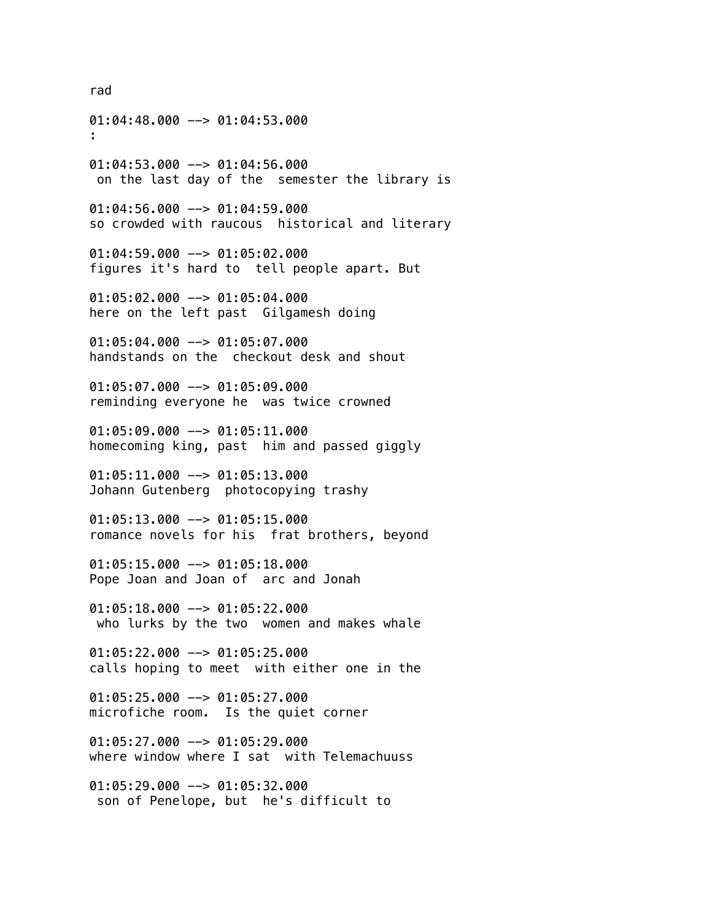rad

01:04:48.000 --> 01:04:53.000
:

01:04:53.000 --> 01:04:56.000
 on the last day of the  semester the library is

01:04:56.000 --> 01:04:59.000
so crowded with raucous  historical and literary

01:04:59.000 --> 01:05:02.000
figures it's hard to  tell people apart. But

01:05:02.000 --> 01:05:04.000
here on the left past  Gilgamesh doing

01:05:04.000 --> 01:05:07.000
handstands on the  checkout desk and shout

01:05:07.000 --> 01:05:09.000
reminding everyone he  was twice crowned

01:05:09.000 --> 01:05:11.000
homecoming king, past  him and passed giggly

01:05:11.000 --> 01:05:13.000
Johann Gutenberg  photocopying trashy

01:05:13.000 --> 01:05:15.000
romance novels for his  frat brothers, beyond

01:05:15.000 --> 01:05:18.000
Pope Joan and Joan of  arc and Jonah

01:05:18.000 --> 01:05:22.000
 who lurks by the two  women and makes whale

01:05:22.000 --> 01:05:25.000
calls hoping to meet  with either one in the

01:05:25.000 --> 01:05:27.000
microfiche room.  Is the quiet corner

01:05:27.000 --> 01:05:29.000
where window where I sat  with Telemachuuss

01:05:29.000 --> 01:05:32.000
 son of Penelope, but  he's difficult to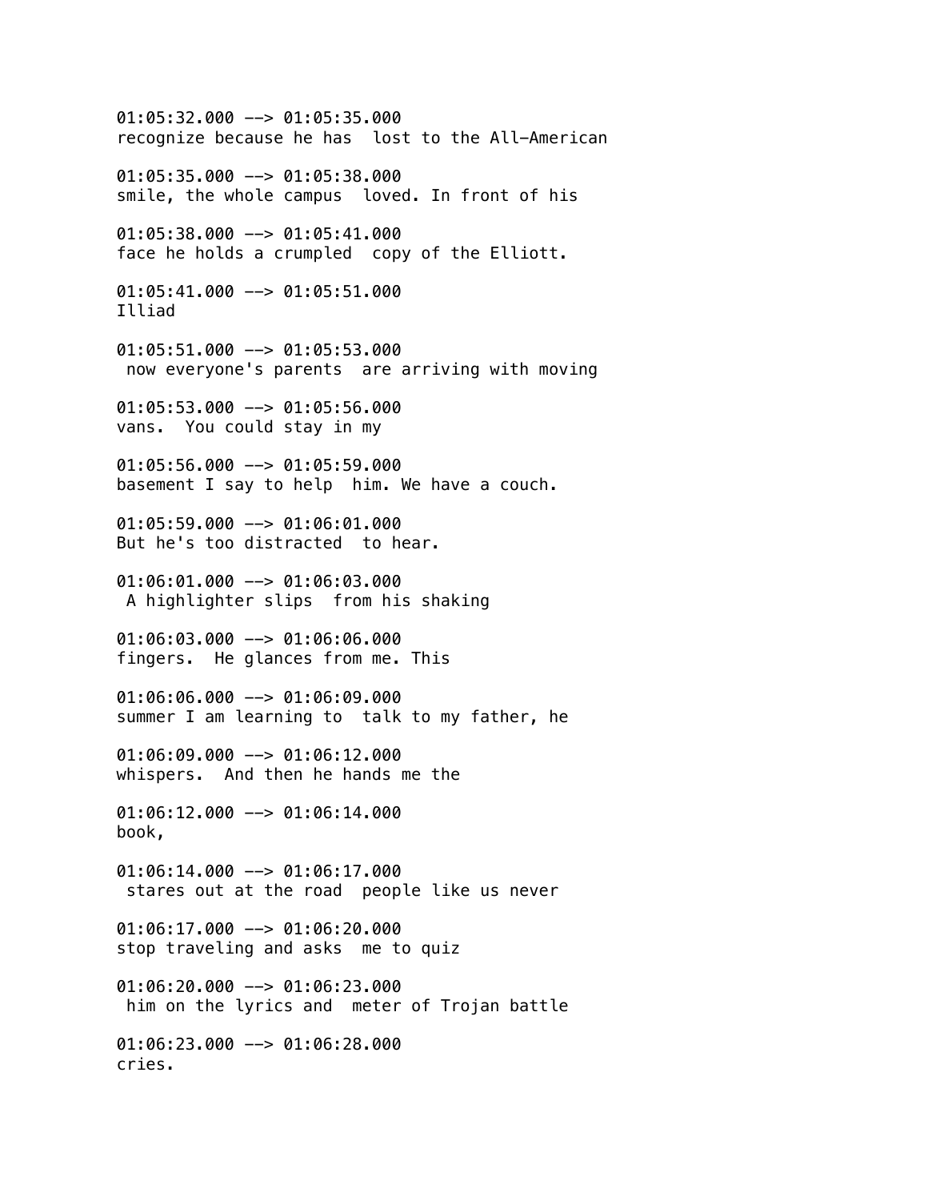01:05:32.000 --> 01:05:35.000
recognize because he has  lost to the All-American

01:05:35.000 --> 01:05:38.000
smile, the whole campus  loved. In front of his

01:05:38.000 --> 01:05:41.000
face he holds a crumpled  copy of the Elliott.

01:05:41.000 --> 01:05:51.000
Illiad

01:05:51.000 --> 01:05:53.000
 now everyone's parents  are arriving with moving

01:05:53.000 --> 01:05:56.000
vans.  You could stay in my

01:05:56.000 --> 01:05:59.000
basement I say to help  him. We have a couch.

01:05:59.000 --> 01:06:01.000
But he's too distracted  to hear.

01:06:01.000 --> 01:06:03.000
 A highlighter slips  from his shaking

01:06:03.000 --> 01:06:06.000
fingers.  He glances from me. This

01:06:06.000 --> 01:06:09.000
summer I am learning to  talk to my father, he

01:06:09.000 --> 01:06:12.000
whispers.  And then he hands me the

01:06:12.000 --> 01:06:14.000
book,

01:06:14.000 --> 01:06:17.000
 stares out at the road  people like us never

01:06:17.000 --> 01:06:20.000
stop traveling and asks  me to quiz

01:06:20.000 --> 01:06:23.000
 him on the lyrics and  meter of Trojan battle

01:06:23.000 --> 01:06:28.000
cries.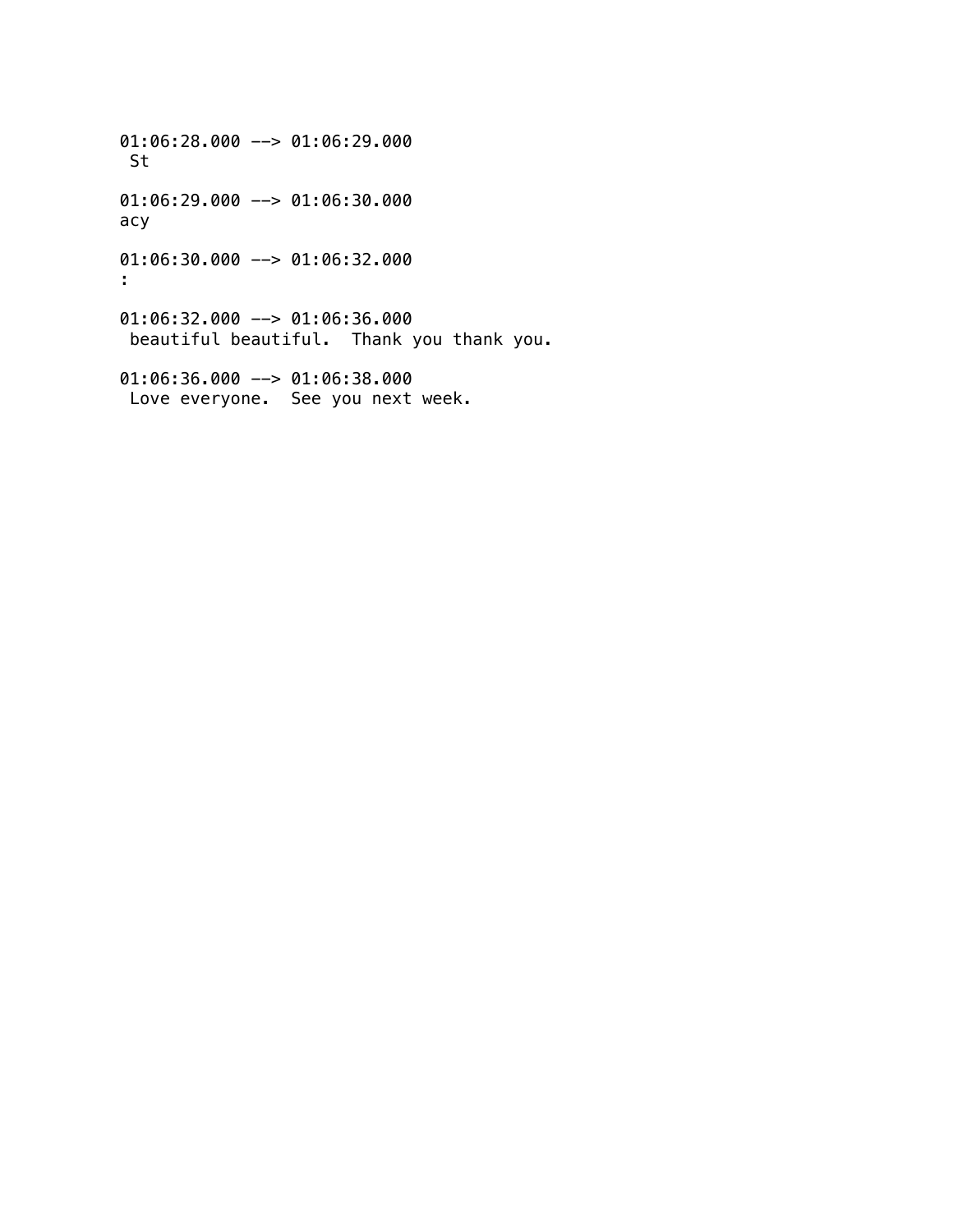01:06:28.000 --> 01:06:29.000
 St

01:06:29.000 --> 01:06:30.000
acy

01:06:30.000 --> 01:06:32.000
:

01:06:32.000 --> 01:06:36.000
 beautiful beautiful.  Thank you thank you.

01:06:36.000 --> 01:06:38.000
 Love everyone.  See you next week.